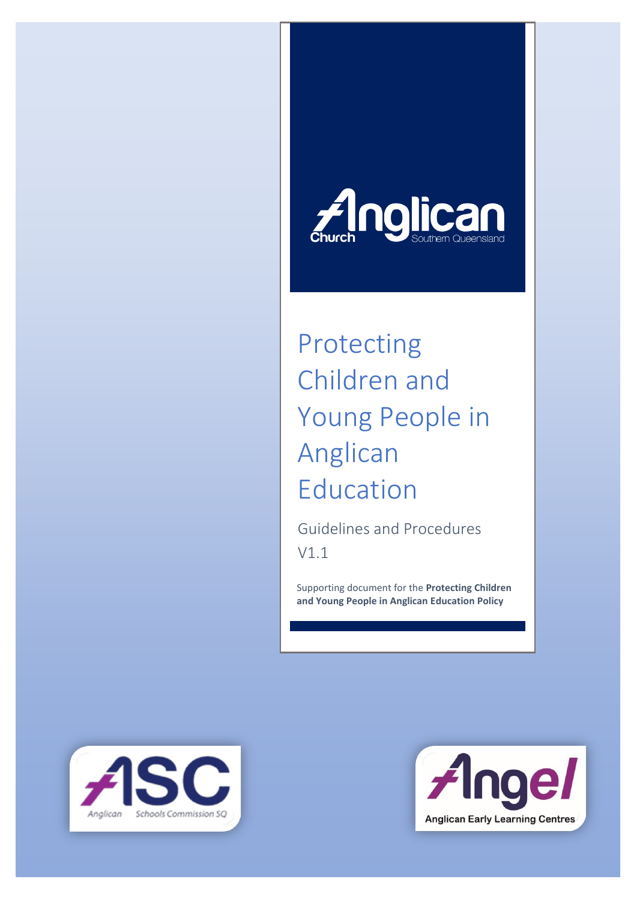Anglican Church Southern Queensland

# Protecting Children and Young People in Anglican Education

Guidelines and Procedures
V1.1

Supporting document for the **Protecting Children and Young People in Anglican Education Policy**

Anglican Schools Commission SQ

Angel Anglican Early Learning Centres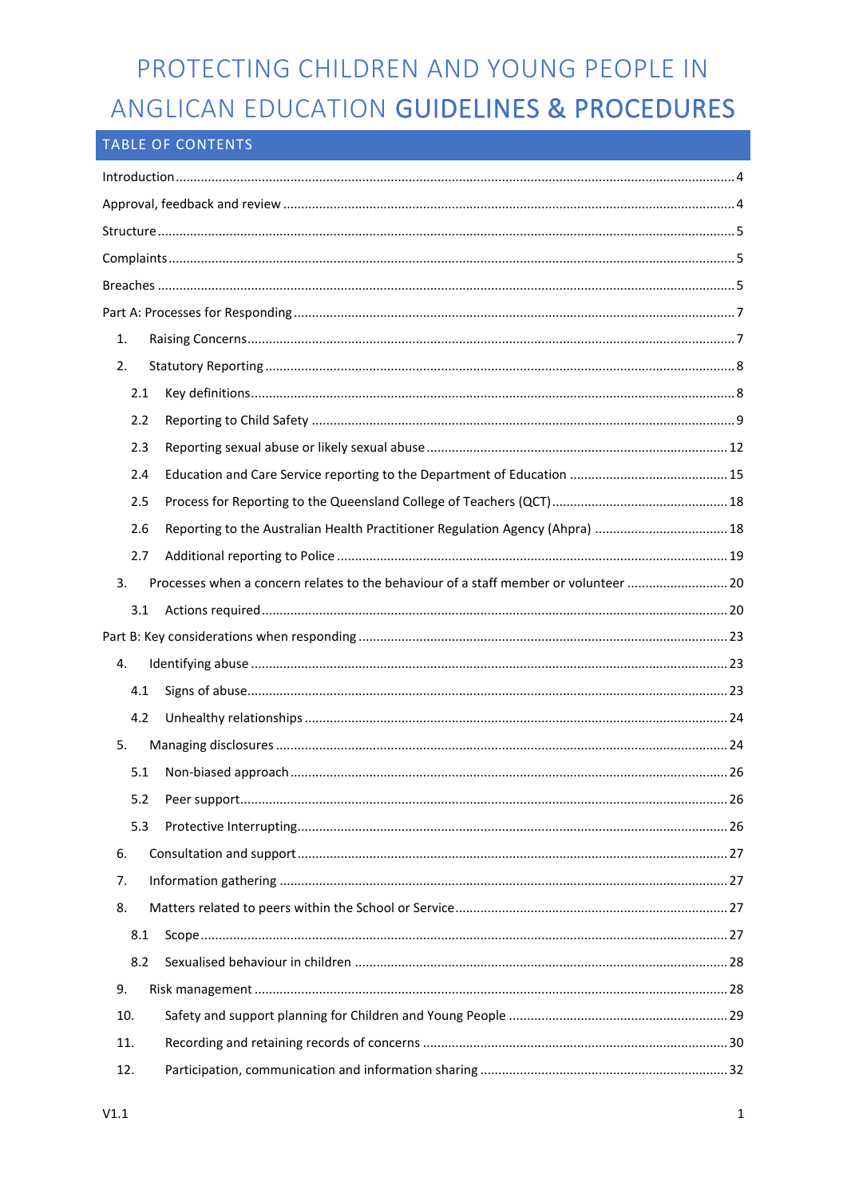# PROTECTING CHILDREN AND YOUNG PEOPLE IN ANGLICAN EDUCATION **GUIDELINES & PROCEDURES**

## TABLE OF CONTENTS

Introduction ..... 4

Approval, feedback and review ..... 4

Structure ..... 5

Complaints ..... 5

Breaches ..... 5

Part A: Processes for Responding ..... 7

- 1. Raising Concerns ..... 7
- 2. Statutory Reporting ..... 8
  - 2.1 Key definitions ..... 8
  - 2.2 Reporting to Child Safety ..... 9
  - 2.3 Reporting sexual abuse or likely sexual abuse ..... 12
  - 2.4 Education and Care Service reporting to the Department of Education ..... 15
  - 2.5 Process for Reporting to the Queensland College of Teachers (QCT) ..... 18
  - 2.6 Reporting to the Australian Health Practitioner Regulation Agency (Ahpra) ..... 18
  - 2.7 Additional reporting to Police ..... 19
- 3. Processes when a concern relates to the behaviour of a staff member or volunteer ..... 20
  - 3.1 Actions required ..... 20

Part B: Key considerations when responding ..... 23

- 4. Identifying abuse ..... 23
  - 4.1 Signs of abuse ..... 23
  - 4.2 Unhealthy relationships ..... 24
- 5. Managing disclosures ..... 24
  - 5.1 Non-biased approach ..... 26
  - 5.2 Peer support ..... 26
  - 5.3 Protective Interrupting ..... 26
- 6. Consultation and support ..... 27
- 7. Information gathering ..... 27
- 8. Matters related to peers within the School or Service ..... 27
  - 8.1 Scope ..... 27
  - 8.2 Sexualised behaviour in children ..... 28
- 9. Risk management ..... 28
- 10. Safety and support planning for Children and Young People ..... 29
- 11. Recording and retaining records of concerns ..... 30
- 12. Participation, communication and information sharing ..... 32

V1.1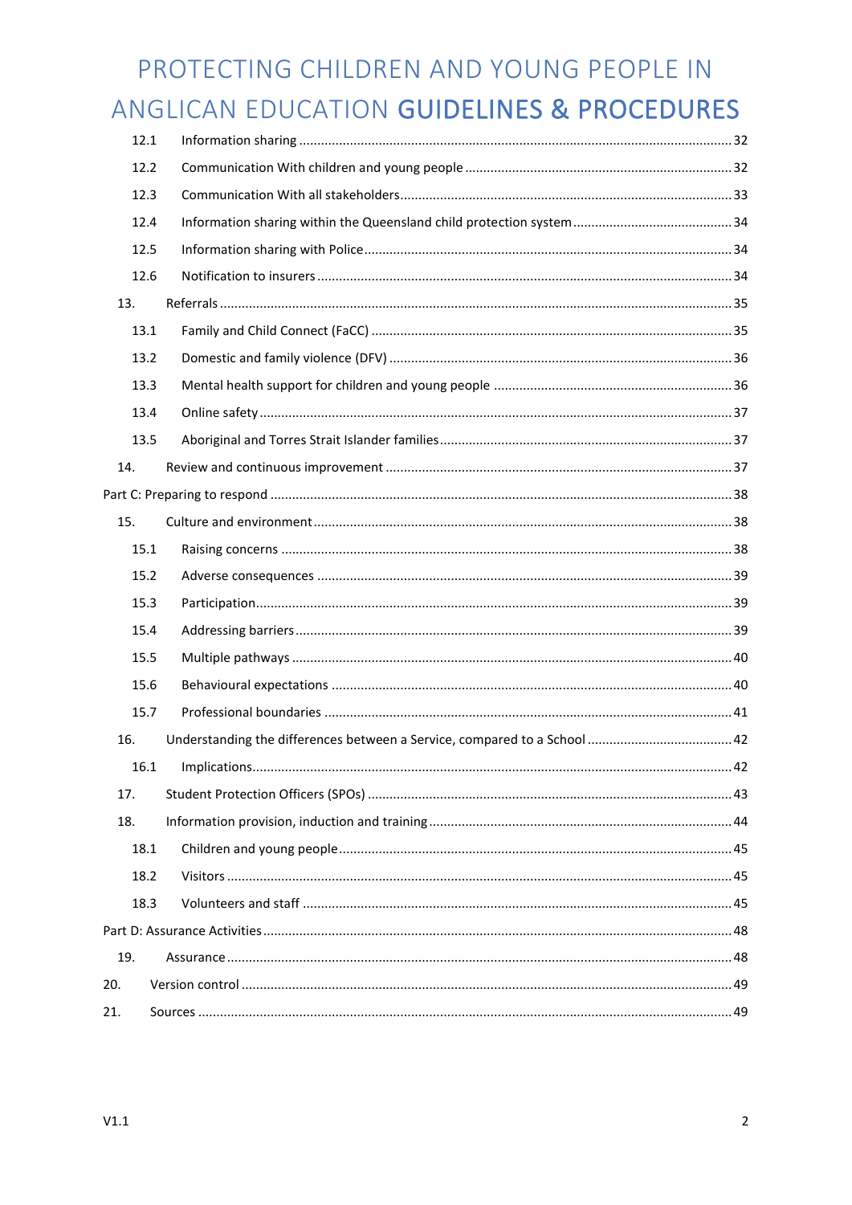12.1 Information sharing ... 32

12.2 Communication With children and young people ... 32

12.3 Communication With all stakeholders ... 33

12.4 Information sharing within the Queensland child protection system ... 34

12.5 Information sharing with Police ... 34

12.6 Notification to insurers ... 34

13. Referrals ... 35

13.1 Family and Child Connect (FaCC) ... 35

13.2 Domestic and family violence (DFV) ... 36

13.3 Mental health support for children and young people ... 36

13.4 Online safety ... 37

13.5 Aboriginal and Torres Strait Islander families ... 37

14. Review and continuous improvement ... 37

Part C: Preparing to respond ... 38

15. Culture and environment ... 38

15.1 Raising concerns ... 38

15.2 Adverse consequences ... 39

15.3 Participation ... 39

15.4 Addressing barriers ... 39

15.5 Multiple pathways ... 40

15.6 Behavioural expectations ... 40

15.7 Professional boundaries ... 41

16. Understanding the differences between a Service, compared to a School ... 42

16.1 Implications ... 42

17. Student Protection Officers (SPOs) ... 43

18. Information provision, induction and training ... 44

18.1 Children and young people ... 45

18.2 Visitors ... 45

18.3 Volunteers and staff ... 45

Part D: Assurance Activities ... 48

19. Assurance ... 48

20. Version control ... 49

21. Sources ... 49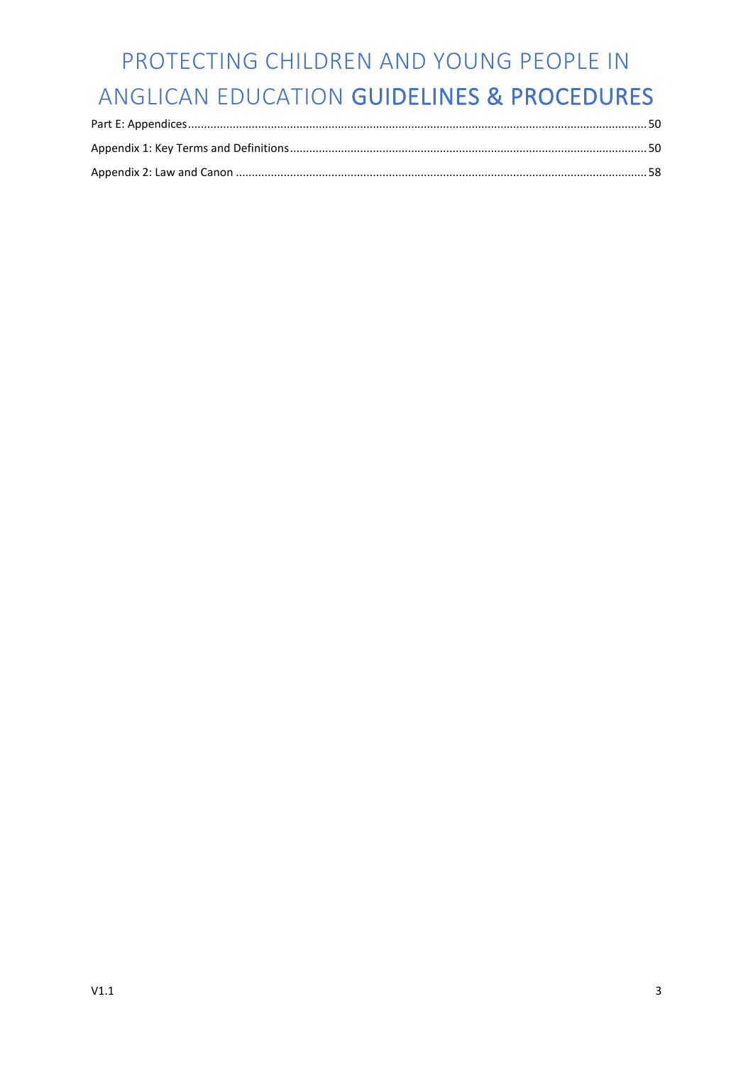Part E: Appendices ..................................................................................................................................... 50

Appendix 1: Key Terms and Definitions ..................................................................................................... 50

Appendix 2: Law and Canon ...................................................................................................................... 58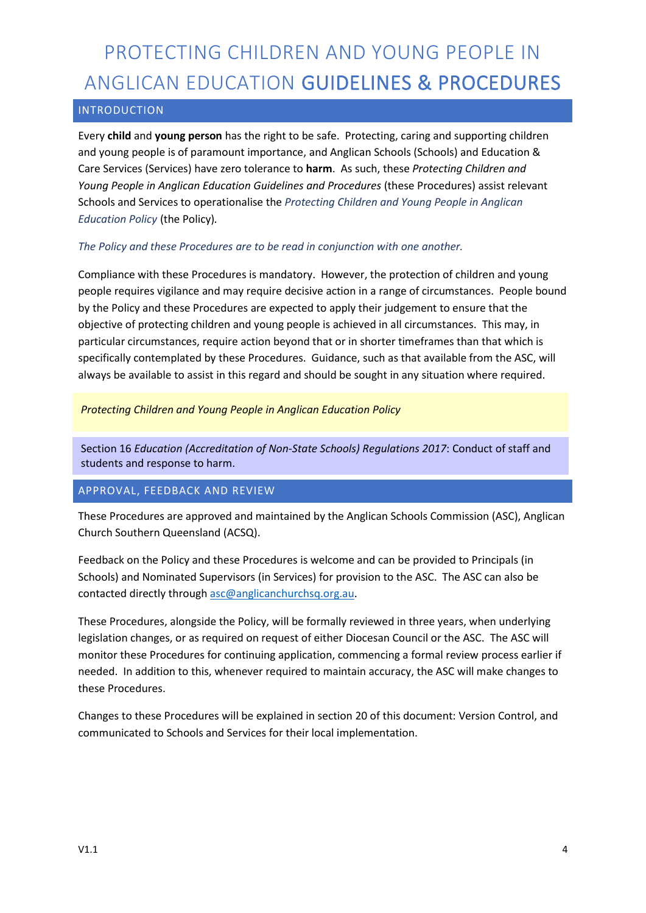# PROTECTING CHILDREN AND YOUNG PEOPLE IN ANGLICAN EDUCATION GUIDELINES & PROCEDURES

## INTRODUCTION

Every **child** and **young person** has the right to be safe. Protecting, caring and supporting children and young people is of paramount importance, and Anglican Schools (Schools) and Education & Care Services (Services) have zero tolerance to **harm**. As such, these *Protecting Children and Young People in Anglican Education Guidelines and Procedures* (these Procedures) assist relevant Schools and Services to operationalise the *Protecting Children and Young People in Anglican Education Policy* (the Policy).

*The Policy and these Procedures are to be read in conjunction with one another.*

Compliance with these Procedures is mandatory. However, the protection of children and young people requires vigilance and may require decisive action in a range of circumstances. People bound by the Policy and these Procedures are expected to apply their judgement to ensure that the objective of protecting children and young people is achieved in all circumstances. This may, in particular circumstances, require action beyond that or in shorter timeframes than that which is specifically contemplated by these Procedures. Guidance, such as that available from the ASC, will always be available to assist in this regard and should be sought in any situation where required.

*Protecting Children and Young People in Anglican Education Policy*

Section 16 *Education (Accreditation of Non-State Schools) Regulations 2017*: Conduct of staff and students and response to harm.

## APPROVAL, FEEDBACK AND REVIEW

These Procedures are approved and maintained by the Anglican Schools Commission (ASC), Anglican Church Southern Queensland (ACSQ).

Feedback on the Policy and these Procedures is welcome and can be provided to Principals (in Schools) and Nominated Supervisors (in Services) for provision to the ASC. The ASC can also be contacted directly through asc@anglicanchurchsq.org.au.

These Procedures, alongside the Policy, will be formally reviewed in three years, when underlying legislation changes, or as required on request of either Diocesan Council or the ASC. The ASC will monitor these Procedures for continuing application, commencing a formal review process earlier if needed. In addition to this, whenever required to maintain accuracy, the ASC will make changes to these Procedures.

Changes to these Procedures will be explained in section 20 of this document: Version Control, and communicated to Schools and Services for their local implementation.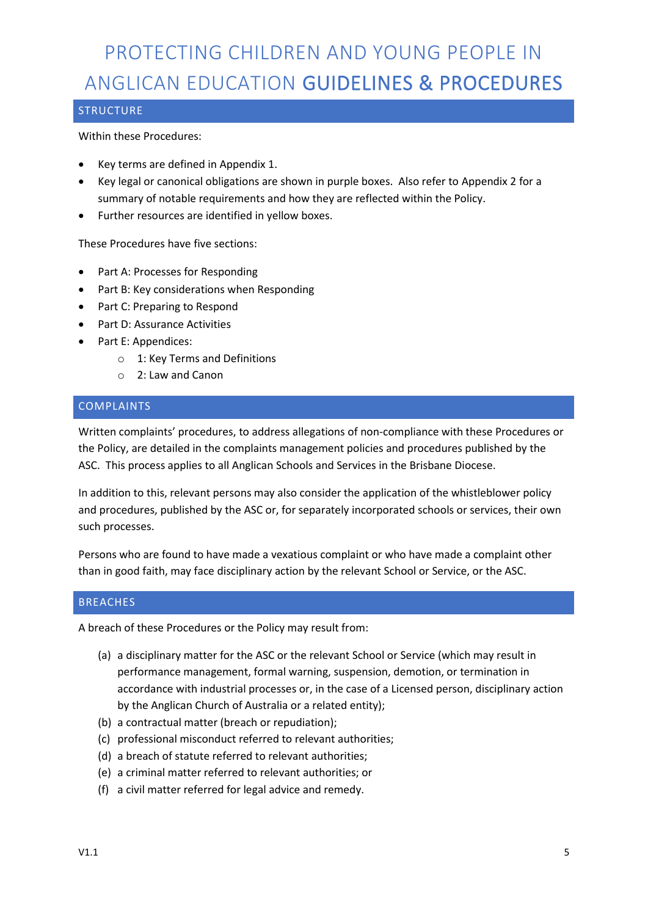# PROTECTING CHILDREN AND YOUNG PEOPLE IN ANGLICAN EDUCATION **GUIDELINES & PROCEDURES**

## STRUCTURE

Within these Procedures:

- Key terms are defined in Appendix 1.
- Key legal or canonical obligations are shown in purple boxes. Also refer to Appendix 2 for a summary of notable requirements and how they are reflected within the Policy.
- Further resources are identified in yellow boxes.

These Procedures have five sections:

- Part A: Processes for Responding
- Part B: Key considerations when Responding
- Part C: Preparing to Respond
- Part D: Assurance Activities
- Part E: Appendices:
  - 1: Key Terms and Definitions
  - 2: Law and Canon

## COMPLAINTS

Written complaints' procedures, to address allegations of non-compliance with these Procedures or the Policy, are detailed in the complaints management policies and procedures published by the ASC. This process applies to all Anglican Schools and Services in the Brisbane Diocese.

In addition to this, relevant persons may also consider the application of the whistleblower policy and procedures, published by the ASC or, for separately incorporated schools or services, their own such processes.

Persons who are found to have made a vexatious complaint or who have made a complaint other than in good faith, may face disciplinary action by the relevant School or Service, or the ASC.

## BREACHES

A breach of these Procedures or the Policy may result from:

(a) a disciplinary matter for the ASC or the relevant School or Service (which may result in performance management, formal warning, suspension, demotion, or termination in accordance with industrial processes or, in the case of a Licensed person, disciplinary action by the Anglican Church of Australia or a related entity);
(b) a contractual matter (breach or repudiation);
(c) professional misconduct referred to relevant authorities;
(d) a breach of statute referred to relevant authorities;
(e) a criminal matter referred to relevant authorities; or
(f) a civil matter referred for legal advice and remedy.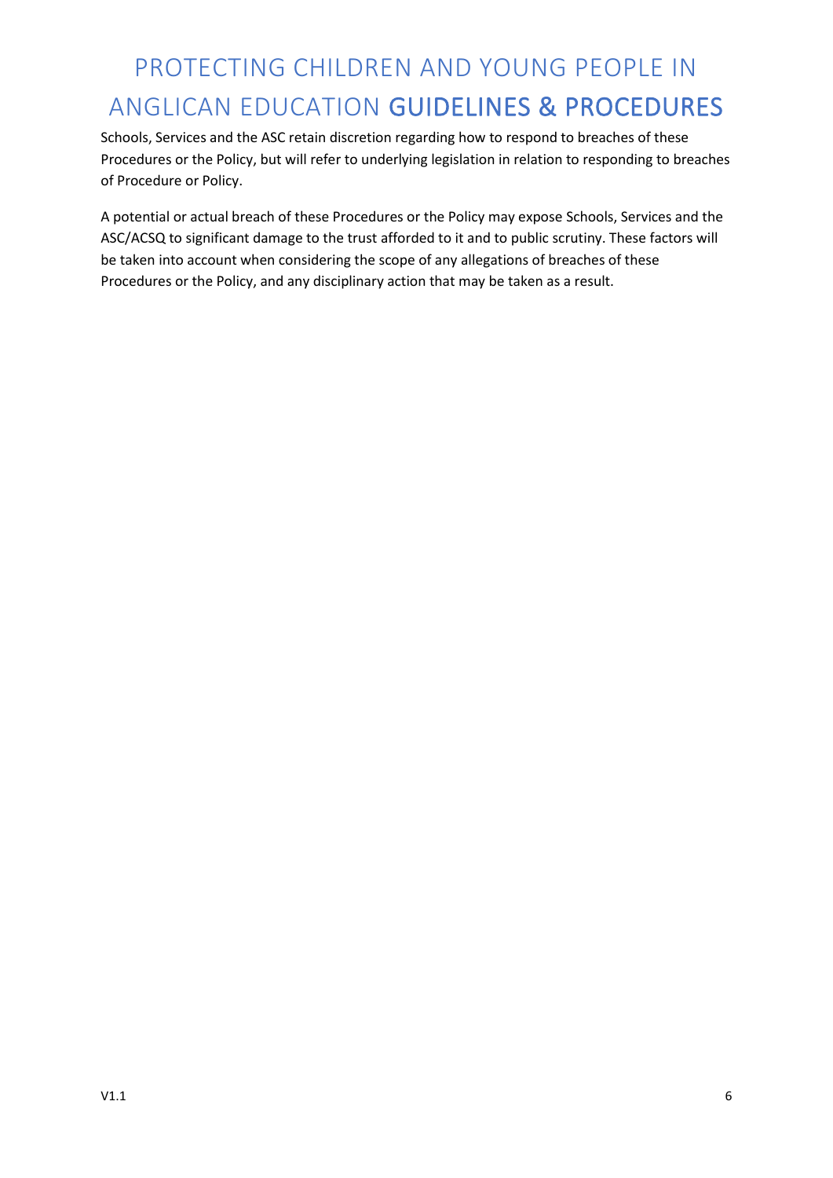Schools, Services and the ASC retain discretion regarding how to respond to breaches of these Procedures or the Policy, but will refer to underlying legislation in relation to responding to breaches of Procedure or Policy.

A potential or actual breach of these Procedures or the Policy may expose Schools, Services and the ASC/ACSQ to significant damage to the trust afforded to it and to public scrutiny. These factors will be taken into account when considering the scope of any allegations of breaches of these Procedures or the Policy, and any disciplinary action that may be taken as a result.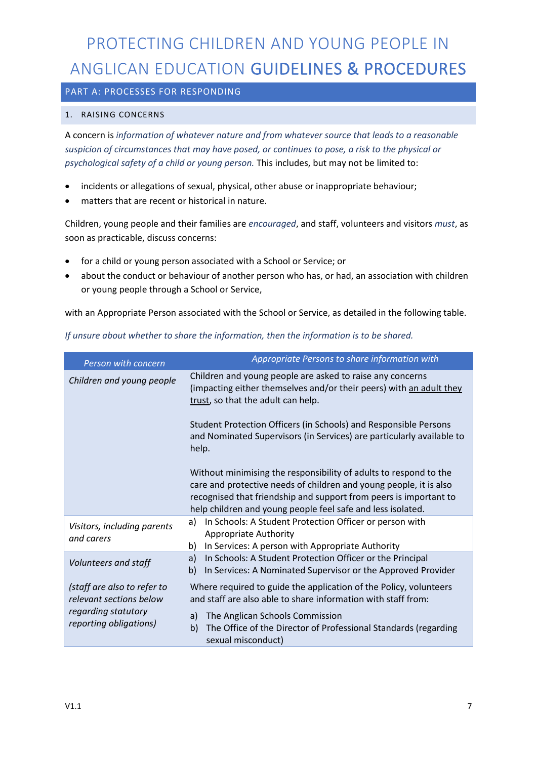# PROTECTING CHILDREN AND YOUNG PEOPLE IN ANGLICAN EDUCATION **GUIDELINES & PROCEDURES**

## PART A: PROCESSES FOR RESPONDING

### 1. RAISING CONCERNS

A concern is *information of whatever nature and from whatever source that leads to a reasonable suspicion of circumstances that may have posed, or continues to pose, a risk to the physical or psychological safety of a child or young person.* This includes, but may not be limited to:

- incidents or allegations of sexual, physical, other abuse or inappropriate behaviour;
- matters that are recent or historical in nature.

Children, young people and their families are *encouraged*, and staff, volunteers and visitors *must*, as soon as practicable, discuss concerns:

- for a child or young person associated with a School or Service; or
- about the conduct or behaviour of another person who has, or had, an association with children or young people through a School or Service,

with an Appropriate Person associated with the School or Service, as detailed in the following table.

*If unsure about whether to share the information, then the information is to be shared.*

| *Person with concern* | *Appropriate Persons to share information with* |
|---|---|
| *Children and young people* | Children and young people are asked to raise any concerns (impacting either themselves and/or their peers) with <u>an adult they trust</u>, so that the adult can help.<br><br>Student Protection Officers (in Schools) and Responsible Persons and Nominated Supervisors (in Services) are particularly available to help.<br><br>Without minimising the responsibility of adults to respond to the care and protective needs of children and young people, it is also recognised that friendship and support from peers is important to help children and young people feel safe and less isolated. |
| *Visitors, including parents and carers* | a) In Schools: A Student Protection Officer or person with Appropriate Authority<br>b) In Services: A person with Appropriate Authority |
| *Volunteers and staff*<br><br>*(staff are also to refer to relevant sections below regarding statutory reporting obligations)* | a) In Schools: A Student Protection Officer or the Principal<br>b) In Services: A Nominated Supervisor or the Approved Provider<br><br>Where required to guide the application of the Policy, volunteers and staff are also able to share information with staff from:<br><br>a) The Anglican Schools Commission<br>b) The Office of the Director of Professional Standards (regarding sexual misconduct) |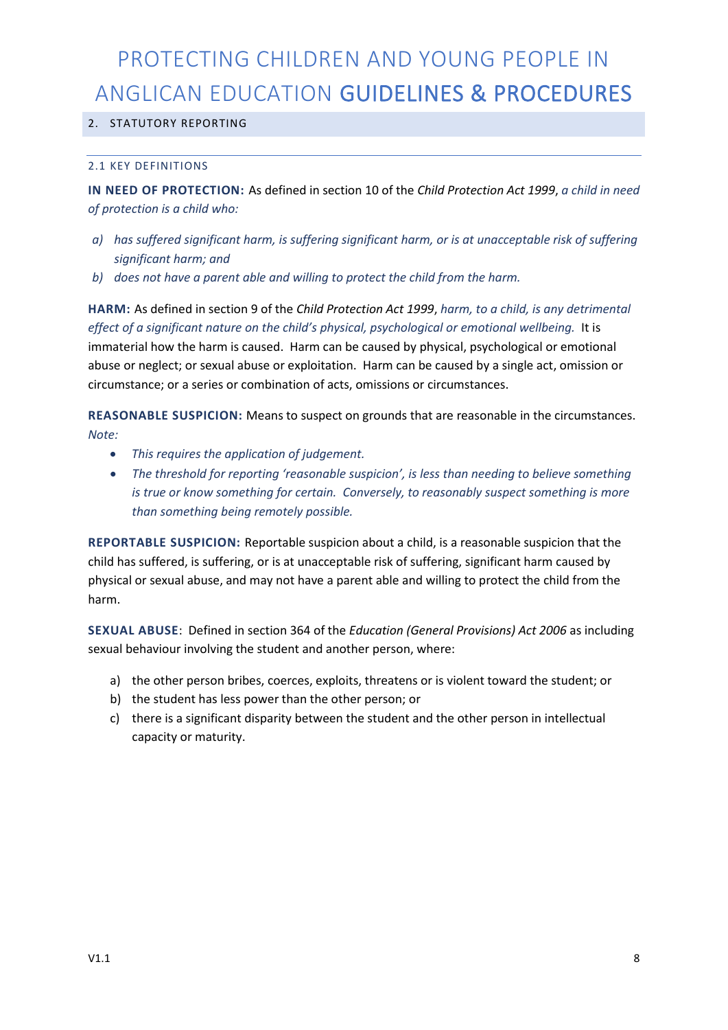## 2. STATUTORY REPORTING

### 2.1 KEY DEFINITIONS

**IN NEED OF PROTECTION:** As defined in section 10 of the *Child Protection Act 1999*, *a child in need of protection is a child who:*

a) *has suffered significant harm, is suffering significant harm, or is at unacceptable risk of suffering significant harm; and*
b) *does not have a parent able and willing to protect the child from the harm.*

**HARM:** As defined in section 9 of the *Child Protection Act 1999*, *harm, to a child, is any detrimental effect of a significant nature on the child's physical, psychological or emotional wellbeing.* It is immaterial how the harm is caused. Harm can be caused by physical, psychological or emotional abuse or neglect; or sexual abuse or exploitation. Harm can be caused by a single act, omission or circumstance; or a series or combination of acts, omissions or circumstances.

**REASONABLE SUSPICION:** Means to suspect on grounds that are reasonable in the circumstances.
*Note:*

- *This requires the application of judgement.*
- *The threshold for reporting 'reasonable suspicion', is less than needing to believe something is true or know something for certain. Conversely, to reasonably suspect something is more than something being remotely possible.*

**REPORTABLE SUSPICION:** Reportable suspicion about a child, is a reasonable suspicion that the child has suffered, is suffering, or is at unacceptable risk of suffering, significant harm caused by physical or sexual abuse, and may not have a parent able and willing to protect the child from the harm.

**SEXUAL ABUSE**: Defined in section 364 of the *Education (General Provisions) Act 2006* as including sexual behaviour involving the student and another person, where:

a) the other person bribes, coerces, exploits, threatens or is violent toward the student; or
b) the student has less power than the other person; or
c) there is a significant disparity between the student and the other person in intellectual capacity or maturity.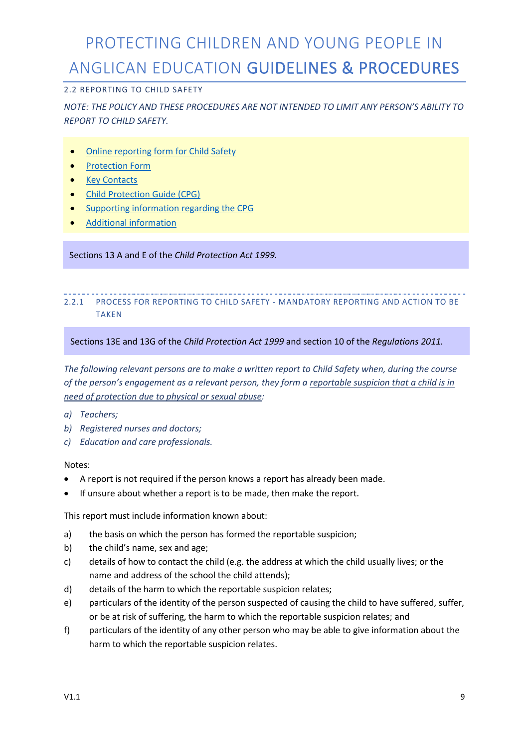### 2.2 REPORTING TO CHILD SAFETY

*NOTE: THE POLICY AND THESE PROCEDURES ARE NOT INTENDED TO LIMIT ANY PERSON'S ABILITY TO REPORT TO CHILD SAFETY.*

- Online reporting form for Child Safety
- Protection Form
- Key Contacts
- Child Protection Guide (CPG)
- Supporting information regarding the CPG
- Additional information

Sections 13 A and E of the *Child Protection Act 1999.*

#### 2.2.1 PROCESS FOR REPORTING TO CHILD SAFETY - MANDATORY REPORTING AND ACTION TO BE TAKEN

Sections 13E and 13G of the *Child Protection Act 1999* and section 10 of the *Regulations 2011.*

*The following relevant persons are to make a written report to Child Safety when, during the course of the person's engagement as a relevant person, they form a reportable suspicion that a child is in need of protection due to physical or sexual abuse:*

*a) Teachers;*
*b) Registered nurses and doctors;*
*c) Education and care professionals.*

Notes:

- A report is not required if the person knows a report has already been made.
- If unsure about whether a report is to be made, then make the report.

This report must include information known about:

a) the basis on which the person has formed the reportable suspicion;
b) the child's name, sex and age;
c) details of how to contact the child (e.g. the address at which the child usually lives; or the name and address of the school the child attends);
d) details of the harm to which the reportable suspicion relates;
e) particulars of the identity of the person suspected of causing the child to have suffered, suffer, or be at risk of suffering, the harm to which the reportable suspicion relates; and
f) particulars of the identity of any other person who may be able to give information about the harm to which the reportable suspicion relates.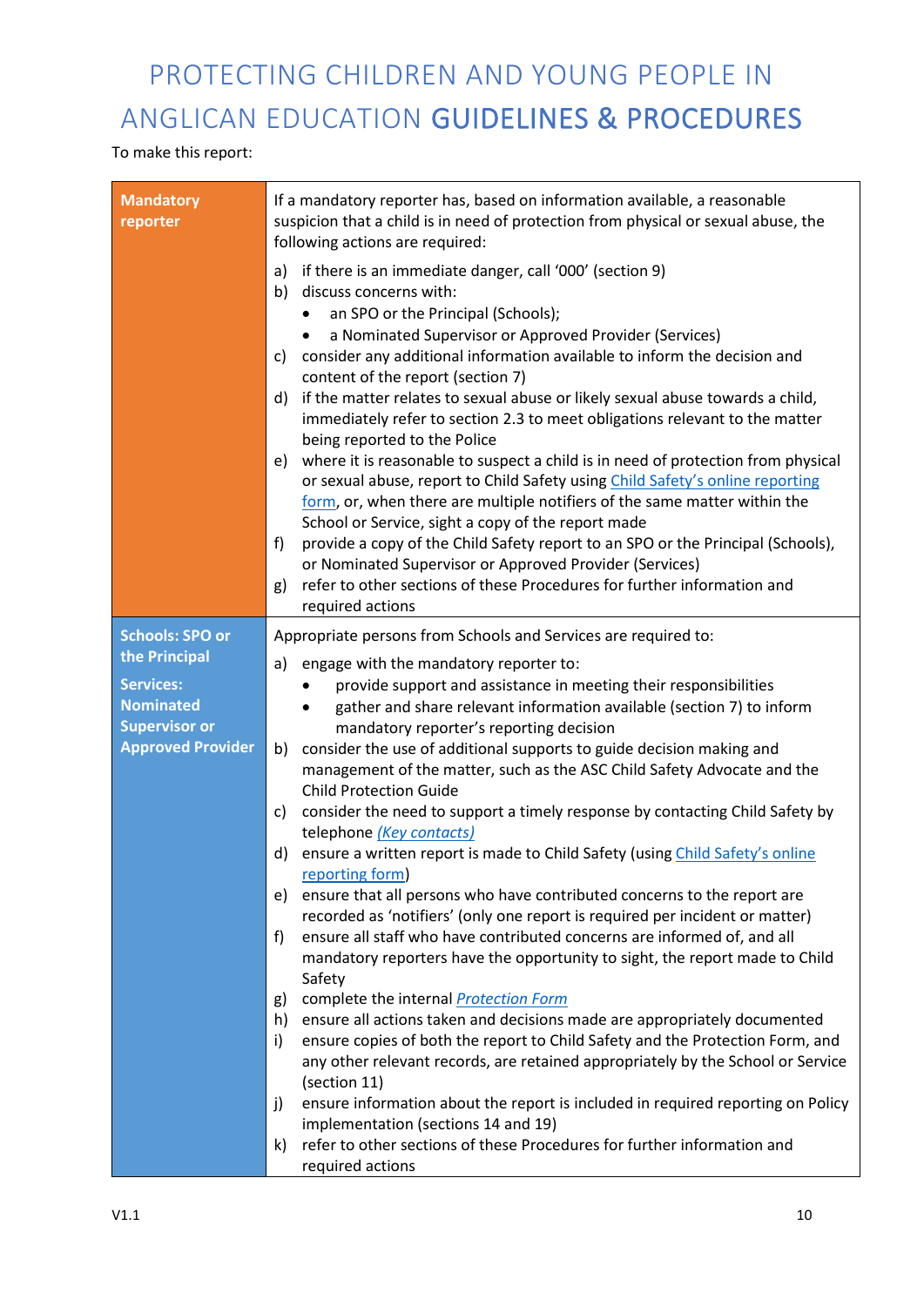To make this report:

| Role | Actions |
| --- | --- |
| **Mandatory reporter** | If a mandatory reporter has, based on information available, a reasonable suspicion that a child is in need of protection from physical or sexual abuse, the following actions are required:<br>a) if there is an immediate danger, call '000' (section 9)<br>b) discuss concerns with:<br>• an SPO or the Principal (Schools);<br>• a Nominated Supervisor or Approved Provider (Services)<br>c) consider any additional information available to inform the decision and content of the report (section 7)<br>d) if the matter relates to sexual abuse or likely sexual abuse towards a child, immediately refer to section 2.3 to meet obligations relevant to the matter being reported to the Police<br>e) where it is reasonable to suspect a child is in need of protection from physical or sexual abuse, report to Child Safety using Child Safety's online reporting form, or, when there are multiple notifiers of the same matter within the School or Service, sight a copy of the report made<br>f) provide a copy of the Child Safety report to an SPO or the Principal (Schools), or Nominated Supervisor or Approved Provider (Services)<br>g) refer to other sections of these Procedures for further information and required actions |
| **Schools: SPO or the Principal**<br>**Services: Nominated Supervisor or Approved Provider** | Appropriate persons from Schools and Services are required to:<br>a) engage with the mandatory reporter to:<br>• provide support and assistance in meeting their responsibilities<br>• gather and share relevant information available (section 7) to inform mandatory reporter's reporting decision<br>b) consider the use of additional supports to guide decision making and management of the matter, such as the ASC Child Safety Advocate and the Child Protection Guide<br>c) consider the need to support a timely response by contacting Child Safety by telephone *(Key contacts)*<br>d) ensure a written report is made to Child Safety (using Child Safety's online reporting form)<br>e) ensure that all persons who have contributed concerns to the report are recorded as 'notifiers' (only one report is required per incident or matter)<br>f) ensure all staff who have contributed concerns are informed of, and all mandatory reporters have the opportunity to sight, the report made to Child Safety<br>g) complete the internal *Protection Form*<br>h) ensure all actions taken and decisions made are appropriately documented<br>i) ensure copies of both the report to Child Safety and the Protection Form, and any other relevant records, are retained appropriately by the School or Service (section 11)<br>j) ensure information about the report is included in required reporting on Policy implementation (sections 14 and 19)<br>k) refer to other sections of these Procedures for further information and required actions |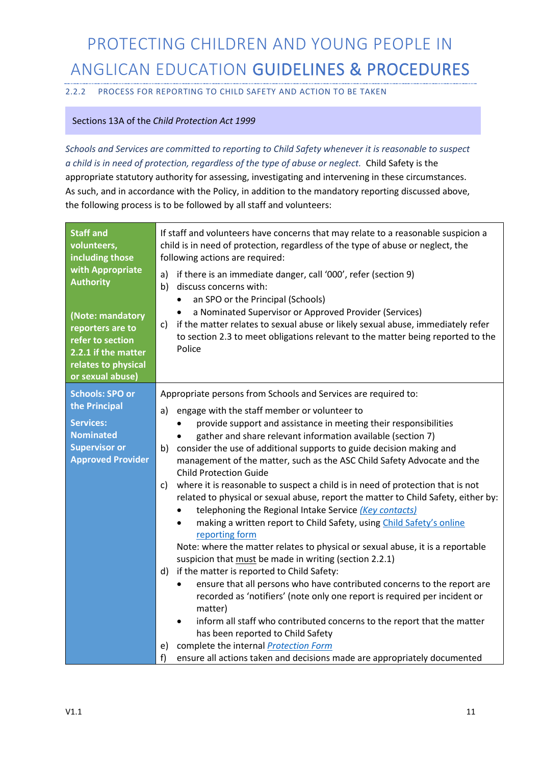### 2.2.2 PROCESS FOR REPORTING TO CHILD SAFETY AND ACTION TO BE TAKEN

Sections 13A of the *Child Protection Act 1999*

*Schools and Services are committed to reporting to Child Safety whenever it is reasonable to suspect a child is in need of protection, regardless of the type of abuse or neglect.* Child Safety is the appropriate statutory authority for assessing, investigating and intervening in these circumstances. As such, and in accordance with the Policy, in addition to the mandatory reporting discussed above, the following process is to be followed by all staff and volunteers:

| | |
|---|---|
| **Staff and volunteers, including those with Appropriate Authority**<br><br>**(Note: mandatory reporters are to refer to section 2.2.1 if the matter relates to physical or sexual abuse)** | If staff and volunteers have concerns that may relate to a reasonable suspicion a child is in need of protection, regardless of the type of abuse or neglect, the following actions are required:<br>a) if there is an immediate danger, call '000', refer (section 9)<br>b) discuss concerns with:<br>• an SPO or the Principal (Schools)<br>• a Nominated Supervisor or Approved Provider (Services)<br>c) if the matter relates to sexual abuse or likely sexual abuse, immediately refer to section 2.3 to meet obligations relevant to the matter being reported to the Police |
| **Schools: SPO or the Principal**<br><br>**Services: Nominated Supervisor or Approved Provider** | Appropriate persons from Schools and Services are required to:<br>a) engage with the staff member or volunteer to<br>• provide support and assistance in meeting their responsibilities<br>• gather and share relevant information available (section 7)<br>b) consider the use of additional supports to guide decision making and management of the matter, such as the ASC Child Safety Advocate and the Child Protection Guide<br>c) where it is reasonable to suspect a child is in need of protection that is not related to physical or sexual abuse, report the matter to Child Safety, either by:<br>• telephoning the Regional Intake Service *(Key contacts)*<br>• making a written report to Child Safety, using Child Safety's online reporting form<br>Note: where the matter relates to physical or sexual abuse, it is a reportable suspicion that must be made in writing (section 2.2.1)<br>d) if the matter is reported to Child Safety:<br>• ensure that all persons who have contributed concerns to the report are recorded as 'notifiers' (note only one report is required per incident or matter)<br>• inform all staff who contributed concerns to the report that the matter has been reported to Child Safety<br>e) complete the internal *Protection Form*<br>f) ensure all actions taken and decisions made are appropriately documented |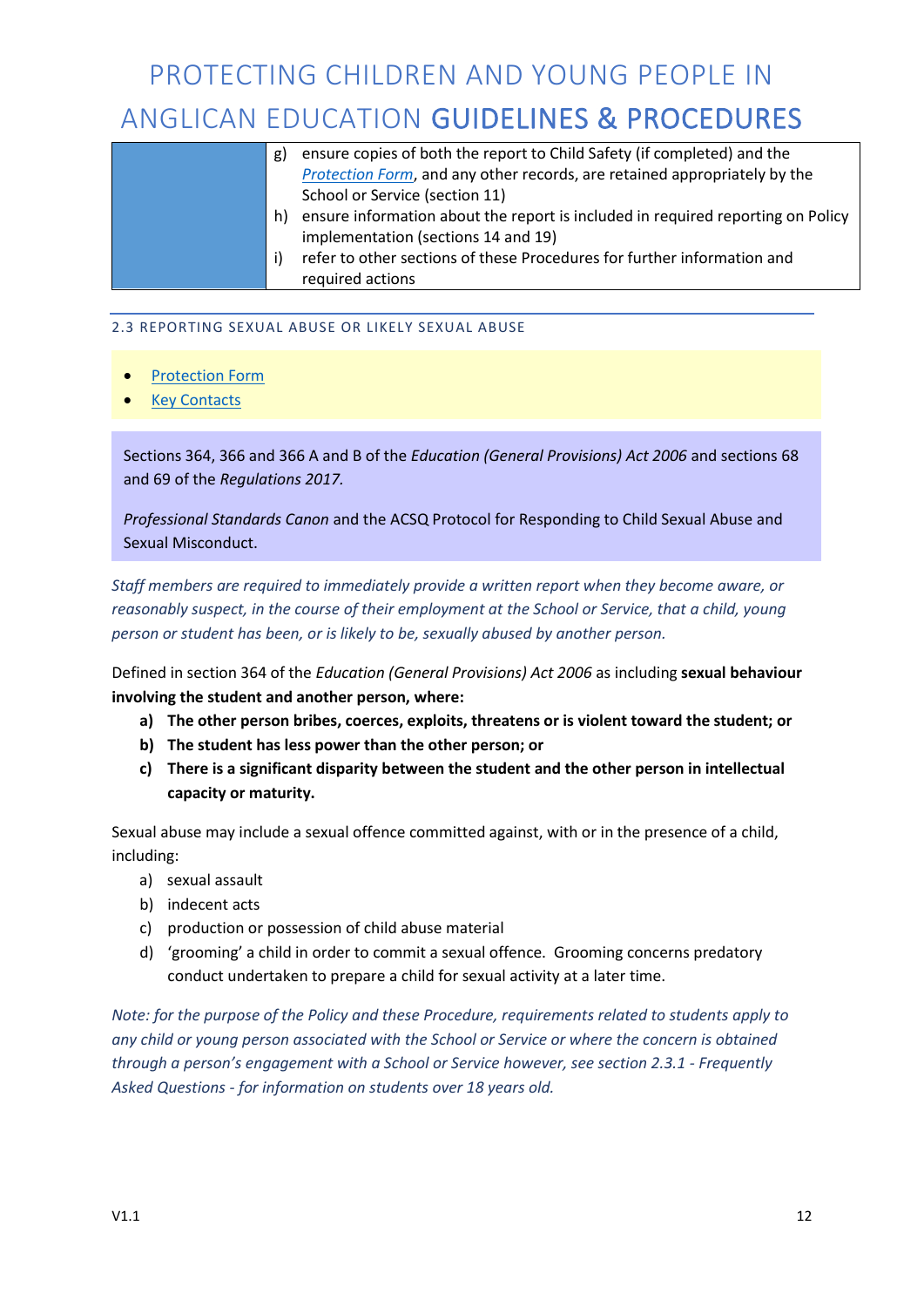| | g) ensure copies of both the report to Child Safety (if completed) and the *Protection Form*, and any other records, are retained appropriately by the School or Service (section 11)<br>h) ensure information about the report is included in required reporting on Policy implementation (sections 14 and 19)<br>i) refer to other sections of these Procedures for further information and required actions |
|---|---|

## 2.3 REPORTING SEXUAL ABUSE OR LIKELY SEXUAL ABUSE

- Protection Form
- Key Contacts

Sections 364, 366 and 366 A and B of the *Education (General Provisions) Act 2006* and sections 68 and 69 of the *Regulations 2017.*

*Professional Standards Canon* and the ACSQ Protocol for Responding to Child Sexual Abuse and Sexual Misconduct.

*Staff members are required to immediately provide a written report when they become aware, or reasonably suspect, in the course of their employment at the School or Service, that a child, young person or student has been, or is likely to be, sexually abused by another person.*

Defined in section 364 of the *Education (General Provisions) Act 2006* as including **sexual behaviour involving the student and another person, where:**

**a) The other person bribes, coerces, exploits, threatens or is violent toward the student; or**

**b) The student has less power than the other person; or**

**c) There is a significant disparity between the student and the other person in intellectual capacity or maturity.**

Sexual abuse may include a sexual offence committed against, with or in the presence of a child, including:

a) sexual assault
b) indecent acts
c) production or possession of child abuse material
d) 'grooming' a child in order to commit a sexual offence. Grooming concerns predatory conduct undertaken to prepare a child for sexual activity at a later time.

*Note: for the purpose of the Policy and these Procedure, requirements related to students apply to any child or young person associated with the School or Service or where the concern is obtained through a person's engagement with a School or Service however, see section 2.3.1 - Frequently Asked Questions - for information on students over 18 years old.*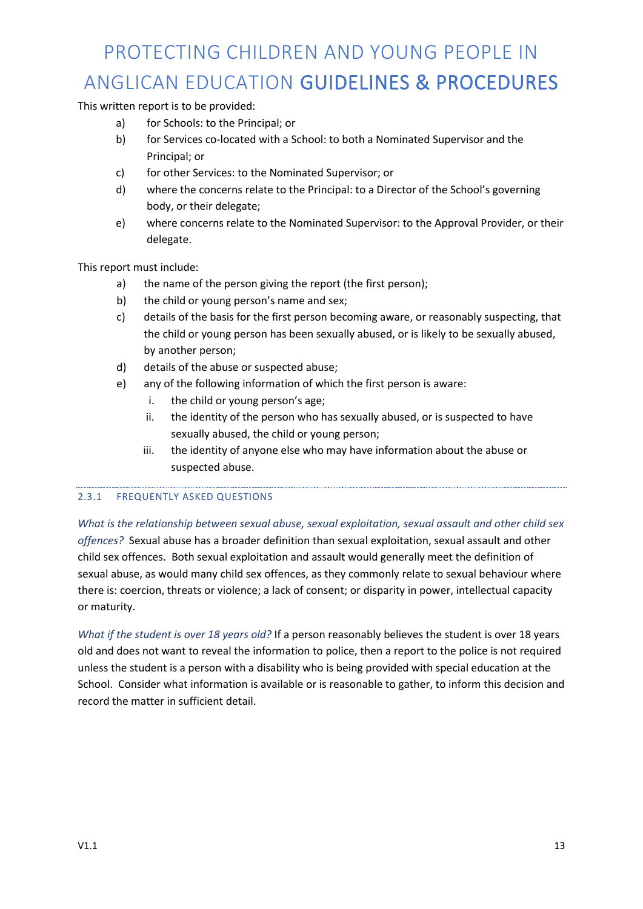This written report is to be provided:

a) for Schools: to the Principal; or
b) for Services co-located with a School: to both a Nominated Supervisor and the Principal; or
c) for other Services: to the Nominated Supervisor; or
d) where the concerns relate to the Principal: to a Director of the School's governing body, or their delegate;
e) where concerns relate to the Nominated Supervisor: to the Approval Provider, or their delegate.

This report must include:

a) the name of the person giving the report (the first person);
b) the child or young person's name and sex;
c) details of the basis for the first person becoming aware, or reasonably suspecting, that the child or young person has been sexually abused, or is likely to be sexually abused, by another person;
d) details of the abuse or suspected abuse;
e) any of the following information of which the first person is aware:
    i. the child or young person's age;
    ii. the identity of the person who has sexually abused, or is suspected to have sexually abused, the child or young person;
    iii. the identity of anyone else who may have information about the abuse or suspected abuse.

### 2.3.1 FREQUENTLY ASKED QUESTIONS

*What is the relationship between sexual abuse, sexual exploitation, sexual assault and other child sex offences?* Sexual abuse has a broader definition than sexual exploitation, sexual assault and other child sex offences. Both sexual exploitation and assault would generally meet the definition of sexual abuse, as would many child sex offences, as they commonly relate to sexual behaviour where there is: coercion, threats or violence; a lack of consent; or disparity in power, intellectual capacity or maturity.

*What if the student is over 18 years old?* If a person reasonably believes the student is over 18 years old and does not want to reveal the information to police, then a report to the police is not required unless the student is a person with a disability who is being provided with special education at the School. Consider what information is available or is reasonable to gather, to inform this decision and record the matter in sufficient detail.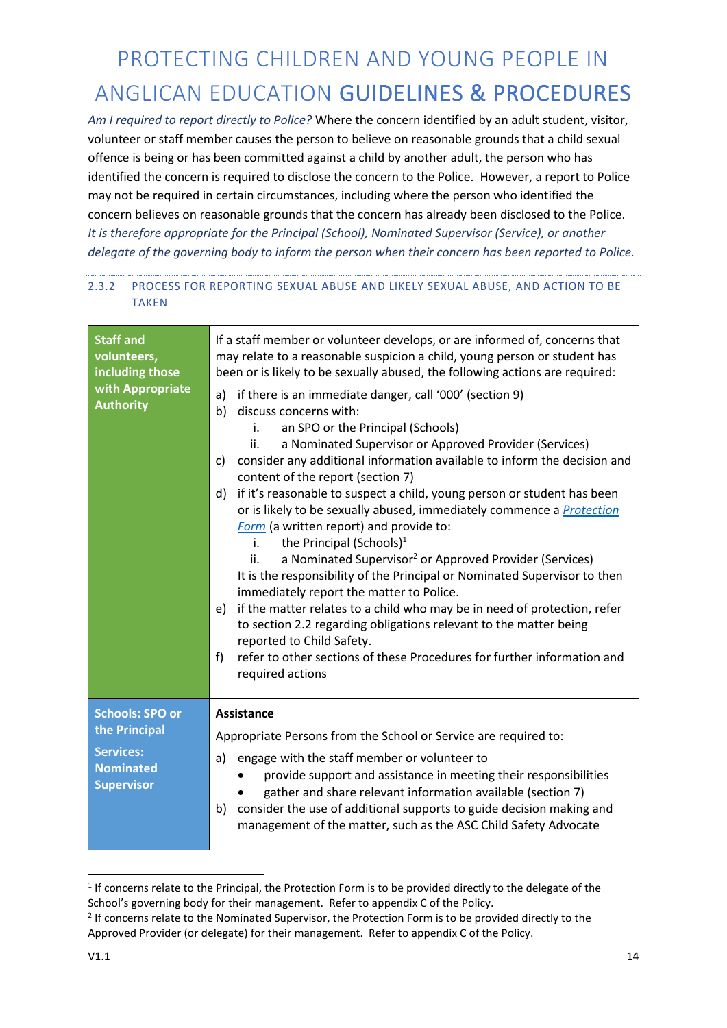*Am I required to report directly to Police?* Where the concern identified by an adult student, visitor, volunteer or staff member causes the person to believe on reasonable grounds that a child sexual offence is being or has been committed against a child by another adult, the person who has identified the concern is required to disclose the concern to the Police. However, a report to Police may not be required in certain circumstances, including where the person who identified the concern believes on reasonable grounds that the concern has already been disclosed to the Police. *It is therefore appropriate for the Principal (School), Nominated Supervisor (Service), or another delegate of the governing body to inform the person when their concern has been reported to Police.*

### 2.3.2 PROCESS FOR REPORTING SEXUAL ABUSE AND LIKELY SEXUAL ABUSE, AND ACTION TO BE TAKEN

| | |
|---|---|
| **Staff and volunteers, including those with Appropriate Authority** | If a staff member or volunteer develops, or are informed of, concerns that may relate to a reasonable suspicion a child, young person or student has been or is likely to be sexually abused, the following actions are required:<br>a) if there is an immediate danger, call '000' (section 9)<br>b) discuss concerns with:<br>  i. an SPO or the Principal (Schools)<br>  ii. a Nominated Supervisor or Approved Provider (Services)<br>c) consider any additional information available to inform the decision and content of the report (section 7)<br>d) if it's reasonable to suspect a child, young person or student has been or is likely to be sexually abused, immediately commence a *Protection Form* (a written report) and provide to:<br>  i. the Principal (Schools)[1]<br>  ii. a Nominated Supervisor[2] or Approved Provider (Services)<br>It is the responsibility of the Principal or Nominated Supervisor to then immediately report the matter to Police.<br>e) if the matter relates to a child who may be in need of protection, refer to section 2.2 regarding obligations relevant to the matter being reported to Child Safety.<br>f) refer to other sections of these Procedures for further information and required actions |
| **Schools: SPO or the Principal**<br>**Services: Nominated Supervisor** | **Assistance**<br>Appropriate Persons from the School or Service are required to:<br>a) engage with the staff member or volunteer to<br>  • provide support and assistance in meeting their responsibilities<br>  • gather and share relevant information available (section 7)<br>b) consider the use of additional supports to guide decision making and management of the matter, such as the ASC Child Safety Advocate |

[1] If concerns relate to the Principal, the Protection Form is to be provided directly to the delegate of the School's governing body for their management. Refer to appendix C of the Policy.

[2] If concerns relate to the Nominated Supervisor, the Protection Form is to be provided directly to the Approved Provider (or delegate) for their management. Refer to appendix C of the Policy.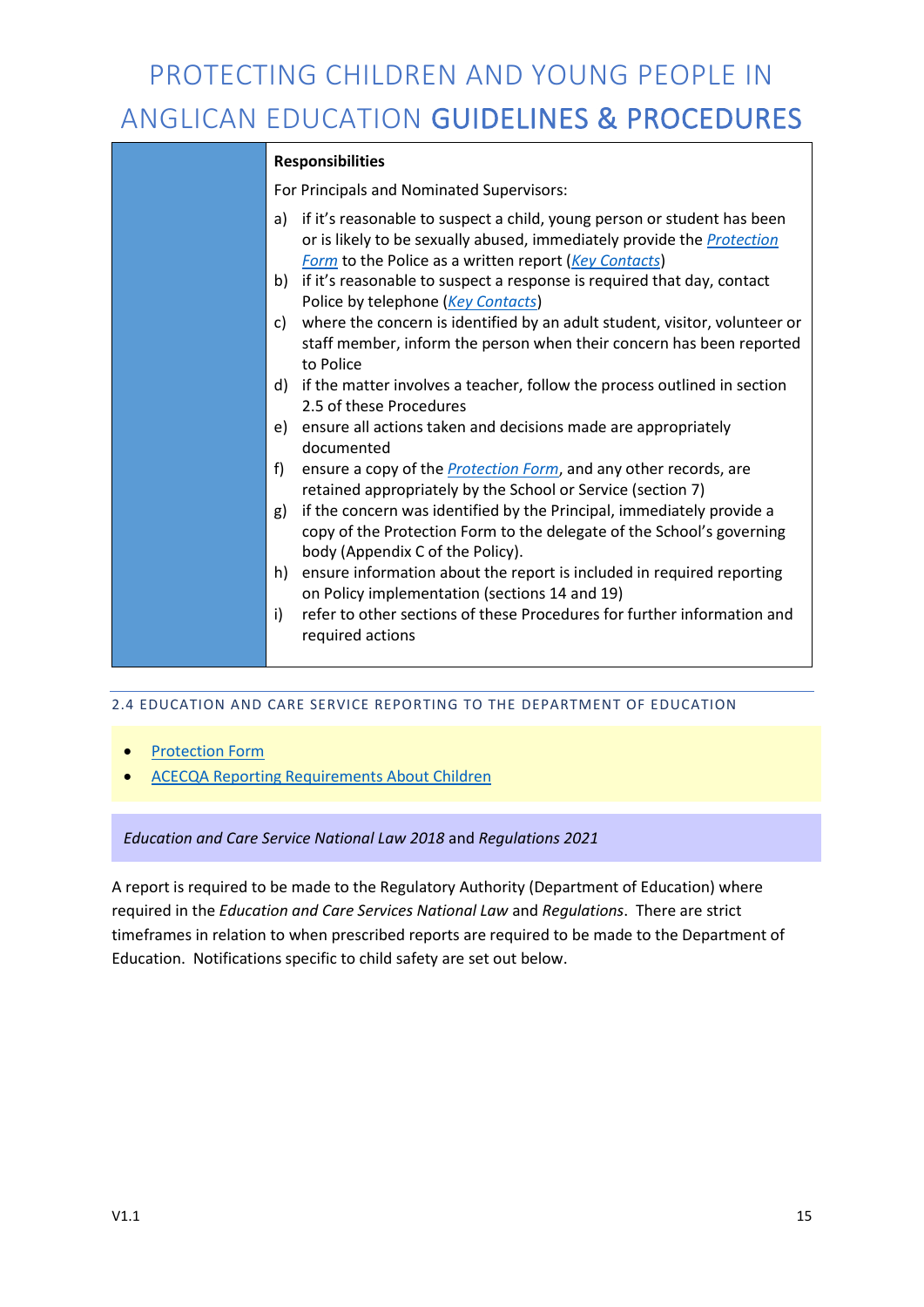| | **Responsibilities**<br><br>For Principals and Nominated Supervisors:<br><br>a) if it's reasonable to suspect a child, young person or student has been or is likely to be sexually abused, immediately provide the *Protection Form* to the Police as a written report (*Key Contacts*)<br>b) if it's reasonable to suspect a response is required that day, contact Police by telephone (*Key Contacts*)<br>c) where the concern is identified by an adult student, visitor, volunteer or staff member, inform the person when their concern has been reported to Police<br>d) if the matter involves a teacher, follow the process outlined in section 2.5 of these Procedures<br>e) ensure all actions taken and decisions made are appropriately documented<br>f) ensure a copy of the *Protection Form*, and any other records, are retained appropriately by the School or Service (section 7)<br>g) if the concern was identified by the Principal, immediately provide a copy of the Protection Form to the delegate of the School's governing body (Appendix C of the Policy).<br>h) ensure information about the report is included in required reporting on Policy implementation (sections 14 and 19)<br>i) refer to other sections of these Procedures for further information and required actions |
|---|---|

## 2.4 EDUCATION AND CARE SERVICE REPORTING TO THE DEPARTMENT OF EDUCATION

- Protection Form
- ACECQA Reporting Requirements About Children

*Education and Care Service National Law 2018* and *Regulations 2021*

A report is required to be made to the Regulatory Authority (Department of Education) where required in the *Education and Care Services National Law* and *Regulations*. There are strict timeframes in relation to when prescribed reports are required to be made to the Department of Education. Notifications specific to child safety are set out below.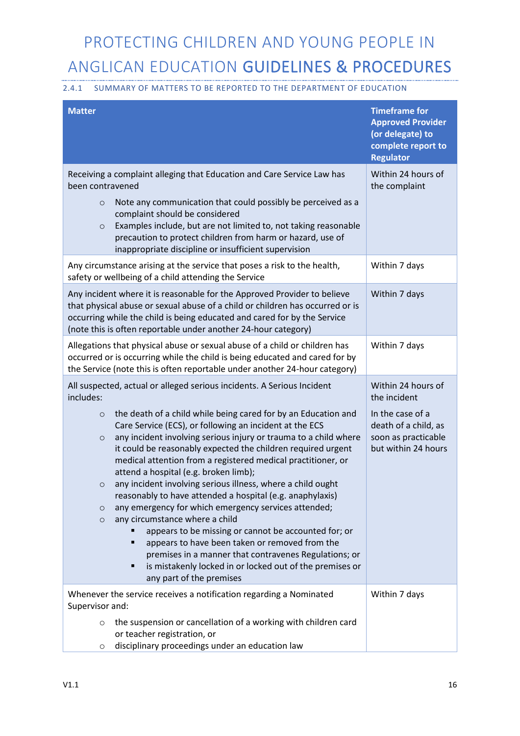#### 2.4.1 SUMMARY OF MATTERS TO BE REPORTED TO THE DEPARTMENT OF EDUCATION

| Matter | Timeframe for Approved Provider (or delegate) to complete report to Regulator |
|---|---|
| Receiving a complaint alleging that Education and Care Service Law has been contravened<br>○ Note any communication that could possibly be perceived as a complaint should be considered<br>○ Examples include, but are not limited to, not taking reasonable precaution to protect children from harm or hazard, use of inappropriate discipline or insufficient supervision | Within 24 hours of the complaint |
| Any circumstance arising at the service that poses a risk to the health, safety or wellbeing of a child attending the Service | Within 7 days |
| Any incident where it is reasonable for the Approved Provider to believe that physical abuse or sexual abuse of a child or children has occurred or is occurring while the child is being educated and cared for by the Service (note this is often reportable under another 24-hour category) | Within 7 days |
| Allegations that physical abuse or sexual abuse of a child or children has occurred or is occurring while the child is being educated and cared for by the Service (note this is often reportable under another 24-hour category) | Within 7 days |
| All suspected, actual or alleged serious incidents. A Serious Incident includes:<br>○ the death of a child while being cared for by an Education and Care Service (ECS), or following an incident at the ECS<br>○ any incident involving serious injury or trauma to a child where it could be reasonably expected the children required urgent medical attention from a registered medical practitioner, or attend a hospital (e.g. broken limb);<br>○ any incident involving serious illness, where a child ought reasonably to have attended a hospital (e.g. anaphylaxis)<br>○ any emergency for which emergency services attended;<br>○ any circumstance where a child<br>▪ appears to be missing or cannot be accounted for; or<br>▪ appears to have been taken or removed from the premises in a manner that contravenes Regulations; or<br>▪ is mistakenly locked in or locked out of the premises or any part of the premises | Within 24 hours of the incident<br>In the case of a death of a child, as soon as practicable but within 24 hours |
| Whenever the service receives a notification regarding a Nominated Supervisor and:<br>○ the suspension or cancellation of a working with children card or teacher registration, or<br>○ disciplinary proceedings under an education law | Within 7 days |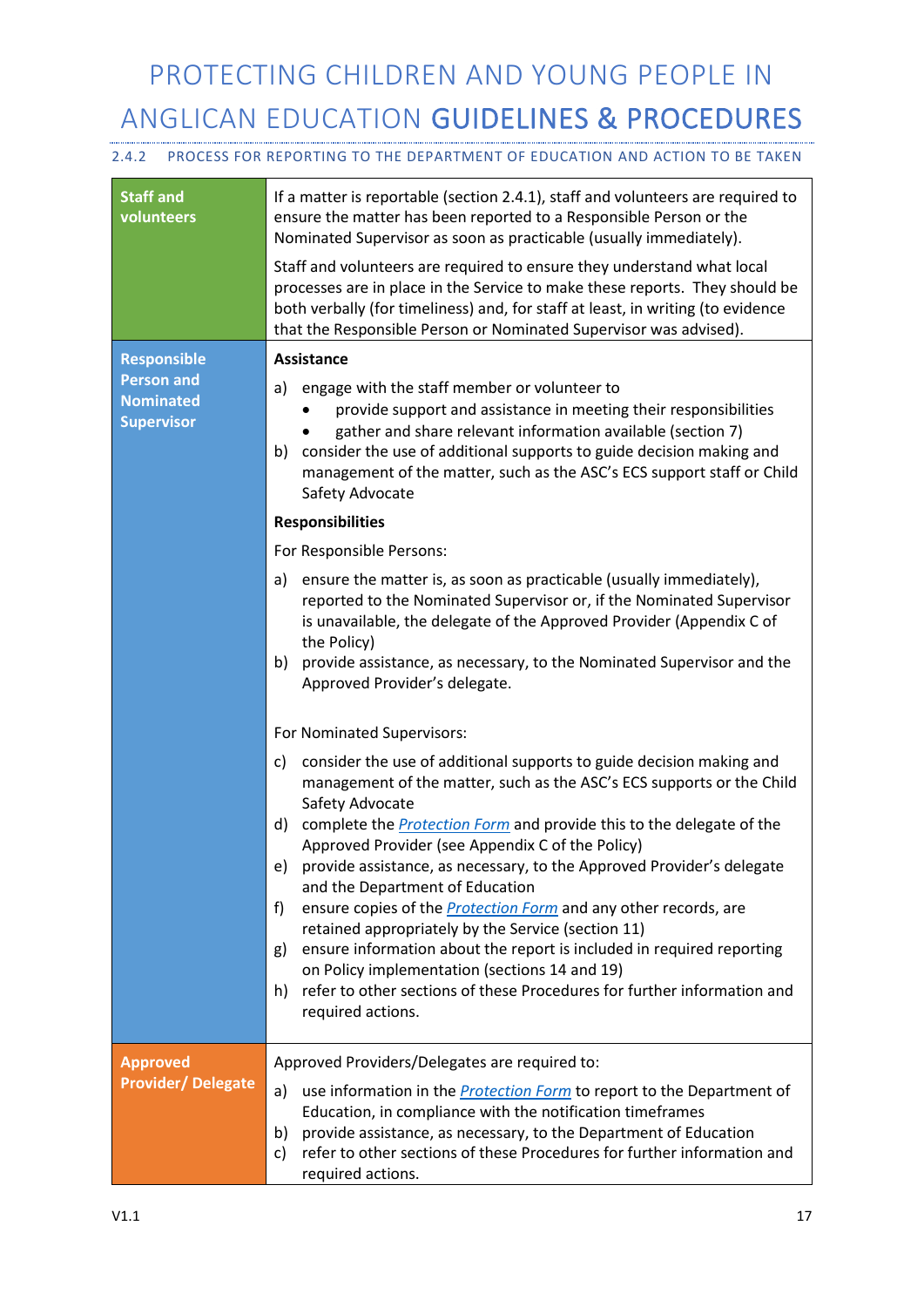### 2.4.2 PROCESS FOR REPORTING TO THE DEPARTMENT OF EDUCATION AND ACTION TO BE TAKEN

| | |
|---|---|
| **Staff and volunteers** | If a matter is reportable (section 2.4.1), staff and volunteers are required to ensure the matter has been reported to a Responsible Person or the Nominated Supervisor as soon as practicable (usually immediately).<br><br>Staff and volunteers are required to ensure they understand what local processes are in place in the Service to make these reports. They should be both verbally (for timeliness) and, for staff at least, in writing (to evidence that the Responsible Person or Nominated Supervisor was advised). |
| **Responsible Person and Nominated Supervisor** | **Assistance**<br><br>a) engage with the staff member or volunteer to<br>• provide support and assistance in meeting their responsibilities<br>• gather and share relevant information available (section 7)<br>b) consider the use of additional supports to guide decision making and management of the matter, such as the ASC's ECS support staff or Child Safety Advocate<br><br>**Responsibilities**<br><br>For Responsible Persons:<br><br>a) ensure the matter is, as soon as practicable (usually immediately), reported to the Nominated Supervisor or, if the Nominated Supervisor is unavailable, the delegate of the Approved Provider (Appendix C of the Policy)<br>b) provide assistance, as necessary, to the Nominated Supervisor and the Approved Provider's delegate.<br><br>For Nominated Supervisors:<br><br>c) consider the use of additional supports to guide decision making and management of the matter, such as the ASC's ECS supports or the Child Safety Advocate<br>d) complete the *Protection Form* and provide this to the delegate of the Approved Provider (see Appendix C of the Policy)<br>e) provide assistance, as necessary, to the Approved Provider's delegate and the Department of Education<br>f) ensure copies of the *Protection Form* and any other records, are retained appropriately by the Service (section 11)<br>g) ensure information about the report is included in required reporting on Policy implementation (sections 14 and 19)<br>h) refer to other sections of these Procedures for further information and required actions. |
| **Approved Provider/ Delegate** | Approved Providers/Delegates are required to:<br><br>a) use information in the *Protection Form* to report to the Department of Education, in compliance with the notification timeframes<br>b) provide assistance, as necessary, to the Department of Education<br>c) refer to other sections of these Procedures for further information and required actions. |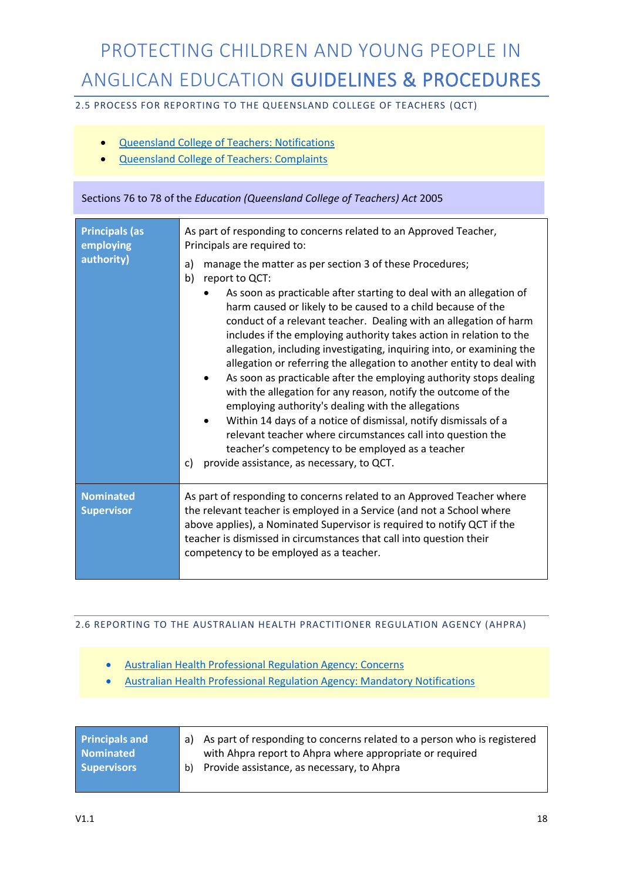### 2.5 PROCESS FOR REPORTING TO THE QUEENSLAND COLLEGE OF TEACHERS (QCT)

- Queensland College of Teachers: Notifications
- Queensland College of Teachers: Complaints

Sections 76 to 78 of the *Education (Queensland College of Teachers) Act* 2005

| | |
|---|---|
| **Principals (as employing authority)** | As part of responding to concerns related to an Approved Teacher, Principals are required to:<br>a) manage the matter as per section 3 of these Procedures;<br>b) report to QCT:<br>• As soon as practicable after starting to deal with an allegation of harm caused or likely to be caused to a child because of the conduct of a relevant teacher. Dealing with an allegation of harm includes if the employing authority takes action in relation to the allegation, including investigating, inquiring into, or examining the allegation or referring the allegation to another entity to deal with<br>• As soon as practicable after the employing authority stops dealing with the allegation for any reason, notify the outcome of the employing authority's dealing with the allegations<br>• Within 14 days of a notice of dismissal, notify dismissals of a relevant teacher where circumstances call into question the teacher's competency to be employed as a teacher<br>c) provide assistance, as necessary, to QCT. |
| **Nominated Supervisor** | As part of responding to concerns related to an Approved Teacher where the relevant teacher is employed in a Service (and not a School where above applies), a Nominated Supervisor is required to notify QCT if the teacher is dismissed in circumstances that call into question their competency to be employed as a teacher. |

### 2.6 REPORTING TO THE AUSTRALIAN HEALTH PRACTITIONER REGULATION AGENCY (AHPRA)

- Australian Health Professional Regulation Agency: Concerns
- Australian Health Professional Regulation Agency: Mandatory Notifications

| | |
|---|---|
| **Principals and Nominated Supervisors** | a) As part of responding to concerns related to a person who is registered with Ahpra report to Ahpra where appropriate or required<br>b) Provide assistance, as necessary, to Ahpra |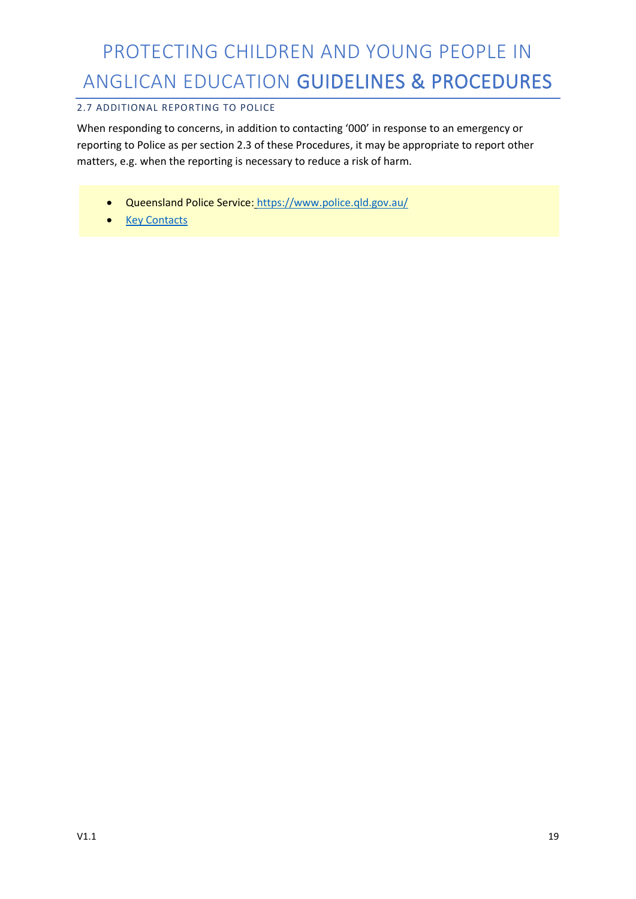### 2.7 ADDITIONAL REPORTING TO POLICE

When responding to concerns, in addition to contacting ‘000’ in response to an emergency or reporting to Police as per section 2.3 of these Procedures, it may be appropriate to report other matters, e.g. when the reporting is necessary to reduce a risk of harm.

- Queensland Police Service: https://www.police.qld.gov.au/
- Key Contacts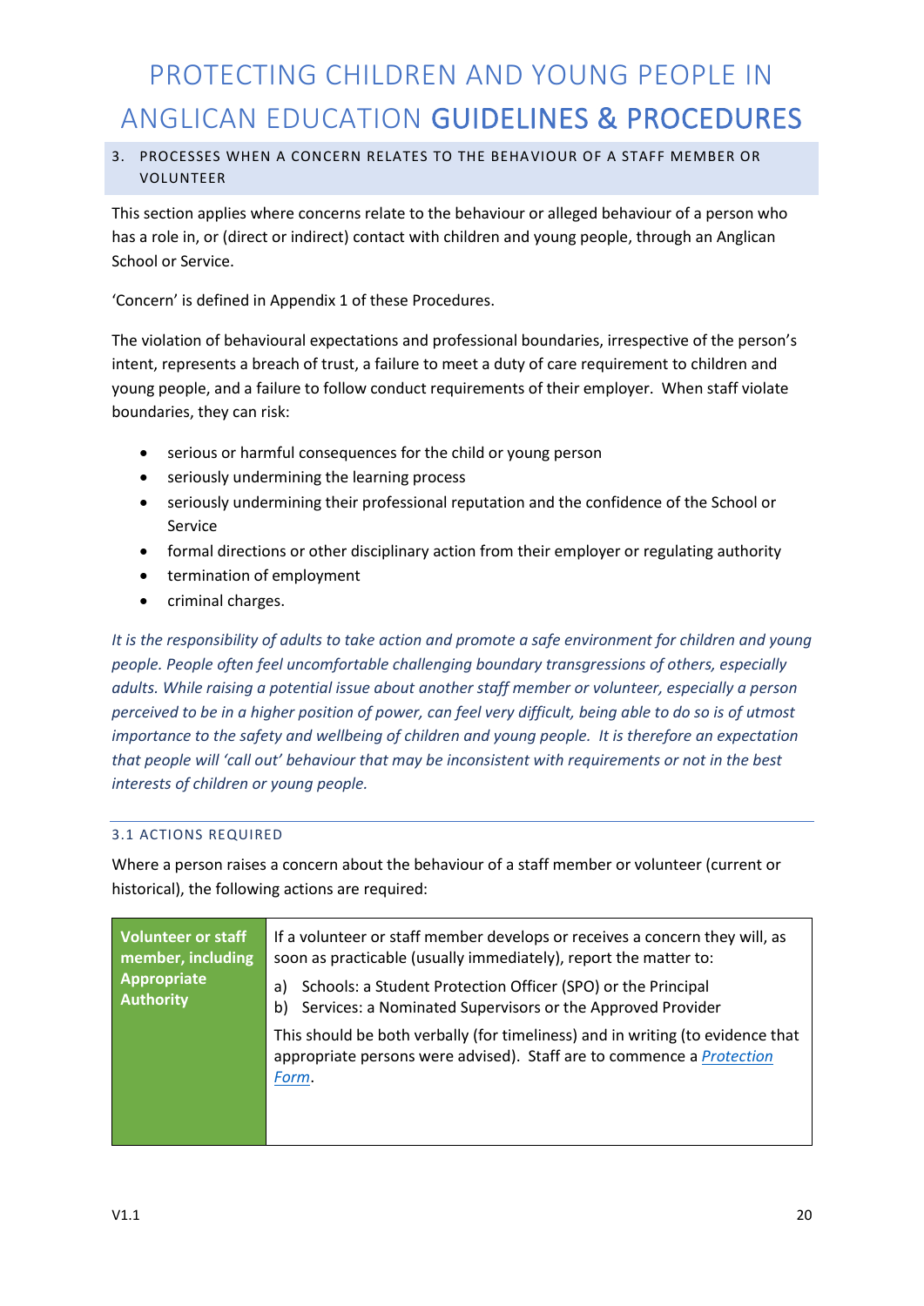## 3. PROCESSES WHEN A CONCERN RELATES TO THE BEHAVIOUR OF A STAFF MEMBER OR VOLUNTEER

This section applies where concerns relate to the behaviour or alleged behaviour of a person who has a role in, or (direct or indirect) contact with children and young people, through an Anglican School or Service.

'Concern' is defined in Appendix 1 of these Procedures.

The violation of behavioural expectations and professional boundaries, irrespective of the person's intent, represents a breach of trust, a failure to meet a duty of care requirement to children and young people, and a failure to follow conduct requirements of their employer. When staff violate boundaries, they can risk:

- serious or harmful consequences for the child or young person
- seriously undermining the learning process
- seriously undermining their professional reputation and the confidence of the School or Service
- formal directions or other disciplinary action from their employer or regulating authority
- termination of employment
- criminal charges.

*It is the responsibility of adults to take action and promote a safe environment for children and young people. People often feel uncomfortable challenging boundary transgressions of others, especially adults. While raising a potential issue about another staff member or volunteer, especially a person perceived to be in a higher position of power, can feel very difficult, being able to do so is of utmost importance to the safety and wellbeing of children and young people. It is therefore an expectation that people will 'call out' behaviour that may be inconsistent with requirements or not in the best interests of children or young people.*

### 3.1 ACTIONS REQUIRED

Where a person raises a concern about the behaviour of a staff member or volunteer (current or historical), the following actions are required:

| | |
|---|---|
| **Volunteer or staff member, including Appropriate Authority** | If a volunteer or staff member develops or receives a concern they will, as soon as practicable (usually immediately), report the matter to:<br>a) Schools: a Student Protection Officer (SPO) or the Principal<br>b) Services: a Nominated Supervisors or the Approved Provider<br><br>This should be both verbally (for timeliness) and in writing (to evidence that appropriate persons were advised). Staff are to commence a *Protection Form*. |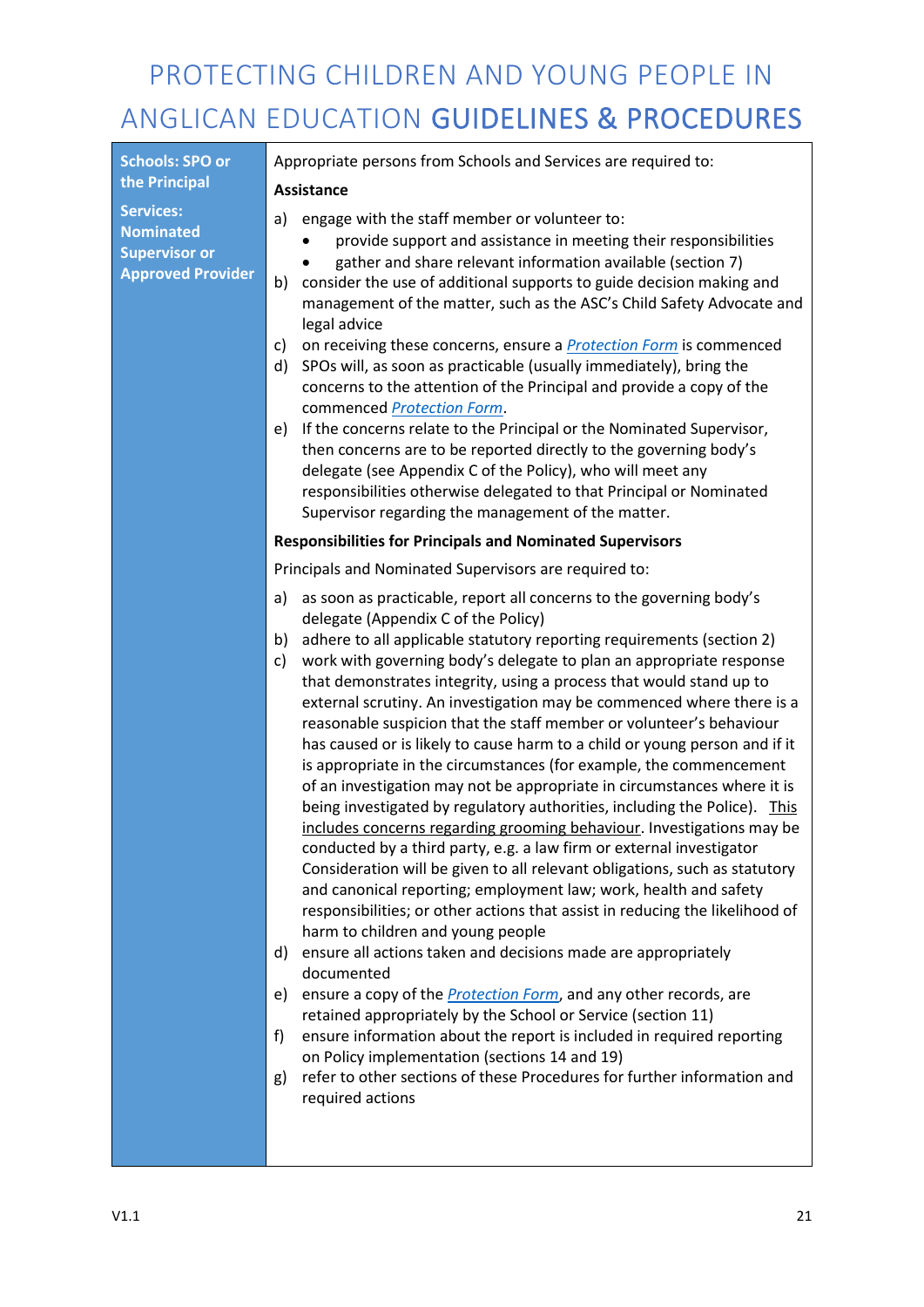| Schools: SPO or the Principal<br><br>Services: Nominated Supervisor or Approved Provider | Appropriate persons from Schools and Services are required to:<br><br>**Assistance**<br><br>a) engage with the staff member or volunteer to:<br>• provide support and assistance in meeting their responsibilities<br>• gather and share relevant information available (section 7)<br>b) consider the use of additional supports to guide decision making and management of the matter, such as the ASC's Child Safety Advocate and legal advice<br>c) on receiving these concerns, ensure a *Protection Form* is commenced<br>d) SPOs will, as soon as practicable (usually immediately), bring the concerns to the attention of the Principal and provide a copy of the commenced *Protection Form*.<br>e) If the concerns relate to the Principal or the Nominated Supervisor, then concerns are to be reported directly to the governing body's delegate (see Appendix C of the Policy), who will meet any responsibilities otherwise delegated to that Principal or Nominated Supervisor regarding the management of the matter.<br><br>**Responsibilities for Principals and Nominated Supervisors**<br><br>Principals and Nominated Supervisors are required to:<br><br>a) as soon as practicable, report all concerns to the governing body's delegate (Appendix C of the Policy)<br>b) adhere to all applicable statutory reporting requirements (section 2)<br>c) work with governing body's delegate to plan an appropriate response that demonstrates integrity, using a process that would stand up to external scrutiny. An investigation may be commenced where there is a reasonable suspicion that the staff member or volunteer's behaviour has caused or is likely to cause harm to a child or young person and if it is appropriate in the circumstances (for example, the commencement of an investigation may not be appropriate in circumstances where it is being investigated by regulatory authorities, including the Police). <u>This includes concerns regarding grooming behaviour</u>. Investigations may be conducted by a third party, e.g. a law firm or external investigator Consideration will be given to all relevant obligations, such as statutory and canonical reporting; employment law; work, health and safety responsibilities; or other actions that assist in reducing the likelihood of harm to children and young people<br>d) ensure all actions taken and decisions made are appropriately documented<br>e) ensure a copy of the *Protection Form*, and any other records, are retained appropriately by the School or Service (section 11)<br>f) ensure information about the report is included in required reporting on Policy implementation (sections 14 and 19)<br>g) refer to other sections of these Procedures for further information and required actions |
|---|---|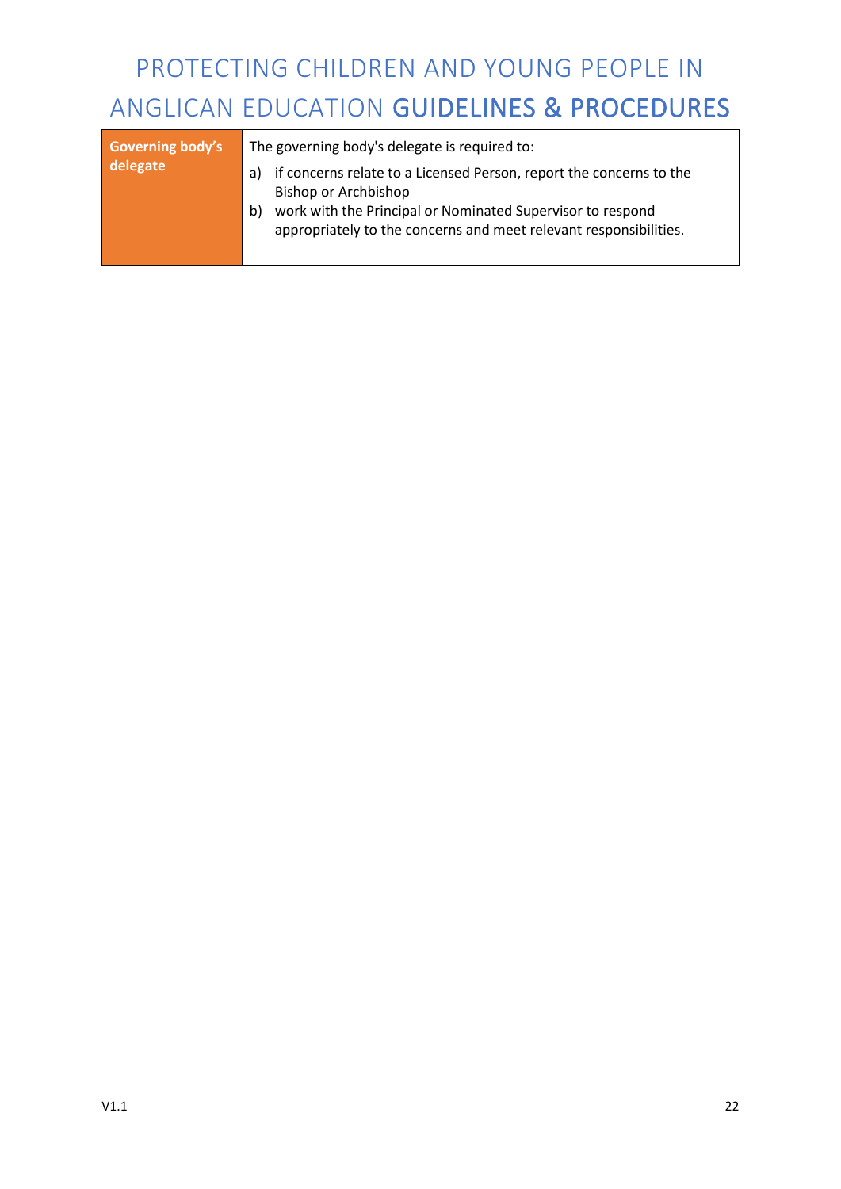| Governing body's delegate | The governing body's delegate is required to:<br>a) if concerns relate to a Licensed Person, report the concerns to the Bishop or Archbishop<br>b) work with the Principal or Nominated Supervisor to respond appropriately to the concerns and meet relevant responsibilities. |
|---|---|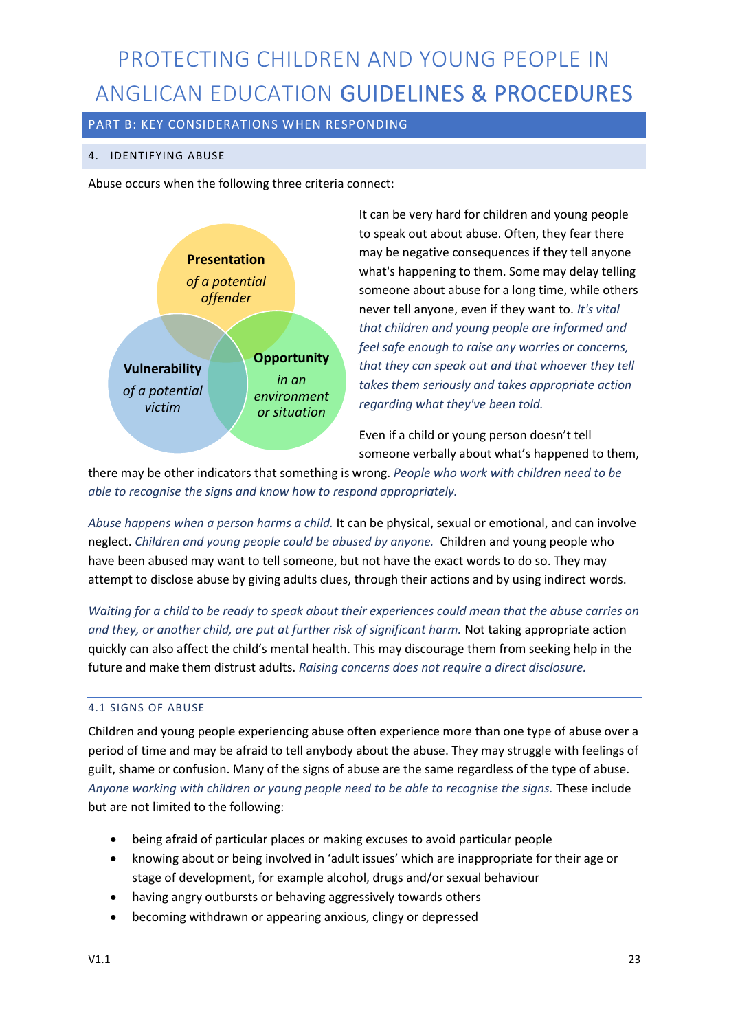# PROTECTING CHILDREN AND YOUNG PEOPLE IN ANGLICAN EDUCATION GUIDELINES & PROCEDURES

## PART B: KEY CONSIDERATIONS WHEN RESPONDING

### 4. IDENTIFYING ABUSE

Abuse occurs when the following three criteria connect:

**Presentation** *of a potential offender*

**Vulnerability** *of a potential victim*

**Opportunity** *in an environment or situation*

It can be very hard for children and young people to speak out about abuse. Often, they fear there may be negative consequences if they tell anyone what's happening to them. Some may delay telling someone about abuse for a long time, while others never tell anyone, even if they want to. *It's vital that children and young people are informed and feel safe enough to raise any worries or concerns, that they can speak out and that whoever they tell takes them seriously and takes appropriate action regarding what they've been told.*

Even if a child or young person doesn't tell someone verbally about what's happened to them, there may be other indicators that something is wrong. *People who work with children need to be able to recognise the signs and know how to respond appropriately.*

*Abuse happens when a person harms a child.* It can be physical, sexual or emotional, and can involve neglect. *Children and young people could be abused by anyone.* Children and young people who have been abused may want to tell someone, but not have the exact words to do so. They may attempt to disclose abuse by giving adults clues, through their actions and by using indirect words.

*Waiting for a child to be ready to speak about their experiences could mean that the abuse carries on and they, or another child, are put at further risk of significant harm.* Not taking appropriate action quickly can also affect the child's mental health. This may discourage them from seeking help in the future and make them distrust adults. *Raising concerns does not require a direct disclosure.*

#### 4.1 SIGNS OF ABUSE

Children and young people experiencing abuse often experience more than one type of abuse over a period of time and may be afraid to tell anybody about the abuse. They may struggle with feelings of guilt, shame or confusion. Many of the signs of abuse are the same regardless of the type of abuse. *Anyone working with children or young people need to be able to recognise the signs.* These include but are not limited to the following:

- being afraid of particular places or making excuses to avoid particular people
- knowing about or being involved in 'adult issues' which are inappropriate for their age or stage of development, for example alcohol, drugs and/or sexual behaviour
- having angry outbursts or behaving aggressively towards others
- becoming withdrawn or appearing anxious, clingy or depressed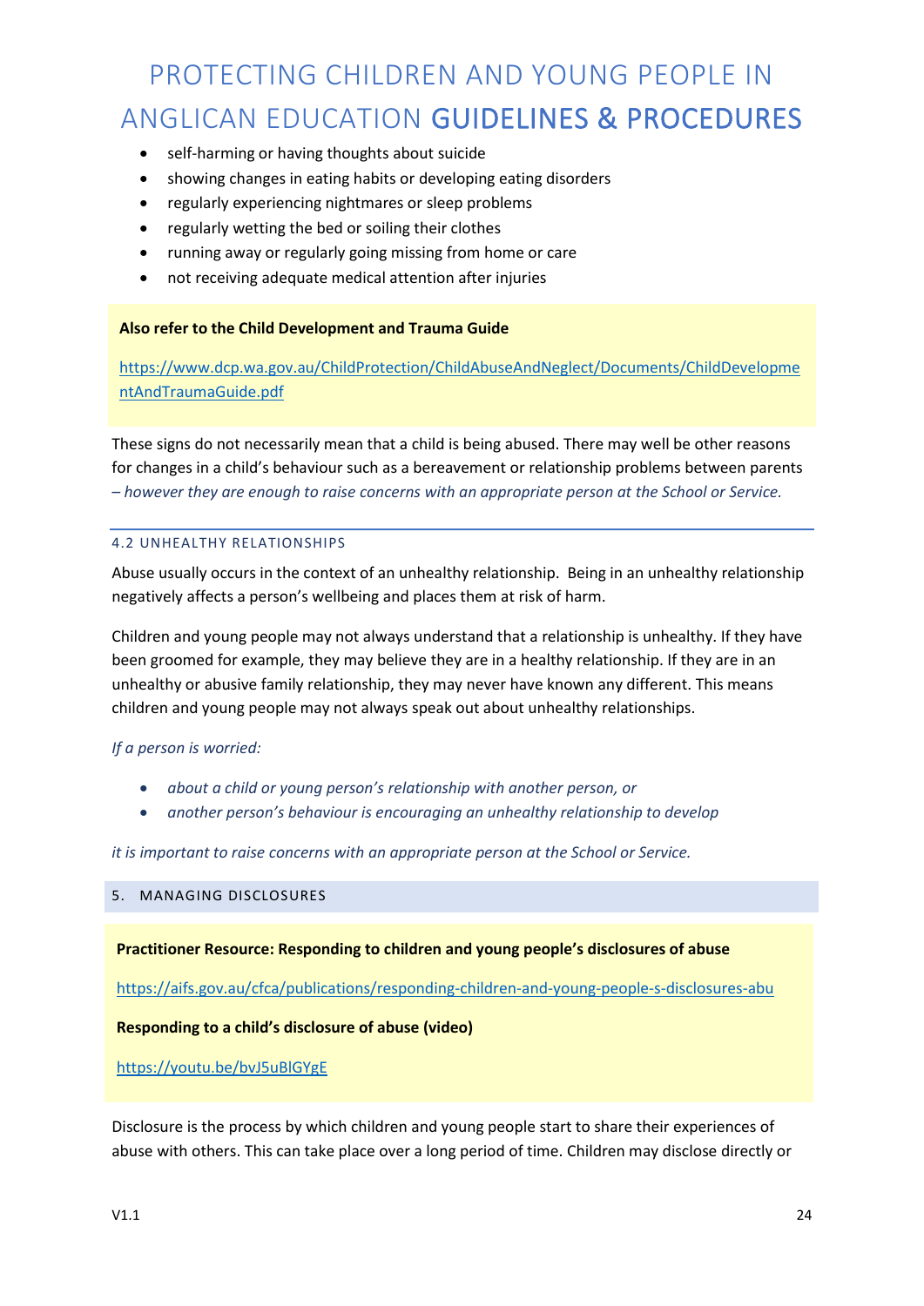- self-harming or having thoughts about suicide
- showing changes in eating habits or developing eating disorders
- regularly experiencing nightmares or sleep problems
- regularly wetting the bed or soiling their clothes
- running away or regularly going missing from home or care
- not receiving adequate medical attention after injuries

**Also refer to the Child Development and Trauma Guide**

https://www.dcp.wa.gov.au/ChildProtection/ChildAbuseAndNeglect/Documents/ChildDevelopmentAndTraumaGuide.pdf

These signs do not necessarily mean that a child is being abused. There may well be other reasons for changes in a child's behaviour such as a bereavement or relationship problems between parents *– however they are enough to raise concerns with an appropriate person at the School or Service.*

### 4.2 UNHEALTHY RELATIONSHIPS

Abuse usually occurs in the context of an unhealthy relationship. Being in an unhealthy relationship negatively affects a person's wellbeing and places them at risk of harm.

Children and young people may not always understand that a relationship is unhealthy. If they have been groomed for example, they may believe they are in a healthy relationship. If they are in an unhealthy or abusive family relationship, they may never have known any different. This means children and young people may not always speak out about unhealthy relationships.

*If a person is worried:*

- *about a child or young person's relationship with another person, or*
- *another person's behaviour is encouraging an unhealthy relationship to develop*

*it is important to raise concerns with an appropriate person at the School or Service.*

## 5. MANAGING DISCLOSURES

**Practitioner Resource: Responding to children and young people's disclosures of abuse**

https://aifs.gov.au/cfca/publications/responding-children-and-young-people-s-disclosures-abu

**Responding to a child's disclosure of abuse (video)**

https://youtu.be/bvJ5uBlGYgE

Disclosure is the process by which children and young people start to share their experiences of abuse with others. This can take place over a long period of time. Children may disclose directly or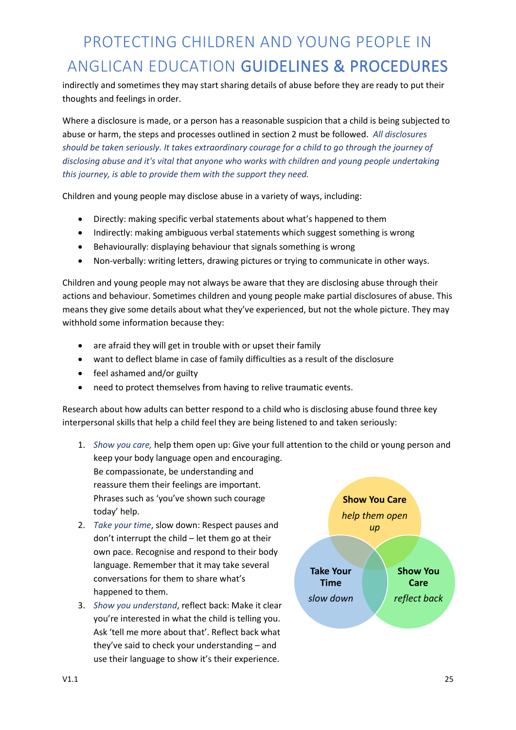indirectly and sometimes they may start sharing details of abuse before they are ready to put their thoughts and feelings in order.

Where a disclosure is made, or a person has a reasonable suspicion that a child is being subjected to abuse or harm, the steps and processes outlined in section 2 must be followed. *All disclosures should be taken seriously. It takes extraordinary courage for a child to go through the journey of disclosing abuse and it's vital that anyone who works with children and young people undertaking this journey, is able to provide them with the support they need.*

Children and young people may disclose abuse in a variety of ways, including:

- Directly: making specific verbal statements about what's happened to them
- Indirectly: making ambiguous verbal statements which suggest something is wrong
- Behaviourally: displaying behaviour that signals something is wrong
- Non-verbally: writing letters, drawing pictures or trying to communicate in other ways.

Children and young people may not always be aware that they are disclosing abuse through their actions and behaviour. Sometimes children and young people make partial disclosures of abuse. This means they give some details about what they've experienced, but not the whole picture. They may withhold some information because they:

- are afraid they will get in trouble with or upset their family
- want to deflect blame in case of family difficulties as a result of the disclosure
- feel ashamed and/or guilty
- need to protect themselves from having to relive traumatic events.

Research about how adults can better respond to a child who is disclosing abuse found three key interpersonal skills that help a child feel they are being listened to and taken seriously:

1. *Show you care,* help them open up: Give your full attention to the child or young person and keep your body language open and encouraging. Be compassionate, be understanding and reassure them their feelings are important. Phrases such as 'you've shown such courage today' help.
2. *Take your time*, slow down: Respect pauses and don't interrupt the child – let them go at their own pace. Recognise and respond to their body language. Remember that it may take several conversations for them to share what's happened to them.
3. *Show you understand*, reflect back: Make it clear you're interested in what the child is telling you. Ask 'tell me more about that'. Reflect back what they've said to check your understanding – and use their language to show it's their experience.

**Show You Care**
*help them open up*

**Take Your Time**
*slow down*

**Show You Care**
*reflect back*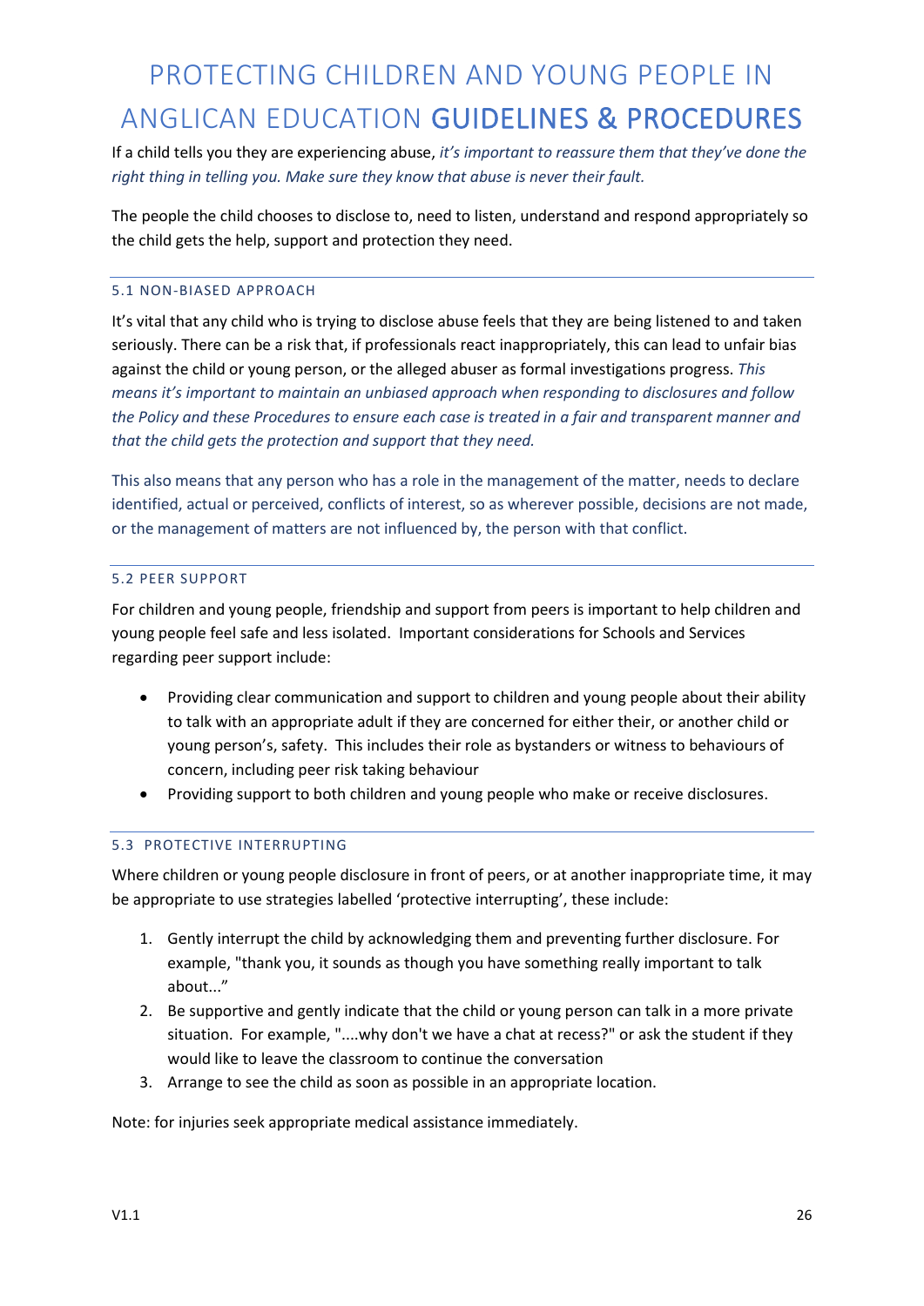If a child tells you they are experiencing abuse, *it's important to reassure them that they've done the right thing in telling you. Make sure they know that abuse is never their fault.*

The people the child chooses to disclose to, need to listen, understand and respond appropriately so the child gets the help, support and protection they need.

### 5.1 NON-BIASED APPROACH

It's vital that any child who is trying to disclose abuse feels that they are being listened to and taken seriously. There can be a risk that, if professionals react inappropriately, this can lead to unfair bias against the child or young person, or the alleged abuser as formal investigations progress. *This means it's important to maintain an unbiased approach when responding to disclosures and follow the Policy and these Procedures to ensure each case is treated in a fair and transparent manner and that the child gets the protection and support that they need.*

This also means that any person who has a role in the management of the matter, needs to declare identified, actual or perceived, conflicts of interest, so as wherever possible, decisions are not made, or the management of matters are not influenced by, the person with that conflict.

### 5.2 PEER SUPPORT

For children and young people, friendship and support from peers is important to help children and young people feel safe and less isolated. Important considerations for Schools and Services regarding peer support include:

- Providing clear communication and support to children and young people about their ability to talk with an appropriate adult if they are concerned for either their, or another child or young person's, safety. This includes their role as bystanders or witness to behaviours of concern, including peer risk taking behaviour
- Providing support to both children and young people who make or receive disclosures.

### 5.3 PROTECTIVE INTERRUPTING

Where children or young people disclosure in front of peers, or at another inappropriate time, it may be appropriate to use strategies labelled 'protective interrupting', these include:

1. Gently interrupt the child by acknowledging them and preventing further disclosure. For example, "thank you, it sounds as though you have something really important to talk about..."
2. Be supportive and gently indicate that the child or young person can talk in a more private situation. For example, "....why don't we have a chat at recess?" or ask the student if they would like to leave the classroom to continue the conversation
3. Arrange to see the child as soon as possible in an appropriate location.

Note: for injuries seek appropriate medical assistance immediately.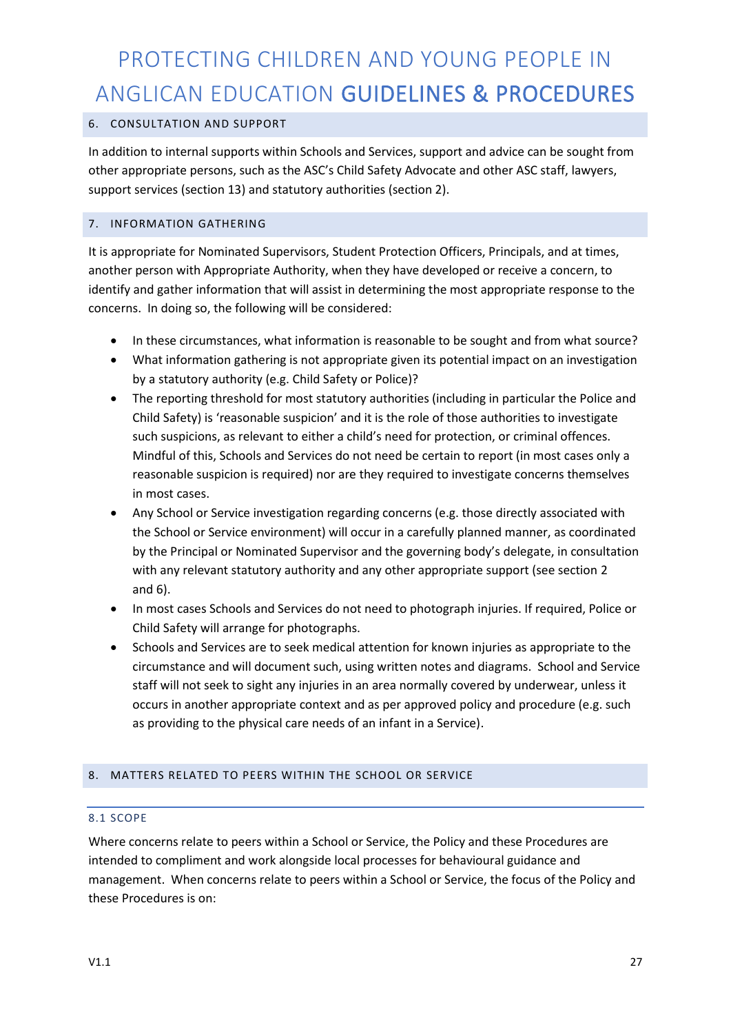## 6. CONSULTATION AND SUPPORT

In addition to internal supports within Schools and Services, support and advice can be sought from other appropriate persons, such as the ASC's Child Safety Advocate and other ASC staff, lawyers, support services (section 13) and statutory authorities (section 2).

## 7. INFORMATION GATHERING

It is appropriate for Nominated Supervisors, Student Protection Officers, Principals, and at times, another person with Appropriate Authority, when they have developed or receive a concern, to identify and gather information that will assist in determining the most appropriate response to the concerns. In doing so, the following will be considered:

- In these circumstances, what information is reasonable to be sought and from what source?
- What information gathering is not appropriate given its potential impact on an investigation by a statutory authority (e.g. Child Safety or Police)?
- The reporting threshold for most statutory authorities (including in particular the Police and Child Safety) is 'reasonable suspicion' and it is the role of those authorities to investigate such suspicions, as relevant to either a child's need for protection, or criminal offences. Mindful of this, Schools and Services do not need be certain to report (in most cases only a reasonable suspicion is required) nor are they required to investigate concerns themselves in most cases.
- Any School or Service investigation regarding concerns (e.g. those directly associated with the School or Service environment) will occur in a carefully planned manner, as coordinated by the Principal or Nominated Supervisor and the governing body's delegate, in consultation with any relevant statutory authority and any other appropriate support (see section 2 and 6).
- In most cases Schools and Services do not need to photograph injuries. If required, Police or Child Safety will arrange for photographs.
- Schools and Services are to seek medical attention for known injuries as appropriate to the circumstance and will document such, using written notes and diagrams. School and Service staff will not seek to sight any injuries in an area normally covered by underwear, unless it occurs in another appropriate context and as per approved policy and procedure (e.g. such as providing to the physical care needs of an infant in a Service).

## 8. MATTERS RELATED TO PEERS WITHIN THE SCHOOL OR SERVICE

### 8.1 SCOPE

Where concerns relate to peers within a School or Service, the Policy and these Procedures are intended to compliment and work alongside local processes for behavioural guidance and management. When concerns relate to peers within a School or Service, the focus of the Policy and these Procedures is on: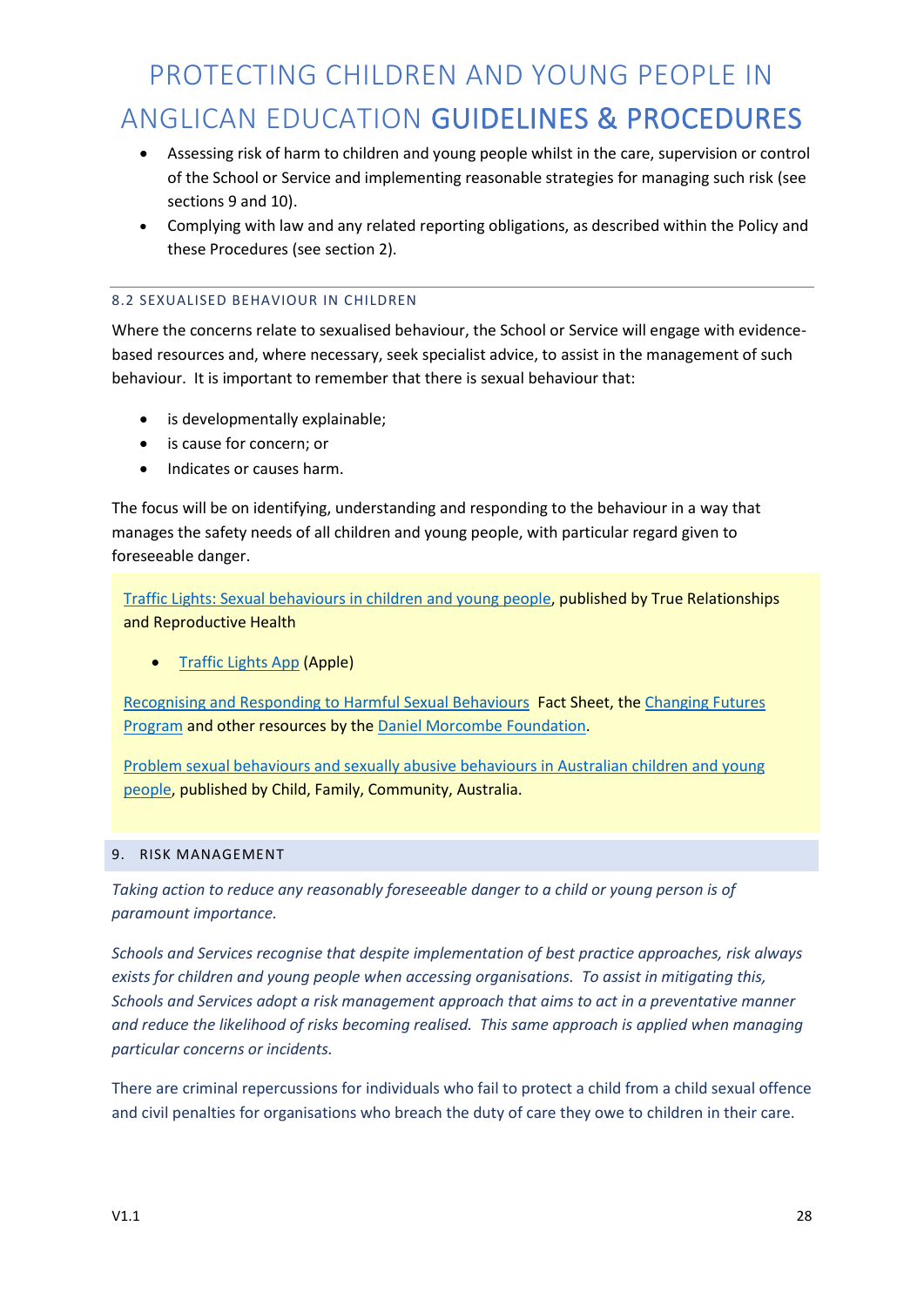- Assessing risk of harm to children and young people whilst in the care, supervision or control of the School or Service and implementing reasonable strategies for managing such risk (see sections 9 and 10).
- Complying with law and any related reporting obligations, as described within the Policy and these Procedures (see section 2).

### 8.2 SEXUALISED BEHAVIOUR IN CHILDREN

Where the concerns relate to sexualised behaviour, the School or Service will engage with evidence-based resources and, where necessary, seek specialist advice, to assist in the management of such behaviour. It is important to remember that there is sexual behaviour that:

- is developmentally explainable;
- is cause for concern; or
- Indicates or causes harm.

The focus will be on identifying, understanding and responding to the behaviour in a way that manages the safety needs of all children and young people, with particular regard given to foreseeable danger.

Traffic Lights: Sexual behaviours in children and young people, published by True Relationships and Reproductive Health

- Traffic Lights App (Apple)

Recognising and Responding to Harmful Sexual Behaviours Fact Sheet, the Changing Futures Program and other resources by the Daniel Morcombe Foundation.

Problem sexual behaviours and sexually abusive behaviours in Australian children and young people, published by Child, Family, Community, Australia.

## 9. RISK MANAGEMENT

*Taking action to reduce any reasonably foreseeable danger to a child or young person is of paramount importance.*

*Schools and Services recognise that despite implementation of best practice approaches, risk always exists for children and young people when accessing organisations. To assist in mitigating this, Schools and Services adopt a risk management approach that aims to act in a preventative manner and reduce the likelihood of risks becoming realised. This same approach is applied when managing particular concerns or incidents.*

There are criminal repercussions for individuals who fail to protect a child from a child sexual offence and civil penalties for organisations who breach the duty of care they owe to children in their care.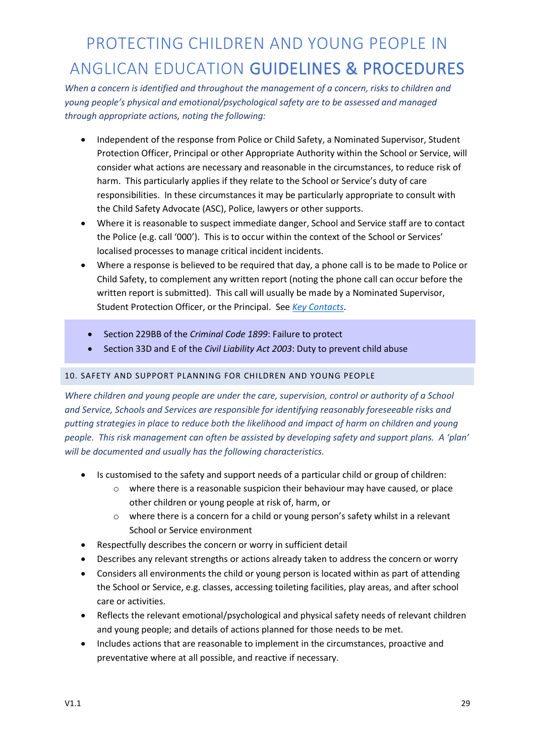*When a concern is identified and throughout the management of a concern, risks to children and young people's physical and emotional/psychological safety are to be assessed and managed through appropriate actions, noting the following:*

- Independent of the response from Police or Child Safety, a Nominated Supervisor, Student Protection Officer, Principal or other Appropriate Authority within the School or Service, will consider what actions are necessary and reasonable in the circumstances, to reduce risk of harm. This particularly applies if they relate to the School or Service's duty of care responsibilities. In these circumstances it may be particularly appropriate to consult with the Child Safety Advocate (ASC), Police, lawyers or other supports.
- Where it is reasonable to suspect immediate danger, School and Service staff are to contact the Police (e.g. call '000'). This is to occur within the context of the School or Services' localised processes to manage critical incident incidents.
- Where a response is believed to be required that day, a phone call is to be made to Police or Child Safety, to complement any written report (noting the phone call can occur before the written report is submitted). This call will usually be made by a Nominated Supervisor, Student Protection Officer, or the Principal. See *Key Contacts*.

> - Section 229BB of the *Criminal Code 1899*: Failure to protect
> - Section 33D and E of the *Civil Liability Act 2003*: Duty to prevent child abuse

## 10. SAFETY AND SUPPORT PLANNING FOR CHILDREN AND YOUNG PEOPLE

*Where children and young people are under the care, supervision, control or authority of a School and Service, Schools and Services are responsible for identifying reasonably foreseeable risks and putting strategies in place to reduce both the likelihood and impact of harm on children and young people. This risk management can often be assisted by developing safety and support plans. A 'plan' will be documented and usually has the following characteristics.*

- Is customised to the safety and support needs of a particular child or group of children:
  - where there is a reasonable suspicion their behaviour may have caused, or place other children or young people at risk of, harm, or
  - where there is a concern for a child or young person's safety whilst in a relevant School or Service environment
- Respectfully describes the concern or worry in sufficient detail
- Describes any relevant strengths or actions already taken to address the concern or worry
- Considers all environments the child or young person is located within as part of attending the School or Service, e.g. classes, accessing toileting facilities, play areas, and after school care or activities.
- Reflects the relevant emotional/psychological and physical safety needs of relevant children and young people; and details of actions planned for those needs to be met.
- Includes actions that are reasonable to implement in the circumstances, proactive and preventative where at all possible, and reactive if necessary.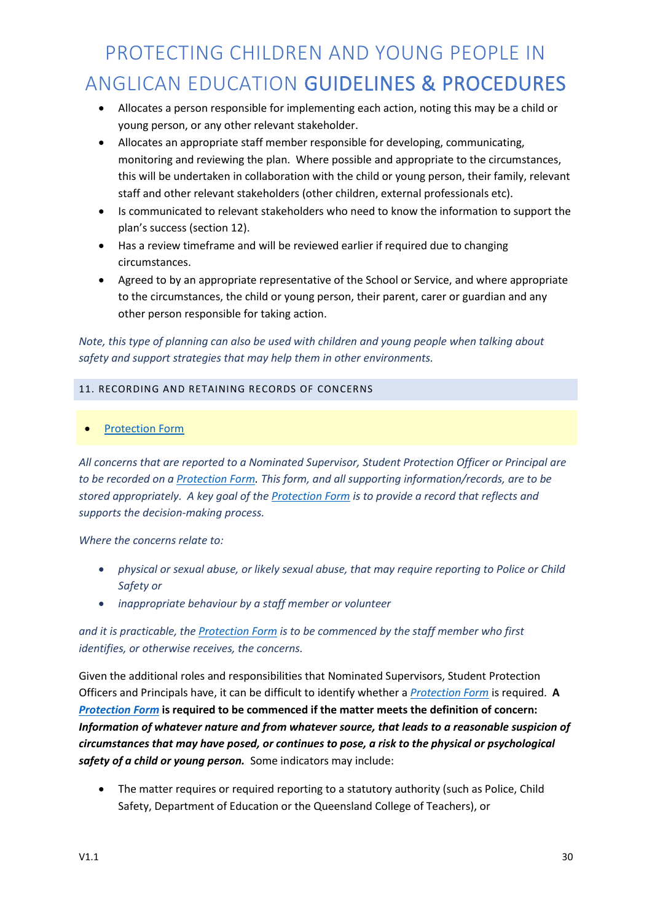- Allocates a person responsible for implementing each action, noting this may be a child or young person, or any other relevant stakeholder.
- Allocates an appropriate staff member responsible for developing, communicating, monitoring and reviewing the plan. Where possible and appropriate to the circumstances, this will be undertaken in collaboration with the child or young person, their family, relevant staff and other relevant stakeholders (other children, external professionals etc).
- Is communicated to relevant stakeholders who need to know the information to support the plan's success (section 12).
- Has a review timeframe and will be reviewed earlier if required due to changing circumstances.
- Agreed to by an appropriate representative of the School or Service, and where appropriate to the circumstances, the child or young person, their parent, carer or guardian and any other person responsible for taking action.

*Note, this type of planning can also be used with children and young people when talking about safety and support strategies that may help them in other environments.*

## 11. RECORDING AND RETAINING RECORDS OF CONCERNS

- Protection Form

*All concerns that are reported to a Nominated Supervisor, Student Protection Officer or Principal are to be recorded on a Protection Form. This form, and all supporting information/records, are to be stored appropriately. A key goal of the Protection Form is to provide a record that reflects and supports the decision-making process.*

*Where the concerns relate to:*

- *physical or sexual abuse, or likely sexual abuse, that may require reporting to Police or Child Safety or*
- *inappropriate behaviour by a staff member or volunteer*

*and it is practicable, the Protection Form is to be commenced by the staff member who first identifies, or otherwise receives, the concerns.*

Given the additional roles and responsibilities that Nominated Supervisors, Student Protection Officers and Principals have, it can be difficult to identify whether a *Protection Form* is required. **A *Protection Form* is required to be commenced if the matter meets the definition of concern: *Information of whatever nature and from whatever source, that leads to a reasonable suspicion of circumstances that may have posed, or continues to pose, a risk to the physical or psychological safety of a child or young person.*** Some indicators may include:

- The matter requires or required reporting to a statutory authority (such as Police, Child Safety, Department of Education or the Queensland College of Teachers), or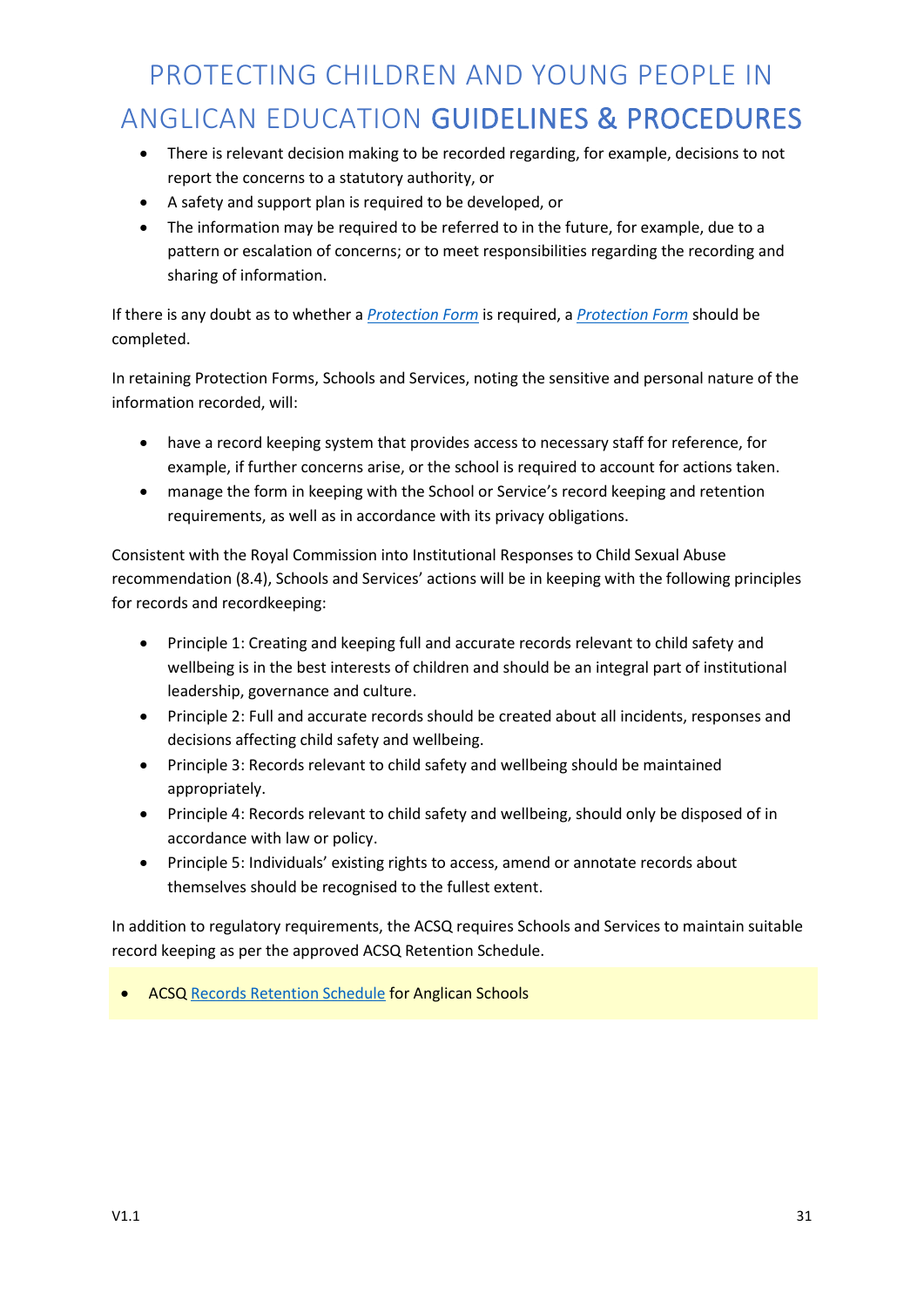- There is relevant decision making to be recorded regarding, for example, decisions to not report the concerns to a statutory authority, or
- A safety and support plan is required to be developed, or
- The information may be required to be referred to in the future, for example, due to a pattern or escalation of concerns; or to meet responsibilities regarding the recording and sharing of information.

If there is any doubt as to whether a *Protection Form* is required, a *Protection Form* should be completed.

In retaining Protection Forms, Schools and Services, noting the sensitive and personal nature of the information recorded, will:

- have a record keeping system that provides access to necessary staff for reference, for example, if further concerns arise, or the school is required to account for actions taken.
- manage the form in keeping with the School or Service's record keeping and retention requirements, as well as in accordance with its privacy obligations.

Consistent with the Royal Commission into Institutional Responses to Child Sexual Abuse recommendation (8.4), Schools and Services' actions will be in keeping with the following principles for records and recordkeeping:

- Principle 1: Creating and keeping full and accurate records relevant to child safety and wellbeing is in the best interests of children and should be an integral part of institutional leadership, governance and culture.
- Principle 2: Full and accurate records should be created about all incidents, responses and decisions affecting child safety and wellbeing.
- Principle 3: Records relevant to child safety and wellbeing should be maintained appropriately.
- Principle 4: Records relevant to child safety and wellbeing, should only be disposed of in accordance with law or policy.
- Principle 5: Individuals' existing rights to access, amend or annotate records about themselves should be recognised to the fullest extent.

In addition to regulatory requirements, the ACSQ requires Schools and Services to maintain suitable record keeping as per the approved ACSQ Retention Schedule.

- ACSQ Records Retention Schedule for Anglican Schools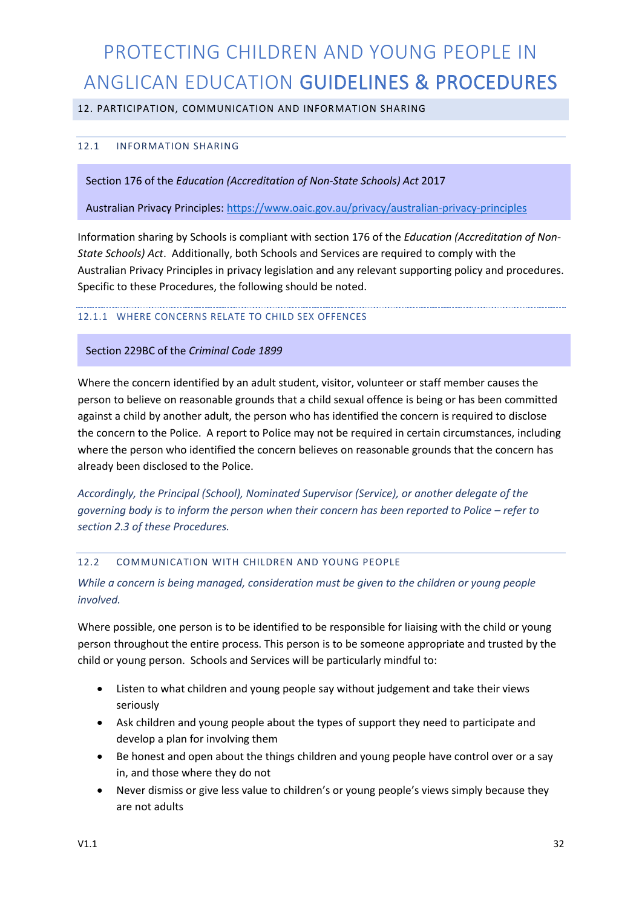## 12. PARTICIPATION, COMMUNICATION AND INFORMATION SHARING

### 12.1 INFORMATION SHARING

Section 176 of the *Education (Accreditation of Non-State Schools) Act* 2017

Australian Privacy Principles: https://www.oaic.gov.au/privacy/australian-privacy-principles

Information sharing by Schools is compliant with section 176 of the *Education (Accreditation of Non-State Schools) Act*. Additionally, both Schools and Services are required to comply with the Australian Privacy Principles in privacy legislation and any relevant supporting policy and procedures. Specific to these Procedures, the following should be noted.

#### 12.1.1 WHERE CONCERNS RELATE TO CHILD SEX OFFENCES

Section 229BC of the *Criminal Code 1899*

Where the concern identified by an adult student, visitor, volunteer or staff member causes the person to believe on reasonable grounds that a child sexual offence is being or has been committed against a child by another adult, the person who has identified the concern is required to disclose the concern to the Police. A report to Police may not be required in certain circumstances, including where the person who identified the concern believes on reasonable grounds that the concern has already been disclosed to the Police.

*Accordingly, the Principal (School), Nominated Supervisor (Service), or another delegate of the governing body is to inform the person when their concern has been reported to Police – refer to section 2.3 of these Procedures.*

### 12.2 COMMUNICATION WITH CHILDREN AND YOUNG PEOPLE

*While a concern is being managed, consideration must be given to the children or young people involved.*

Where possible, one person is to be identified to be responsible for liaising with the child or young person throughout the entire process. This person is to be someone appropriate and trusted by the child or young person. Schools and Services will be particularly mindful to:

- Listen to what children and young people say without judgement and take their views seriously
- Ask children and young people about the types of support they need to participate and develop a plan for involving them
- Be honest and open about the things children and young people have control over or a say in, and those where they do not
- Never dismiss or give less value to children's or young people's views simply because they are not adults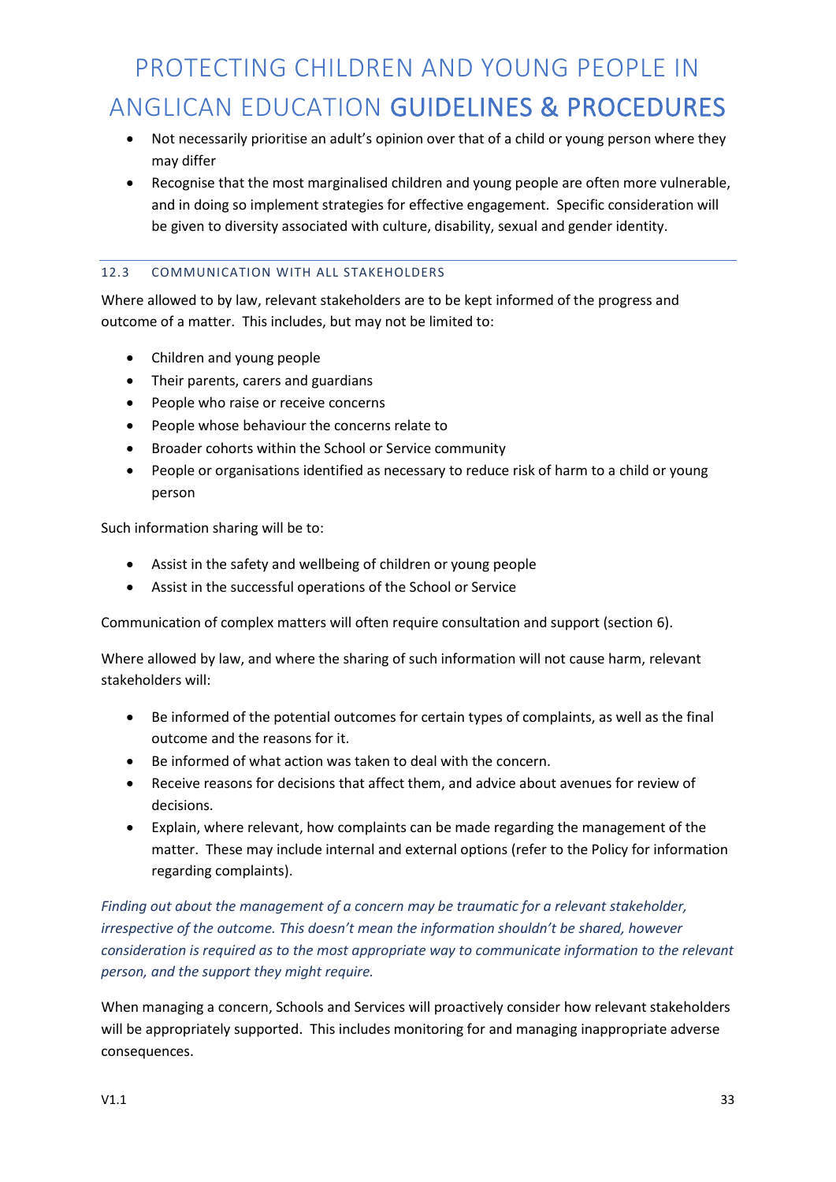- Not necessarily prioritise an adult's opinion over that of a child or young person where they may differ
- Recognise that the most marginalised children and young people are often more vulnerable, and in doing so implement strategies for effective engagement. Specific consideration will be given to diversity associated with culture, disability, sexual and gender identity.

### 12.3 COMMUNICATION WITH ALL STAKEHOLDERS

Where allowed to by law, relevant stakeholders are to be kept informed of the progress and outcome of a matter. This includes, but may not be limited to:

- Children and young people
- Their parents, carers and guardians
- People who raise or receive concerns
- People whose behaviour the concerns relate to
- Broader cohorts within the School or Service community
- People or organisations identified as necessary to reduce risk of harm to a child or young person

Such information sharing will be to:

- Assist in the safety and wellbeing of children or young people
- Assist in the successful operations of the School or Service

Communication of complex matters will often require consultation and support (section 6).

Where allowed by law, and where the sharing of such information will not cause harm, relevant stakeholders will:

- Be informed of the potential outcomes for certain types of complaints, as well as the final outcome and the reasons for it.
- Be informed of what action was taken to deal with the concern.
- Receive reasons for decisions that affect them, and advice about avenues for review of decisions.
- Explain, where relevant, how complaints can be made regarding the management of the matter. These may include internal and external options (refer to the Policy for information regarding complaints).

*Finding out about the management of a concern may be traumatic for a relevant stakeholder, irrespective of the outcome. This doesn't mean the information shouldn't be shared, however consideration is required as to the most appropriate way to communicate information to the relevant person, and the support they might require.*

When managing a concern, Schools and Services will proactively consider how relevant stakeholders will be appropriately supported. This includes monitoring for and managing inappropriate adverse consequences.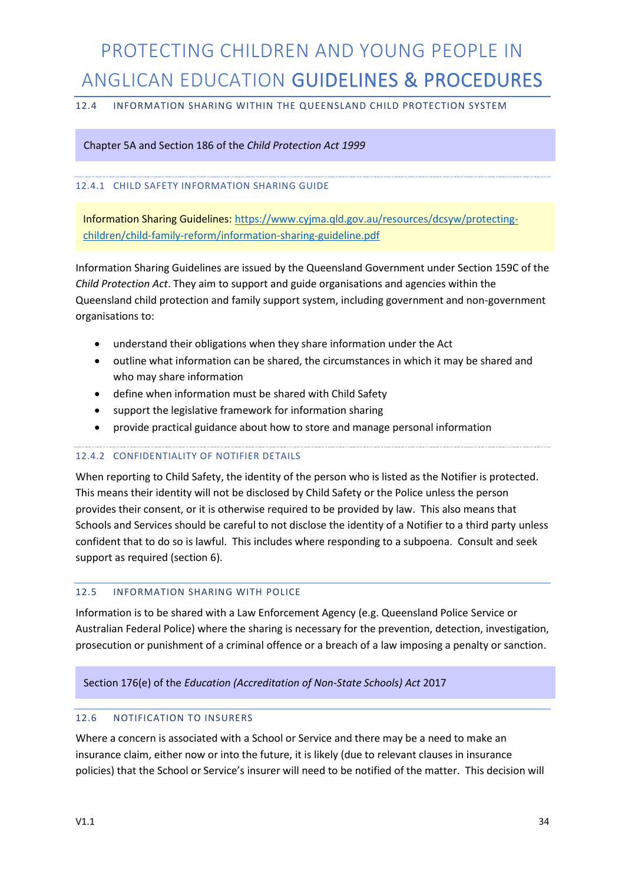## 12.4 INFORMATION SHARING WITHIN THE QUEENSLAND CHILD PROTECTION SYSTEM

Chapter 5A and Section 186 of the *Child Protection Act 1999*

### 12.4.1 CHILD SAFETY INFORMATION SHARING GUIDE

Information Sharing Guidelines: [https://www.cyjma.qld.gov.au/resources/dcsyw/protecting-children/child-family-reform/information-sharing-guideline.pdf](https://www.cyjma.qld.gov.au/resources/dcsyw/protecting-children/child-family-reform/information-sharing-guideline.pdf)

Information Sharing Guidelines are issued by the Queensland Government under Section 159C of the *Child Protection Act*. They aim to support and guide organisations and agencies within the Queensland child protection and family support system, including government and non-government organisations to:

- understand their obligations when they share information under the Act
- outline what information can be shared, the circumstances in which it may be shared and who may share information
- define when information must be shared with Child Safety
- support the legislative framework for information sharing
- provide practical guidance about how to store and manage personal information

### 12.4.2 CONFIDENTIALITY OF NOTIFIER DETAILS

When reporting to Child Safety, the identity of the person who is listed as the Notifier is protected. This means their identity will not be disclosed by Child Safety or the Police unless the person provides their consent, or it is otherwise required to be provided by law. This also means that Schools and Services should be careful to not disclose the identity of a Notifier to a third party unless confident that to do so is lawful. This includes where responding to a subpoena. Consult and seek support as required (section 6).

## 12.5 INFORMATION SHARING WITH POLICE

Information is to be shared with a Law Enforcement Agency (e.g. Queensland Police Service or Australian Federal Police) where the sharing is necessary for the prevention, detection, investigation, prosecution or punishment of a criminal offence or a breach of a law imposing a penalty or sanction.

Section 176(e) of the *Education (Accreditation of Non-State Schools) Act* 2017

## 12.6 NOTIFICATION TO INSURERS

Where a concern is associated with a School or Service and there may be a need to make an insurance claim, either now or into the future, it is likely (due to relevant clauses in insurance policies) that the School or Service's insurer will need to be notified of the matter. This decision will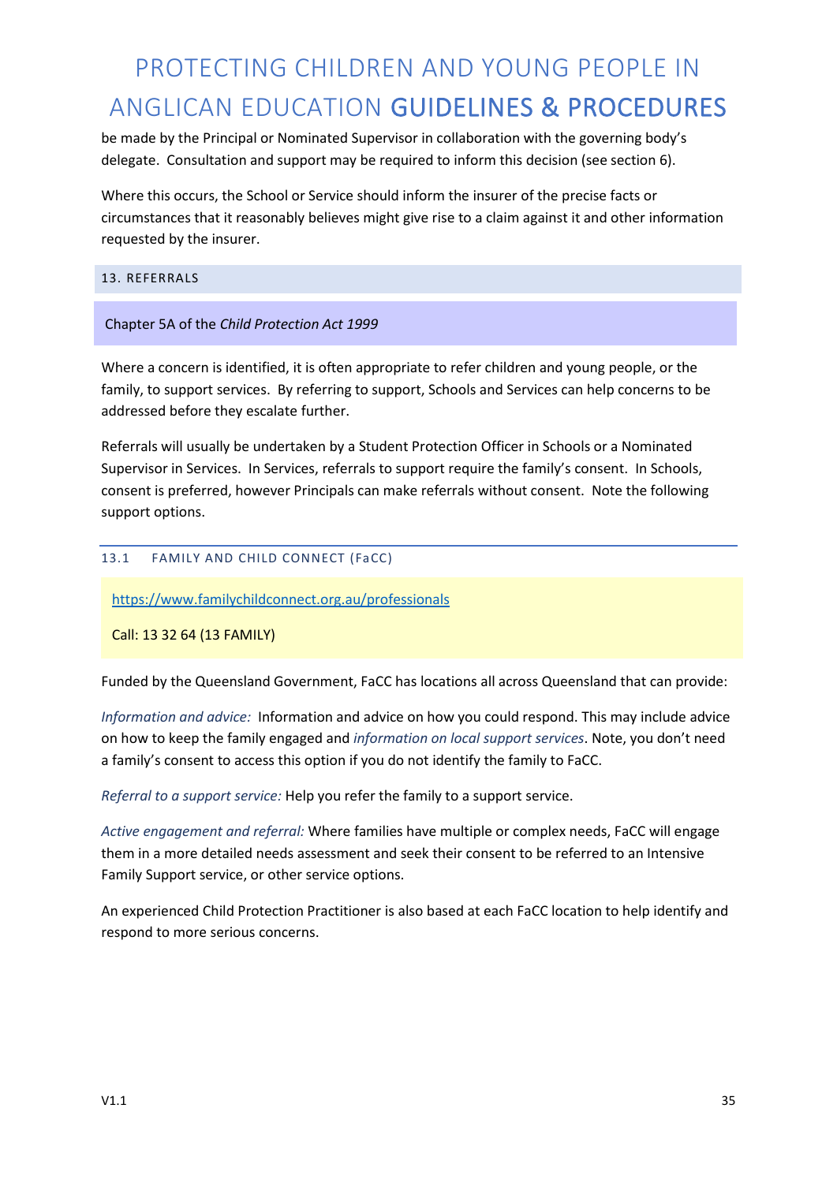be made by the Principal or Nominated Supervisor in collaboration with the governing body's delegate. Consultation and support may be required to inform this decision (see section 6).

Where this occurs, the School or Service should inform the insurer of the precise facts or circumstances that it reasonably believes might give rise to a claim against it and other information requested by the insurer.

## 13. REFERRALS

Chapter 5A of the *Child Protection Act 1999*

Where a concern is identified, it is often appropriate to refer children and young people, or the family, to support services. By referring to support, Schools and Services can help concerns to be addressed before they escalate further.

Referrals will usually be undertaken by a Student Protection Officer in Schools or a Nominated Supervisor in Services. In Services, referrals to support require the family's consent. In Schools, consent is preferred, however Principals can make referrals without consent. Note the following support options.

### 13.1 FAMILY AND CHILD CONNECT (FaCC)

https://www.familychildconnect.org.au/professionals

Call: 13 32 64 (13 FAMILY)

Funded by the Queensland Government, FaCC has locations all across Queensland that can provide:

*Information and advice:* Information and advice on how you could respond. This may include advice on how to keep the family engaged and *information on local support services*. Note, you don't need a family's consent to access this option if you do not identify the family to FaCC.

*Referral to a support service:* Help you refer the family to a support service.

*Active engagement and referral:* Where families have multiple or complex needs, FaCC will engage them in a more detailed needs assessment and seek their consent to be referred to an Intensive Family Support service, or other service options.

An experienced Child Protection Practitioner is also based at each FaCC location to help identify and respond to more serious concerns.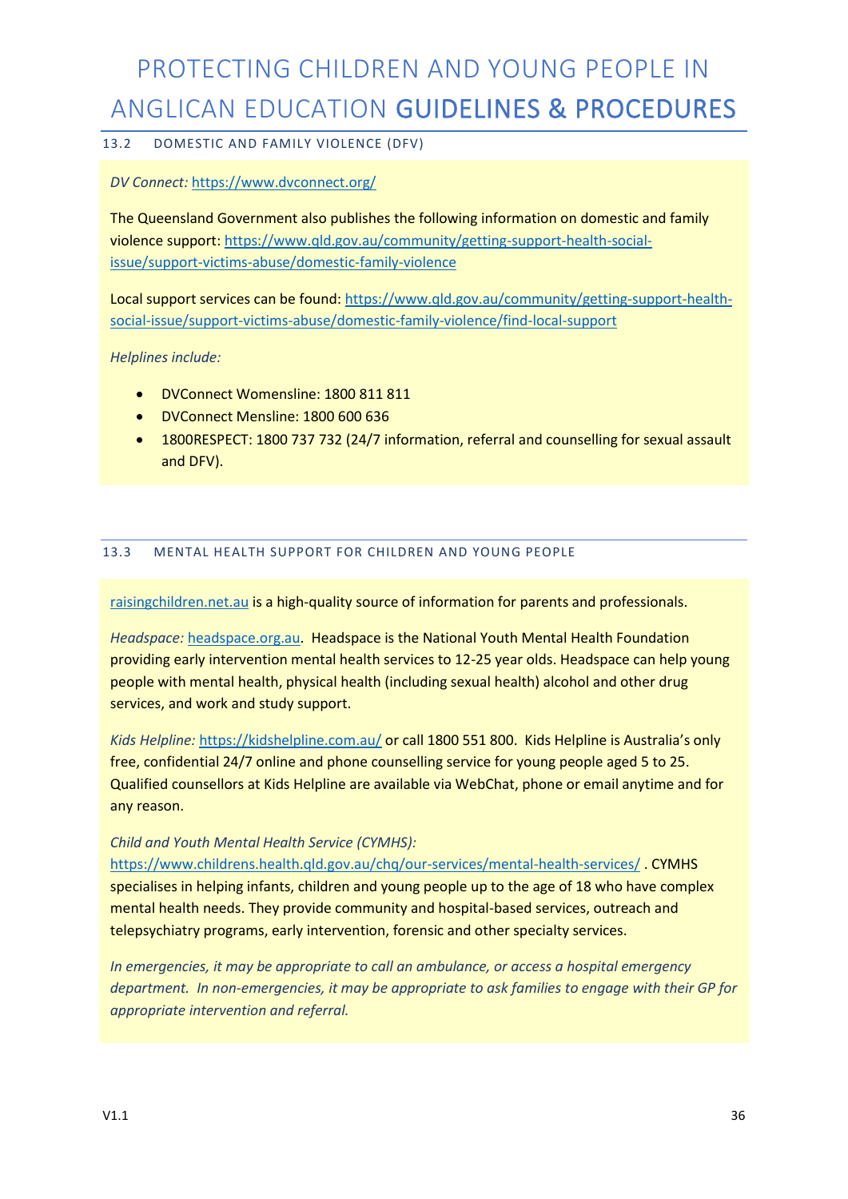### 13.2 DOMESTIC AND FAMILY VIOLENCE (DFV)

*DV Connect:* https://www.dvconnect.org/

The Queensland Government also publishes the following information on domestic and family violence support: https://www.qld.gov.au/community/getting-support-health-social-issue/support-victims-abuse/domestic-family-violence

Local support services can be found: https://www.qld.gov.au/community/getting-support-health-social-issue/support-victims-abuse/domestic-family-violence/find-local-support

*Helplines include:*

- DVConnect Womensline: 1800 811 811
- DVConnect Mensline: 1800 600 636
- 1800RESPECT: 1800 737 732 (24/7 information, referral and counselling for sexual assault and DFV).

### 13.3 MENTAL HEALTH SUPPORT FOR CHILDREN AND YOUNG PEOPLE

raisingchildren.net.au is a high-quality source of information for parents and professionals.

*Headspace:* headspace.org.au. Headspace is the National Youth Mental Health Foundation providing early intervention mental health services to 12-25 year olds. Headspace can help young people with mental health, physical health (including sexual health) alcohol and other drug services, and work and study support.

*Kids Helpline:* https://kidshelpline.com.au/ or call 1800 551 800. Kids Helpline is Australia's only free, confidential 24/7 online and phone counselling service for young people aged 5 to 25. Qualified counsellors at Kids Helpline are available via WebChat, phone or email anytime and for any reason.

*Child and Youth Mental Health Service (CYMHS):*
https://www.childrens.health.qld.gov.au/chq/our-services/mental-health-services/ . CYMHS specialises in helping infants, children and young people up to the age of 18 who have complex mental health needs. They provide community and hospital-based services, outreach and telepsychiatry programs, early intervention, forensic and other specialty services.

*In emergencies, it may be appropriate to call an ambulance, or access a hospital emergency department. In non-emergencies, it may be appropriate to ask families to engage with their GP for appropriate intervention and referral.*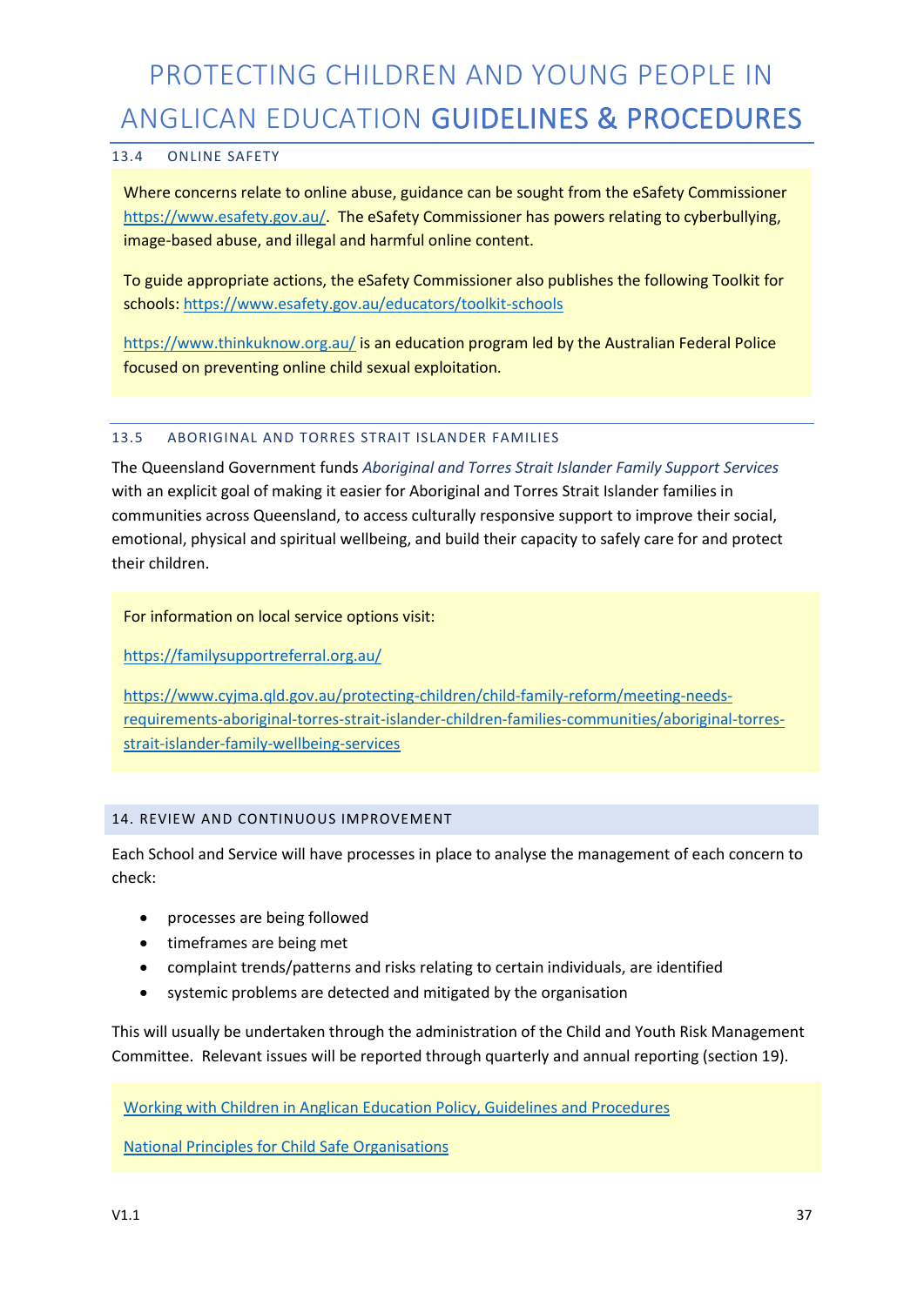### 13.4 ONLINE SAFETY

Where concerns relate to online abuse, guidance can be sought from the eSafety Commissioner https://www.esafety.gov.au/. The eSafety Commissioner has powers relating to cyberbullying, image-based abuse, and illegal and harmful online content.

To guide appropriate actions, the eSafety Commissioner also publishes the following Toolkit for schools: https://www.esafety.gov.au/educators/toolkit-schools

https://www.thinkuknow.org.au/ is an education program led by the Australian Federal Police focused on preventing online child sexual exploitation.

### 13.5 ABORIGINAL AND TORRES STRAIT ISLANDER FAMILIES

The Queensland Government funds *Aboriginal and Torres Strait Islander Family Support Services* with an explicit goal of making it easier for Aboriginal and Torres Strait Islander families in communities across Queensland, to access culturally responsive support to improve their social, emotional, physical and spiritual wellbeing, and build their capacity to safely care for and protect their children.

For information on local service options visit:

https://familysupportreferral.org.au/

https://www.cyjma.qld.gov.au/protecting-children/child-family-reform/meeting-needs-requirements-aboriginal-torres-strait-islander-children-families-communities/aboriginal-torres-strait-islander-family-wellbeing-services

## 14. REVIEW AND CONTINUOUS IMPROVEMENT

Each School and Service will have processes in place to analyse the management of each concern to check:

- processes are being followed
- timeframes are being met
- complaint trends/patterns and risks relating to certain individuals, are identified
- systemic problems are detected and mitigated by the organisation

This will usually be undertaken through the administration of the Child and Youth Risk Management Committee. Relevant issues will be reported through quarterly and annual reporting (section 19).

Working with Children in Anglican Education Policy, Guidelines and Procedures

National Principles for Child Safe Organisations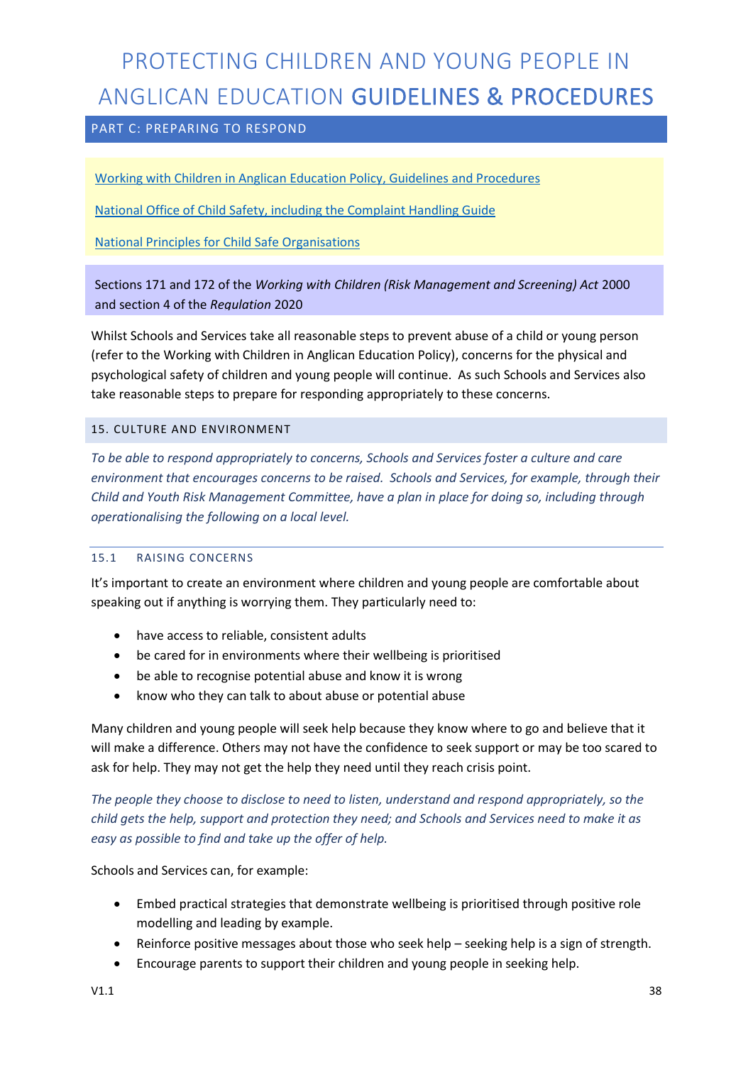# PROTECTING CHILDREN AND YOUNG PEOPLE IN ANGLICAN EDUCATION GUIDELINES & PROCEDURES

## PART C: PREPARING TO RESPOND

[Working with Children in Anglican Education Policy, Guidelines and Procedures]

[National Office of Child Safety, including the Complaint Handling Guide]

[National Principles for Child Safe Organisations]

Sections 171 and 172 of the *Working with Children (Risk Management and Screening) Act* 2000 and section 4 of the *Regulation* 2020

Whilst Schools and Services take all reasonable steps to prevent abuse of a child or young person (refer to the Working with Children in Anglican Education Policy), concerns for the physical and psychological safety of children and young people will continue. As such Schools and Services also take reasonable steps to prepare for responding appropriately to these concerns.

### 15. CULTURE AND ENVIRONMENT

*To be able to respond appropriately to concerns, Schools and Services foster a culture and care environment that encourages concerns to be raised. Schools and Services, for example, through their Child and Youth Risk Management Committee, have a plan in place for doing so, including through operationalising the following on a local level.*

#### 15.1 RAISING CONCERNS

It's important to create an environment where children and young people are comfortable about speaking out if anything is worrying them. They particularly need to:

- have access to reliable, consistent adults
- be cared for in environments where their wellbeing is prioritised
- be able to recognise potential abuse and know it is wrong
- know who they can talk to about abuse or potential abuse

Many children and young people will seek help because they know where to go and believe that it will make a difference. Others may not have the confidence to seek support or may be too scared to ask for help. They may not get the help they need until they reach crisis point.

*The people they choose to disclose to need to listen, understand and respond appropriately, so the child gets the help, support and protection they need; and Schools and Services need to make it as easy as possible to find and take up the offer of help.*

Schools and Services can, for example:

- Embed practical strategies that demonstrate wellbeing is prioritised through positive role modelling and leading by example.
- Reinforce positive messages about those who seek help – seeking help is a sign of strength.
- Encourage parents to support their children and young people in seeking help.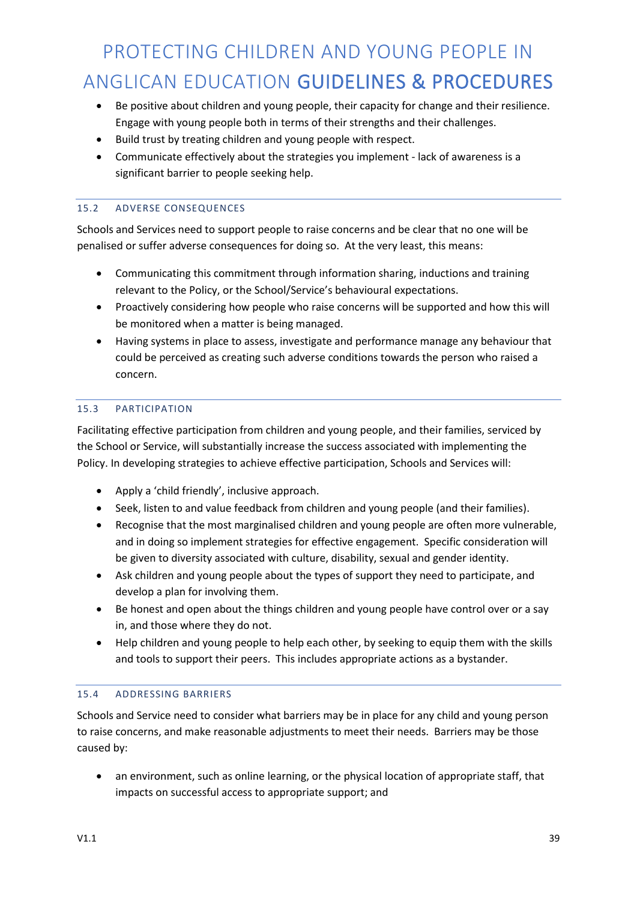- Be positive about children and young people, their capacity for change and their resilience. Engage with young people both in terms of their strengths and their challenges.
- Build trust by treating children and young people with respect.
- Communicate effectively about the strategies you implement - lack of awareness is a significant barrier to people seeking help.

### 15.2 ADVERSE CONSEQUENCES

Schools and Services need to support people to raise concerns and be clear that no one will be penalised or suffer adverse consequences for doing so. At the very least, this means:

- Communicating this commitment through information sharing, inductions and training relevant to the Policy, or the School/Service's behavioural expectations.
- Proactively considering how people who raise concerns will be supported and how this will be monitored when a matter is being managed.
- Having systems in place to assess, investigate and performance manage any behaviour that could be perceived as creating such adverse conditions towards the person who raised a concern.

### 15.3 PARTICIPATION

Facilitating effective participation from children and young people, and their families, serviced by the School or Service, will substantially increase the success associated with implementing the Policy. In developing strategies to achieve effective participation, Schools and Services will:

- Apply a 'child friendly', inclusive approach.
- Seek, listen to and value feedback from children and young people (and their families).
- Recognise that the most marginalised children and young people are often more vulnerable, and in doing so implement strategies for effective engagement. Specific consideration will be given to diversity associated with culture, disability, sexual and gender identity.
- Ask children and young people about the types of support they need to participate, and develop a plan for involving them.
- Be honest and open about the things children and young people have control over or a say in, and those where they do not.
- Help children and young people to help each other, by seeking to equip them with the skills and tools to support their peers. This includes appropriate actions as a bystander.

### 15.4 ADDRESSING BARRIERS

Schools and Service need to consider what barriers may be in place for any child and young person to raise concerns, and make reasonable adjustments to meet their needs. Barriers may be those caused by:

- an environment, such as online learning, or the physical location of appropriate staff, that impacts on successful access to appropriate support; and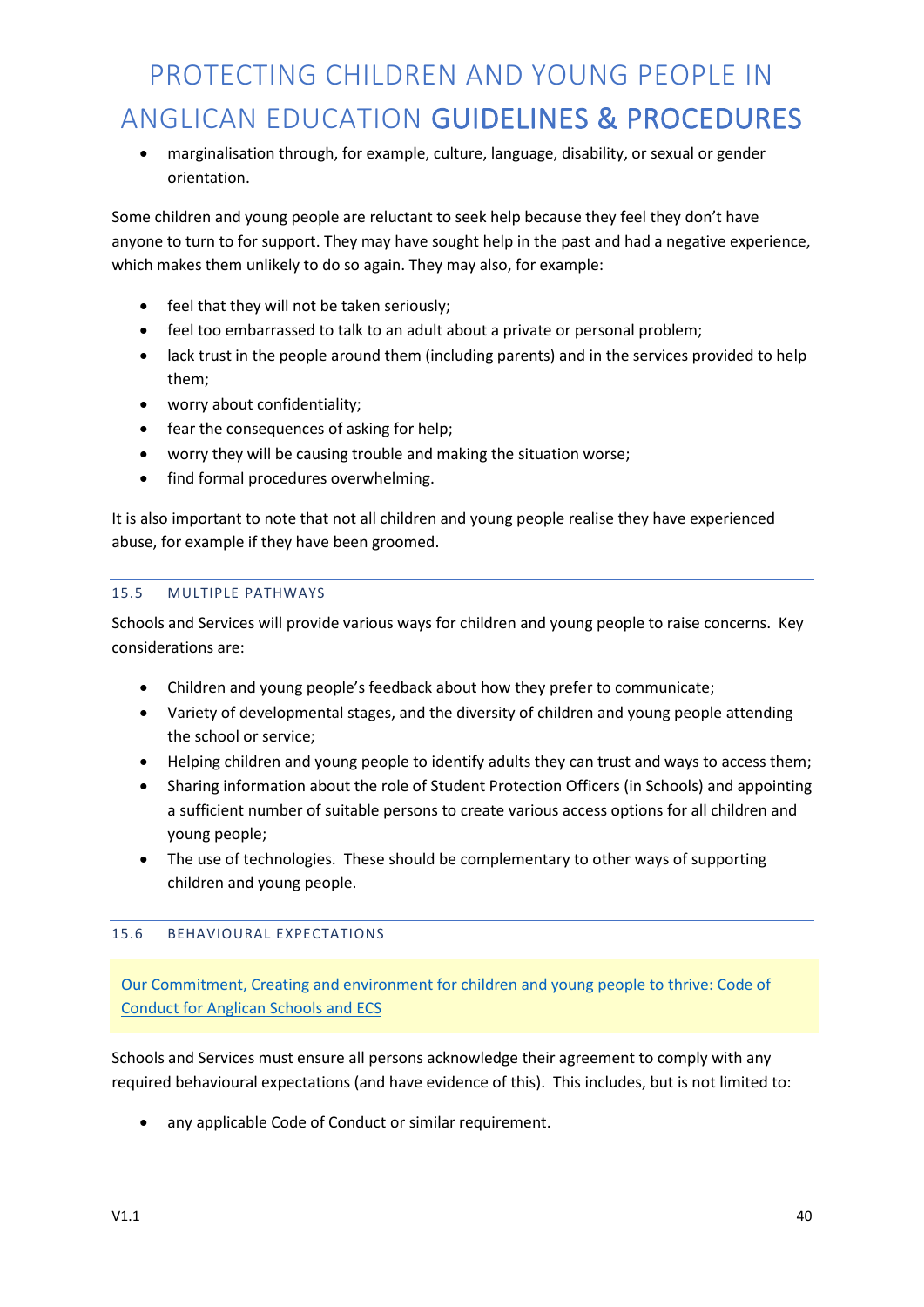- marginalisation through, for example, culture, language, disability, or sexual or gender orientation.

Some children and young people are reluctant to seek help because they feel they don't have anyone to turn to for support. They may have sought help in the past and had a negative experience, which makes them unlikely to do so again. They may also, for example:

- feel that they will not be taken seriously;
- feel too embarrassed to talk to an adult about a private or personal problem;
- lack trust in the people around them (including parents) and in the services provided to help them;
- worry about confidentiality;
- fear the consequences of asking for help;
- worry they will be causing trouble and making the situation worse;
- find formal procedures overwhelming.

It is also important to note that not all children and young people realise they have experienced abuse, for example if they have been groomed.

### 15.5 MULTIPLE PATHWAYS

Schools and Services will provide various ways for children and young people to raise concerns. Key considerations are:

- Children and young people's feedback about how they prefer to communicate;
- Variety of developmental stages, and the diversity of children and young people attending the school or service;
- Helping children and young people to identify adults they can trust and ways to access them;
- Sharing information about the role of Student Protection Officers (in Schools) and appointing a sufficient number of suitable persons to create various access options for all children and young people;
- The use of technologies. These should be complementary to other ways of supporting children and young people.

### 15.6 BEHAVIOURAL EXPECTATIONS

Our Commitment, Creating and environment for children and young people to thrive: Code of Conduct for Anglican Schools and ECS

Schools and Services must ensure all persons acknowledge their agreement to comply with any required behavioural expectations (and have evidence of this). This includes, but is not limited to:

- any applicable Code of Conduct or similar requirement.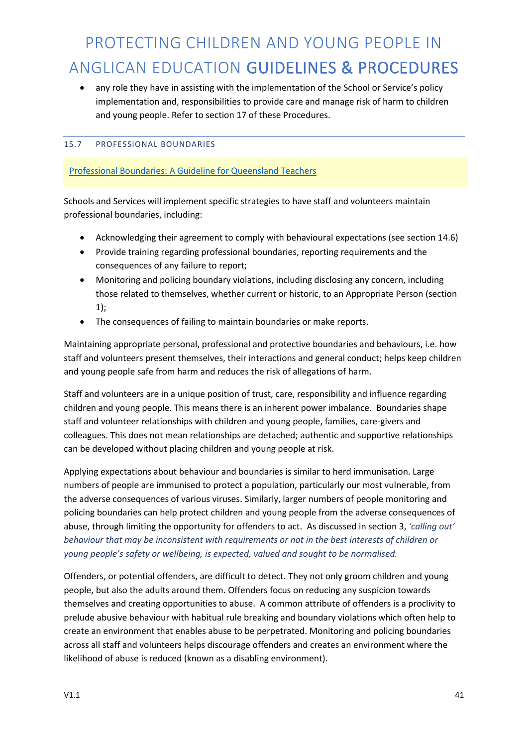- any role they have in assisting with the implementation of the School or Service's policy implementation and, responsibilities to provide care and manage risk of harm to children and young people. Refer to section 17 of these Procedures.

### 15.7 PROFESSIONAL BOUNDARIES

Professional Boundaries: A Guideline for Queensland Teachers

Schools and Services will implement specific strategies to have staff and volunteers maintain professional boundaries, including:

- Acknowledging their agreement to comply with behavioural expectations (see section 14.6)
- Provide training regarding professional boundaries, reporting requirements and the consequences of any failure to report;
- Monitoring and policing boundary violations, including disclosing any concern, including those related to themselves, whether current or historic, to an Appropriate Person (section 1);
- The consequences of failing to maintain boundaries or make reports.

Maintaining appropriate personal, professional and protective boundaries and behaviours, i.e. how staff and volunteers present themselves, their interactions and general conduct; helps keep children and young people safe from harm and reduces the risk of allegations of harm.

Staff and volunteers are in a unique position of trust, care, responsibility and influence regarding children and young people. This means there is an inherent power imbalance. Boundaries shape staff and volunteer relationships with children and young people, families, care-givers and colleagues. This does not mean relationships are detached; authentic and supportive relationships can be developed without placing children and young people at risk.

Applying expectations about behaviour and boundaries is similar to herd immunisation. Large numbers of people are immunised to protect a population, particularly our most vulnerable, from the adverse consequences of various viruses. Similarly, larger numbers of people monitoring and policing boundaries can help protect children and young people from the adverse consequences of abuse, through limiting the opportunity for offenders to act. As discussed in section 3, *'calling out' behaviour that may be inconsistent with requirements or not in the best interests of children or young people's safety or wellbeing, is expected, valued and sought to be normalised.*

Offenders, or potential offenders, are difficult to detect. They not only groom children and young people, but also the adults around them. Offenders focus on reducing any suspicion towards themselves and creating opportunities to abuse. A common attribute of offenders is a proclivity to prelude abusive behaviour with habitual rule breaking and boundary violations which often help to create an environment that enables abuse to be perpetrated. Monitoring and policing boundaries across all staff and volunteers helps discourage offenders and creates an environment where the likelihood of abuse is reduced (known as a disabling environment).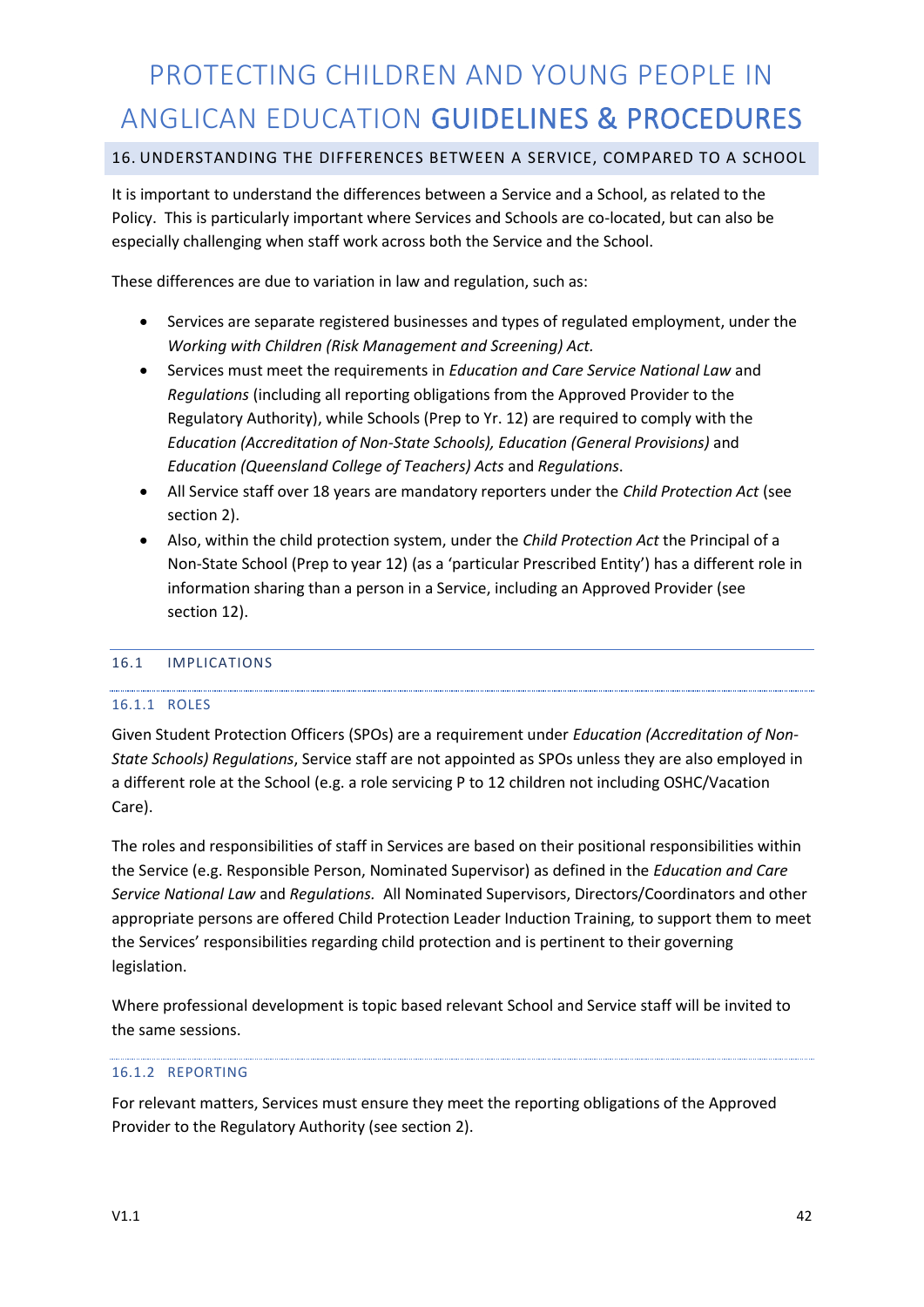## 16. UNDERSTANDING THE DIFFERENCES BETWEEN A SERVICE, COMPARED TO A SCHOOL

It is important to understand the differences between a Service and a School, as related to the Policy. This is particularly important where Services and Schools are co-located, but can also be especially challenging when staff work across both the Service and the School.

These differences are due to variation in law and regulation, such as:

- Services are separate registered businesses and types of regulated employment, under the *Working with Children (Risk Management and Screening) Act.*
- Services must meet the requirements in *Education and Care Service National Law* and *Regulations* (including all reporting obligations from the Approved Provider to the Regulatory Authority), while Schools (Prep to Yr. 12) are required to comply with the *Education (Accreditation of Non-State Schools), Education (General Provisions)* and *Education (Queensland College of Teachers) Acts* and *Regulations*.
- All Service staff over 18 years are mandatory reporters under the *Child Protection Act* (see section 2).
- Also, within the child protection system, under the *Child Protection Act* the Principal of a Non-State School (Prep to year 12) (as a 'particular Prescribed Entity') has a different role in information sharing than a person in a Service, including an Approved Provider (see section 12).

### 16.1 IMPLICATIONS

#### 16.1.1 ROLES

Given Student Protection Officers (SPOs) are a requirement under *Education (Accreditation of Non-State Schools) Regulations*, Service staff are not appointed as SPOs unless they are also employed in a different role at the School (e.g. a role servicing P to 12 children not including OSHC/Vacation Care).

The roles and responsibilities of staff in Services are based on their positional responsibilities within the Service (e.g. Responsible Person, Nominated Supervisor) as defined in the *Education and Care Service National Law* and *Regulations.* All Nominated Supervisors, Directors/Coordinators and other appropriate persons are offered Child Protection Leader Induction Training, to support them to meet the Services' responsibilities regarding child protection and is pertinent to their governing legislation.

Where professional development is topic based relevant School and Service staff will be invited to the same sessions.

#### 16.1.2 REPORTING

For relevant matters, Services must ensure they meet the reporting obligations of the Approved Provider to the Regulatory Authority (see section 2).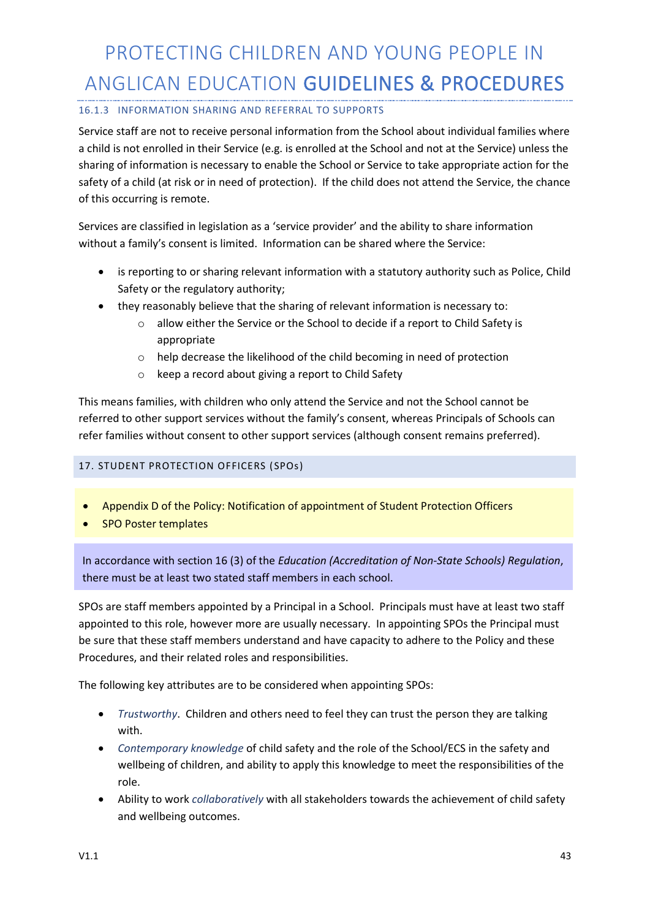#### 16.1.3 INFORMATION SHARING AND REFERRAL TO SUPPORTS

Service staff are not to receive personal information from the School about individual families where a child is not enrolled in their Service (e.g. is enrolled at the School and not at the Service) unless the sharing of information is necessary to enable the School or Service to take appropriate action for the safety of a child (at risk or in need of protection). If the child does not attend the Service, the chance of this occurring is remote.

Services are classified in legislation as a 'service provider' and the ability to share information without a family's consent is limited. Information can be shared where the Service:

- is reporting to or sharing relevant information with a statutory authority such as Police, Child Safety or the regulatory authority;
- they reasonably believe that the sharing of relevant information is necessary to:
  - allow either the Service or the School to decide if a report to Child Safety is appropriate
  - help decrease the likelihood of the child becoming in need of protection
  - keep a record about giving a report to Child Safety

This means families, with children who only attend the Service and not the School cannot be referred to other support services without the family's consent, whereas Principals of Schools can refer families without consent to other support services (although consent remains preferred).

## 17. STUDENT PROTECTION OFFICERS (SPOs)

- Appendix D of the Policy: Notification of appointment of Student Protection Officers
- SPO Poster templates

In accordance with section 16 (3) of the *Education (Accreditation of Non-State Schools) Regulation*, there must be at least two stated staff members in each school.

SPOs are staff members appointed by a Principal in a School. Principals must have at least two staff appointed to this role, however more are usually necessary. In appointing SPOs the Principal must be sure that these staff members understand and have capacity to adhere to the Policy and these Procedures, and their related roles and responsibilities.

The following key attributes are to be considered when appointing SPOs:

- *Trustworthy*. Children and others need to feel they can trust the person they are talking with.
- *Contemporary knowledge* of child safety and the role of the School/ECS in the safety and wellbeing of children, and ability to apply this knowledge to meet the responsibilities of the role.
- Ability to work *collaboratively* with all stakeholders towards the achievement of child safety and wellbeing outcomes.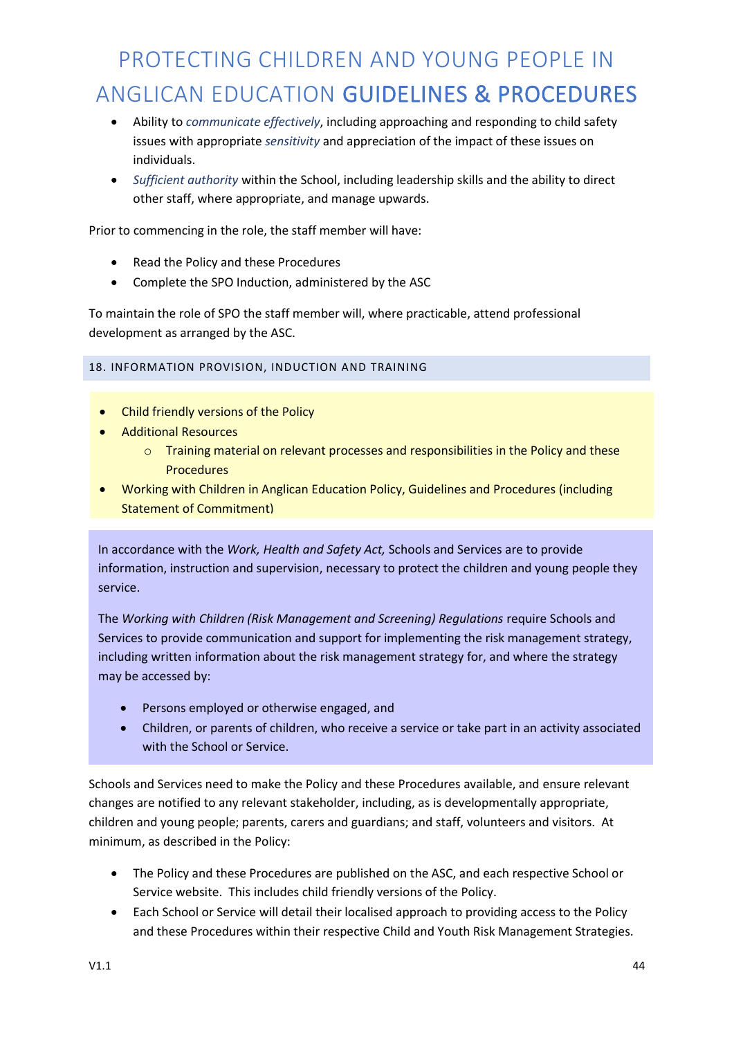- Ability to *communicate effectively*, including approaching and responding to child safety issues with appropriate *sensitivity* and appreciation of the impact of these issues on individuals.
- *Sufficient authority* within the School, including leadership skills and the ability to direct other staff, where appropriate, and manage upwards.

Prior to commencing in the role, the staff member will have:

- Read the Policy and these Procedures
- Complete the SPO Induction, administered by the ASC

To maintain the role of SPO the staff member will, where practicable, attend professional development as arranged by the ASC.

### 18. INFORMATION PROVISION, INDUCTION AND TRAINING

- Child friendly versions of the Policy
- Additional Resources
  - Training material on relevant processes and responsibilities in the Policy and these Procedures
- Working with Children in Anglican Education Policy, Guidelines and Procedures (including Statement of Commitment)

In accordance with the *Work, Health and Safety Act,* Schools and Services are to provide information, instruction and supervision, necessary to protect the children and young people they service.

The *Working with Children (Risk Management and Screening) Regulations* require Schools and Services to provide communication and support for implementing the risk management strategy, including written information about the risk management strategy for, and where the strategy may be accessed by:

- Persons employed or otherwise engaged, and
- Children, or parents of children, who receive a service or take part in an activity associated with the School or Service.

Schools and Services need to make the Policy and these Procedures available, and ensure relevant changes are notified to any relevant stakeholder, including, as is developmentally appropriate, children and young people; parents, carers and guardians; and staff, volunteers and visitors. At minimum, as described in the Policy:

- The Policy and these Procedures are published on the ASC, and each respective School or Service website. This includes child friendly versions of the Policy.
- Each School or Service will detail their localised approach to providing access to the Policy and these Procedures within their respective Child and Youth Risk Management Strategies.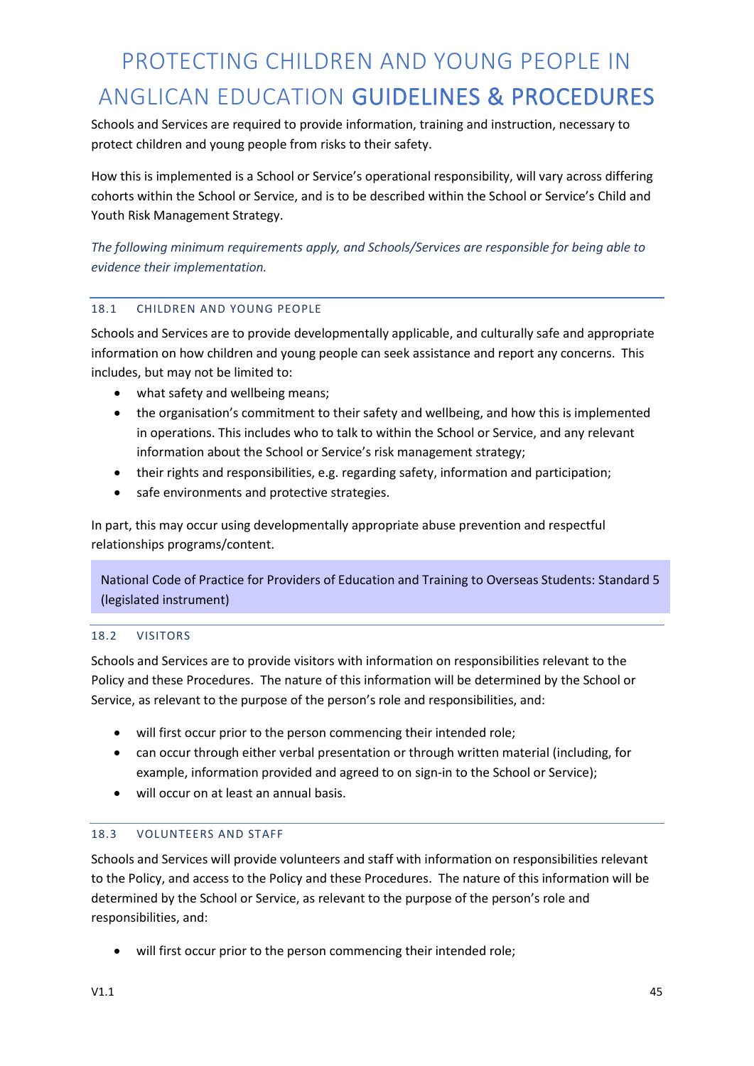Schools and Services are required to provide information, training and instruction, necessary to protect children and young people from risks to their safety.

How this is implemented is a School or Service's operational responsibility, will vary across differing cohorts within the School or Service, and is to be described within the School or Service's Child and Youth Risk Management Strategy.

*The following minimum requirements apply, and Schools/Services are responsible for being able to evidence their implementation.*

### 18.1 CHILDREN AND YOUNG PEOPLE

Schools and Services are to provide developmentally applicable, and culturally safe and appropriate information on how children and young people can seek assistance and report any concerns. This includes, but may not be limited to:

- what safety and wellbeing means;
- the organisation's commitment to their safety and wellbeing, and how this is implemented in operations. This includes who to talk to within the School or Service, and any relevant information about the School or Service's risk management strategy;
- their rights and responsibilities, e.g. regarding safety, information and participation;
- safe environments and protective strategies.

In part, this may occur using developmentally appropriate abuse prevention and respectful relationships programs/content.

> National Code of Practice for Providers of Education and Training to Overseas Students: Standard 5 (legislated instrument)

### 18.2 VISITORS

Schools and Services are to provide visitors with information on responsibilities relevant to the Policy and these Procedures. The nature of this information will be determined by the School or Service, as relevant to the purpose of the person's role and responsibilities, and:

- will first occur prior to the person commencing their intended role;
- can occur through either verbal presentation or through written material (including, for example, information provided and agreed to on sign-in to the School or Service);
- will occur on at least an annual basis.

### 18.3 VOLUNTEERS AND STAFF

Schools and Services will provide volunteers and staff with information on responsibilities relevant to the Policy, and access to the Policy and these Procedures. The nature of this information will be determined by the School or Service, as relevant to the purpose of the person's role and responsibilities, and:

- will first occur prior to the person commencing their intended role;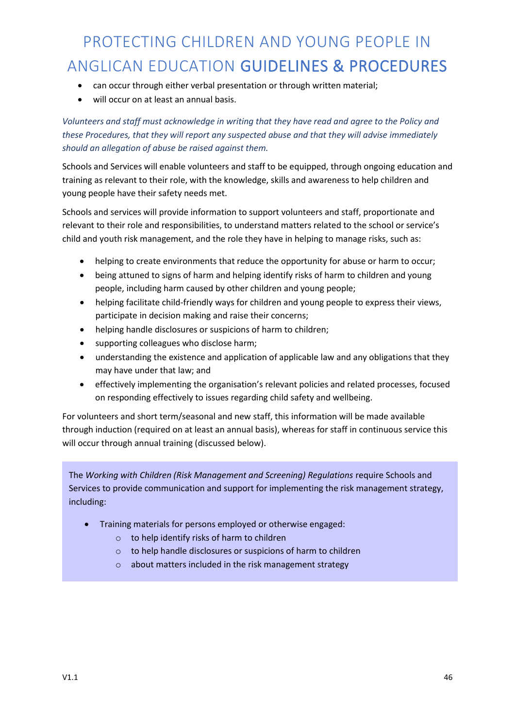- can occur through either verbal presentation or through written material;
- will occur on at least an annual basis.

*Volunteers and staff must acknowledge in writing that they have read and agree to the Policy and these Procedures, that they will report any suspected abuse and that they will advise immediately should an allegation of abuse be raised against them.*

Schools and Services will enable volunteers and staff to be equipped, through ongoing education and training as relevant to their role, with the knowledge, skills and awareness to help children and young people have their safety needs met.

Schools and services will provide information to support volunteers and staff, proportionate and relevant to their role and responsibilities, to understand matters related to the school or service's child and youth risk management, and the role they have in helping to manage risks, such as:

- helping to create environments that reduce the opportunity for abuse or harm to occur;
- being attuned to signs of harm and helping identify risks of harm to children and young people, including harm caused by other children and young people;
- helping facilitate child-friendly ways for children and young people to express their views, participate in decision making and raise their concerns;
- helping handle disclosures or suspicions of harm to children;
- supporting colleagues who disclose harm;
- understanding the existence and application of applicable law and any obligations that they may have under that law; and
- effectively implementing the organisation's relevant policies and related processes, focused on responding effectively to issues regarding child safety and wellbeing.

For volunteers and short term/seasonal and new staff, this information will be made available through induction (required on at least an annual basis), whereas for staff in continuous service this will occur through annual training (discussed below).

The *Working with Children (Risk Management and Screening) Regulations* require Schools and Services to provide communication and support for implementing the risk management strategy, including:

- Training materials for persons employed or otherwise engaged:
  - to help identify risks of harm to children
  - to help handle disclosures or suspicions of harm to children
  - about matters included in the risk management strategy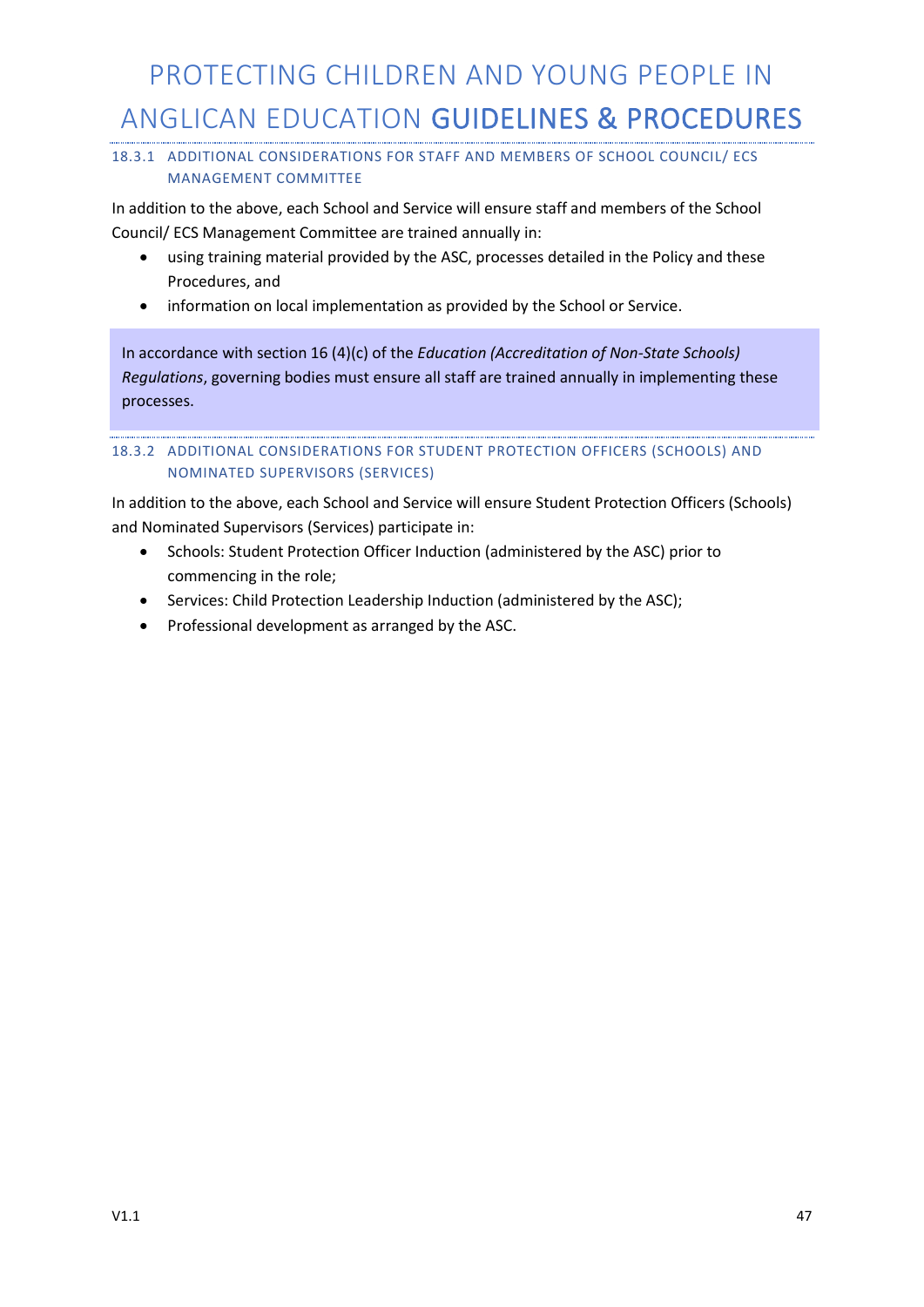#### 18.3.1 ADDITIONAL CONSIDERATIONS FOR STAFF AND MEMBERS OF SCHOOL COUNCIL/ ECS MANAGEMENT COMMITTEE

In addition to the above, each School and Service will ensure staff and members of the School Council/ ECS Management Committee are trained annually in:

- using training material provided by the ASC, processes detailed in the Policy and these Procedures, and
- information on local implementation as provided by the School or Service.

> In accordance with section 16 (4)(c) of the *Education (Accreditation of Non-State Schools) Regulations*, governing bodies must ensure all staff are trained annually in implementing these processes.

#### 18.3.2 ADDITIONAL CONSIDERATIONS FOR STUDENT PROTECTION OFFICERS (SCHOOLS) AND NOMINATED SUPERVISORS (SERVICES)

In addition to the above, each School and Service will ensure Student Protection Officers (Schools) and Nominated Supervisors (Services) participate in:

- Schools: Student Protection Officer Induction (administered by the ASC) prior to commencing in the role;
- Services: Child Protection Leadership Induction (administered by the ASC);
- Professional development as arranged by the ASC.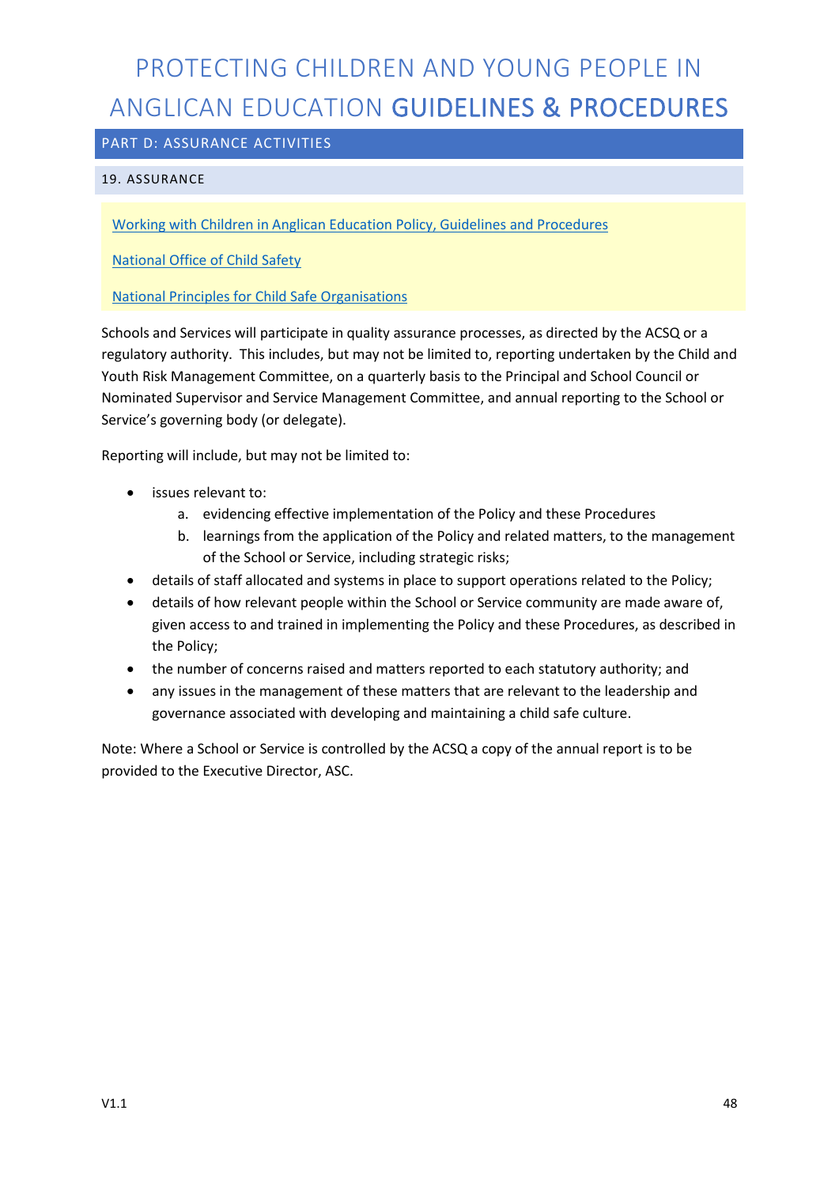## PART D: ASSURANCE ACTIVITIES

### 19. ASSURANCE

Working with Children in Anglican Education Policy, Guidelines and Procedures

National Office of Child Safety

National Principles for Child Safe Organisations

Schools and Services will participate in quality assurance processes, as directed by the ACSQ or a regulatory authority. This includes, but may not be limited to, reporting undertaken by the Child and Youth Risk Management Committee, on a quarterly basis to the Principal and School Council or Nominated Supervisor and Service Management Committee, and annual reporting to the School or Service's governing body (or delegate).

Reporting will include, but may not be limited to:

- issues relevant to:
  a. evidencing effective implementation of the Policy and these Procedures
  b. learnings from the application of the Policy and related matters, to the management of the School or Service, including strategic risks;
- details of staff allocated and systems in place to support operations related to the Policy;
- details of how relevant people within the School or Service community are made aware of, given access to and trained in implementing the Policy and these Procedures, as described in the Policy;
- the number of concerns raised and matters reported to each statutory authority; and
- any issues in the management of these matters that are relevant to the leadership and governance associated with developing and maintaining a child safe culture.

Note: Where a School or Service is controlled by the ACSQ a copy of the annual report is to be provided to the Executive Director, ASC.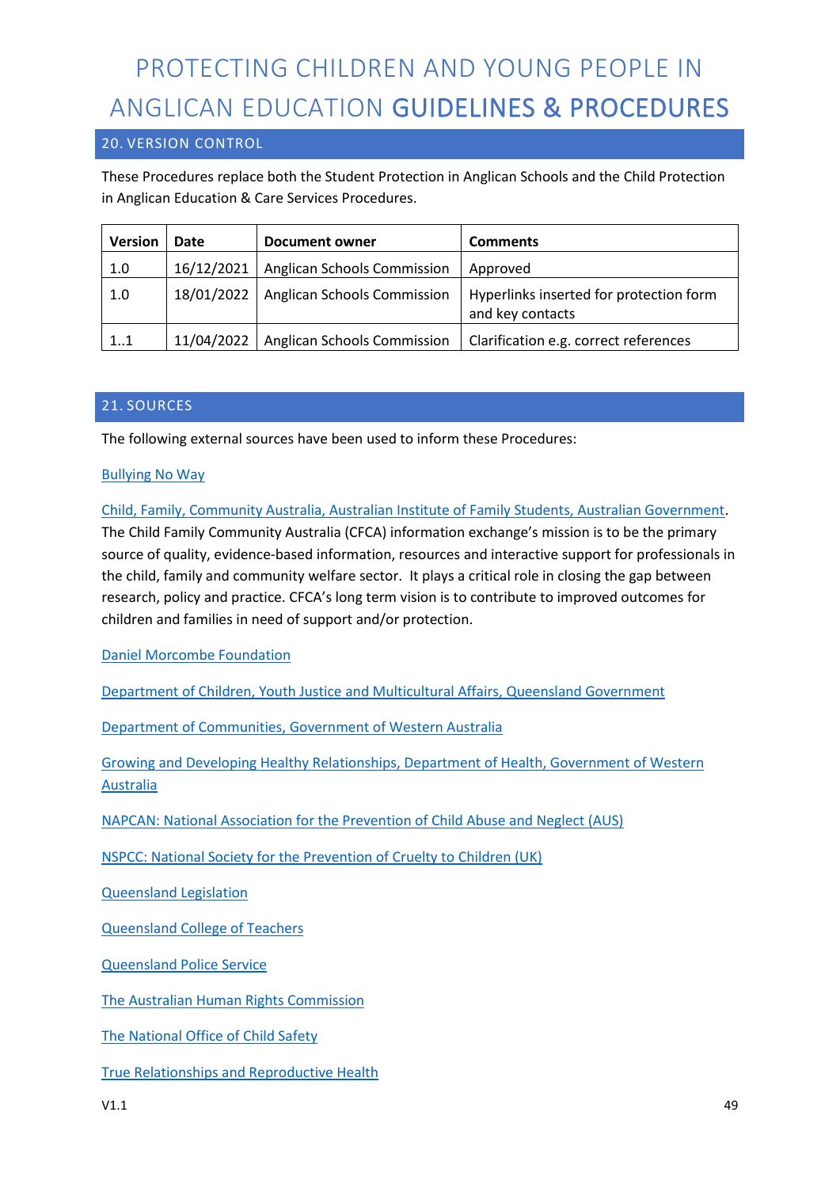## 20. VERSION CONTROL

These Procedures replace both the Student Protection in Anglican Schools and the Child Protection in Anglican Education & Care Services Procedures.

| Version | Date | Document owner | Comments |
|---|---|---|---|
| 1.0 | 16/12/2021 | Anglican Schools Commission | Approved |
| 1.0 | 18/01/2022 | Anglican Schools Commission | Hyperlinks inserted for protection form and key contacts |
| 1..1 | 11/04/2022 | Anglican Schools Commission | Clarification e.g. correct references |

## 21. SOURCES

The following external sources have been used to inform these Procedures:

Bullying No Way

Child, Family, Community Australia, Australian Institute of Family Students, Australian Government. The Child Family Community Australia (CFCA) information exchange's mission is to be the primary source of quality, evidence-based information, resources and interactive support for professionals in the child, family and community welfare sector. It plays a critical role in closing the gap between research, policy and practice. CFCA's long term vision is to contribute to improved outcomes for children and families in need of support and/or protection.

Daniel Morcombe Foundation

Department of Children, Youth Justice and Multicultural Affairs, Queensland Government

Department of Communities, Government of Western Australia

Growing and Developing Healthy Relationships, Department of Health, Government of Western Australia

NAPCAN: National Association for the Prevention of Child Abuse and Neglect (AUS)

NSPCC: National Society for the Prevention of Cruelty to Children (UK)

Queensland Legislation

Queensland College of Teachers

Queensland Police Service

The Australian Human Rights Commission

The National Office of Child Safety

True Relationships and Reproductive Health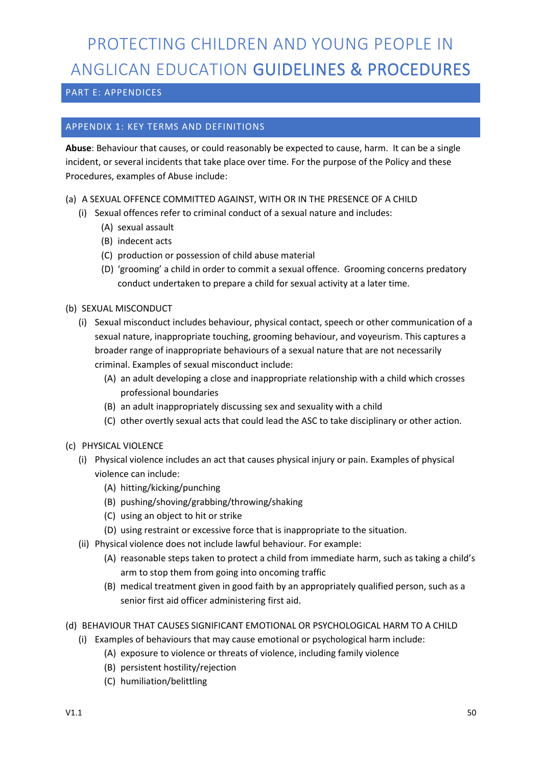# PROTECTING CHILDREN AND YOUNG PEOPLE IN ANGLICAN EDUCATION **GUIDELINES & PROCEDURES**

## PART E: APPENDICES

### APPENDIX 1: KEY TERMS AND DEFINITIONS

**Abuse**: Behaviour that causes, or could reasonably be expected to cause, harm. It can be a single incident, or several incidents that take place over time. For the purpose of the Policy and these Procedures, examples of Abuse include:

(a) A SEXUAL OFFENCE COMMITTED AGAINST, WITH OR IN THE PRESENCE OF A CHILD

- (i) Sexual offences refer to criminal conduct of a sexual nature and includes:
  - (A) sexual assault
  - (B) indecent acts
  - (C) production or possession of child abuse material
  - (D) 'grooming' a child in order to commit a sexual offence. Grooming concerns predatory conduct undertaken to prepare a child for sexual activity at a later time.

(b) SEXUAL MISCONDUCT

- (i) Sexual misconduct includes behaviour, physical contact, speech or other communication of a sexual nature, inappropriate touching, grooming behaviour, and voyeurism. This captures a broader range of inappropriate behaviours of a sexual nature that are not necessarily criminal. Examples of sexual misconduct include:
  - (A) an adult developing a close and inappropriate relationship with a child which crosses professional boundaries
  - (B) an adult inappropriately discussing sex and sexuality with a child
  - (C) other overtly sexual acts that could lead the ASC to take disciplinary or other action.

(c) PHYSICAL VIOLENCE

- (i) Physical violence includes an act that causes physical injury or pain. Examples of physical violence can include:
  - (A) hitting/kicking/punching
  - (B) pushing/shoving/grabbing/throwing/shaking
  - (C) using an object to hit or strike
  - (D) using restraint or excessive force that is inappropriate to the situation.
- (ii) Physical violence does not include lawful behaviour. For example:
  - (A) reasonable steps taken to protect a child from immediate harm, such as taking a child's arm to stop them from going into oncoming traffic
  - (B) medical treatment given in good faith by an appropriately qualified person, such as a senior first aid officer administering first aid.

(d) BEHAVIOUR THAT CAUSES SIGNIFICANT EMOTIONAL OR PSYCHOLOGICAL HARM TO A CHILD

- (i) Examples of behaviours that may cause emotional or psychological harm include:
  - (A) exposure to violence or threats of violence, including family violence
  - (B) persistent hostility/rejection
  - (C) humiliation/belittling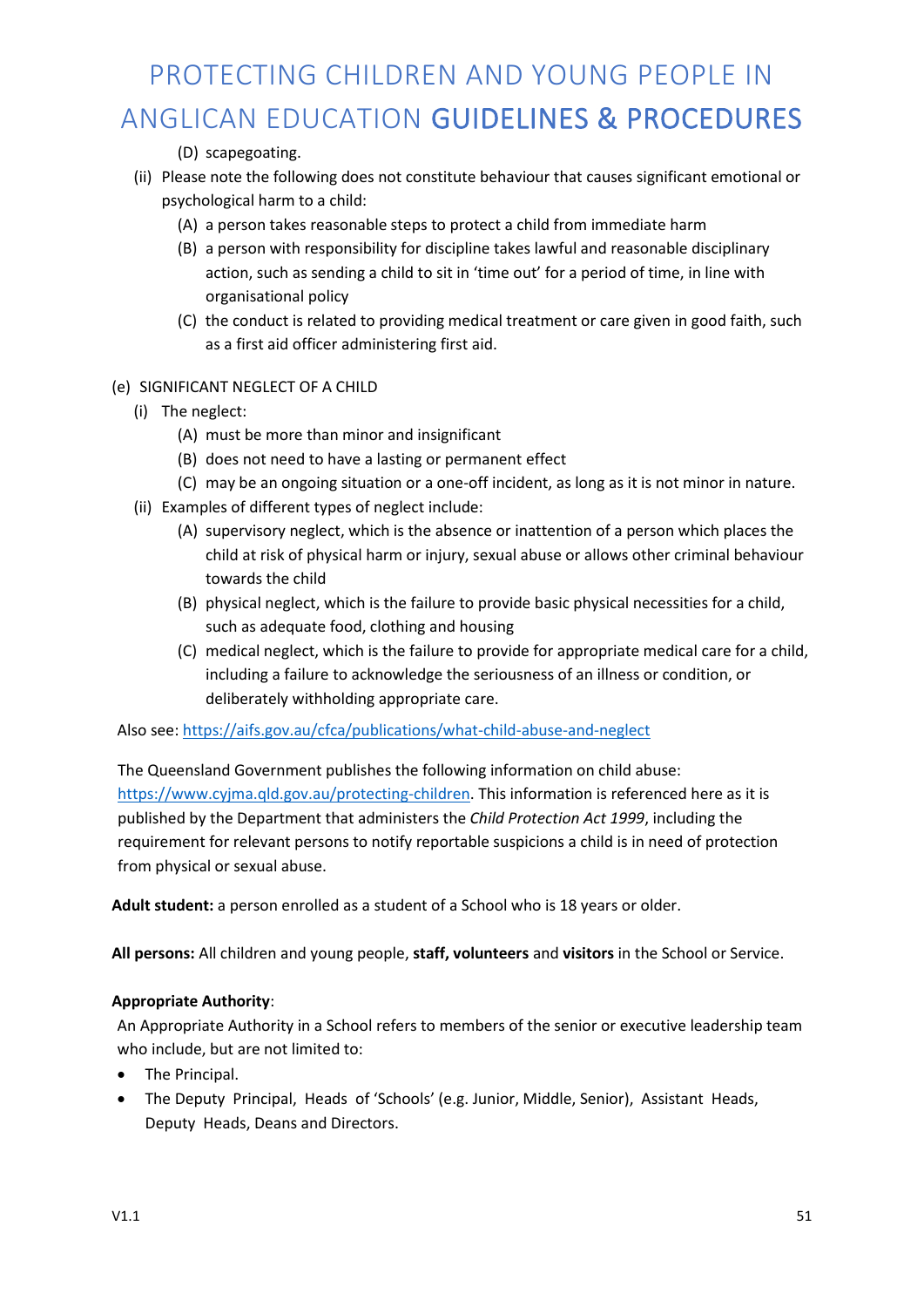(D) scapegoating.

(ii) Please note the following does not constitute behaviour that causes significant emotional or psychological harm to a child:

(A) a person takes reasonable steps to protect a child from immediate harm

(B) a person with responsibility for discipline takes lawful and reasonable disciplinary action, such as sending a child to sit in 'time out' for a period of time, in line with organisational policy

(C) the conduct is related to providing medical treatment or care given in good faith, such as a first aid officer administering first aid.

(e) SIGNIFICANT NEGLECT OF A CHILD

(i) The neglect:

(A) must be more than minor and insignificant

(B) does not need to have a lasting or permanent effect

(C) may be an ongoing situation or a one-off incident, as long as it is not minor in nature.

(ii) Examples of different types of neglect include:

(A) supervisory neglect, which is the absence or inattention of a person which places the child at risk of physical harm or injury, sexual abuse or allows other criminal behaviour towards the child

(B) physical neglect, which is the failure to provide basic physical necessities for a child, such as adequate food, clothing and housing

(C) medical neglect, which is the failure to provide for appropriate medical care for a child, including a failure to acknowledge the seriousness of an illness or condition, or deliberately withholding appropriate care.

Also see: https://aifs.gov.au/cfca/publications/what-child-abuse-and-neglect

The Queensland Government publishes the following information on child abuse: https://www.cyjma.qld.gov.au/protecting-children. This information is referenced here as it is published by the Department that administers the *Child Protection Act 1999*, including the requirement for relevant persons to notify reportable suspicions a child is in need of protection from physical or sexual abuse.

**Adult student:** a person enrolled as a student of a School who is 18 years or older.

**All persons:** All children and young people, **staff, volunteers** and **visitors** in the School or Service.

**Appropriate Authority**:

An Appropriate Authority in a School refers to members of the senior or executive leadership team who include, but are not limited to:

- The Principal.
- The Deputy Principal, Heads of 'Schools' (e.g. Junior, Middle, Senior), Assistant Heads, Deputy Heads, Deans and Directors.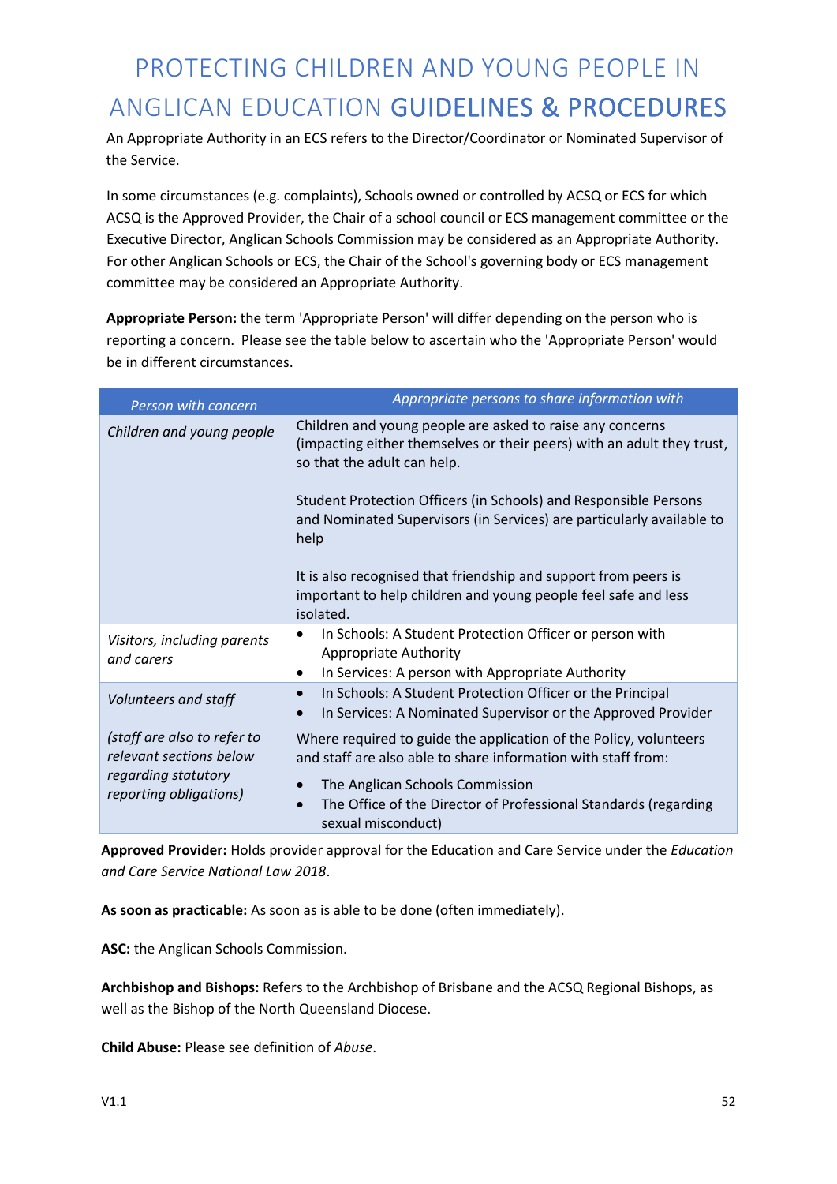An Appropriate Authority in an ECS refers to the Director/Coordinator or Nominated Supervisor of the Service.

In some circumstances (e.g. complaints), Schools owned or controlled by ACSQ or ECS for which ACSQ is the Approved Provider, the Chair of a school council or ECS management committee or the Executive Director, Anglican Schools Commission may be considered as an Appropriate Authority. For other Anglican Schools or ECS, the Chair of the School's governing body or ECS management committee may be considered an Appropriate Authority.

**Appropriate Person:** the term 'Appropriate Person' will differ depending on the person who is reporting a concern. Please see the table below to ascertain who the 'Appropriate Person' would be in different circumstances.

| *Person with concern* | *Appropriate persons to share information with* |
|---|---|
| *Children and young people* | Children and young people are asked to raise any concerns (impacting either themselves or their peers) with an adult they trust, so that the adult can help.<br><br>Student Protection Officers (in Schools) and Responsible Persons and Nominated Supervisors (in Services) are particularly available to help<br><br>It is also recognised that friendship and support from peers is important to help children and young people feel safe and less isolated. |
| *Visitors, including parents and carers* | • In Schools: A Student Protection Officer or person with Appropriate Authority<br>• In Services: A person with Appropriate Authority |
| *Volunteers and staff*<br><br>*(staff are also to refer to relevant sections below regarding statutory reporting obligations)* | • In Schools: A Student Protection Officer or the Principal<br>• In Services: A Nominated Supervisor or the Approved Provider<br><br>Where required to guide the application of the Policy, volunteers and staff are also able to share information with staff from:<br>• The Anglican Schools Commission<br>• The Office of the Director of Professional Standards (regarding sexual misconduct) |

**Approved Provider:** Holds provider approval for the Education and Care Service under the *Education and Care Service National Law 2018*.

**As soon as practicable:** As soon as is able to be done (often immediately).

**ASC:** the Anglican Schools Commission.

**Archbishop and Bishops:** Refers to the Archbishop of Brisbane and the ACSQ Regional Bishops, as well as the Bishop of the North Queensland Diocese.

**Child Abuse:** Please see definition of *Abuse*.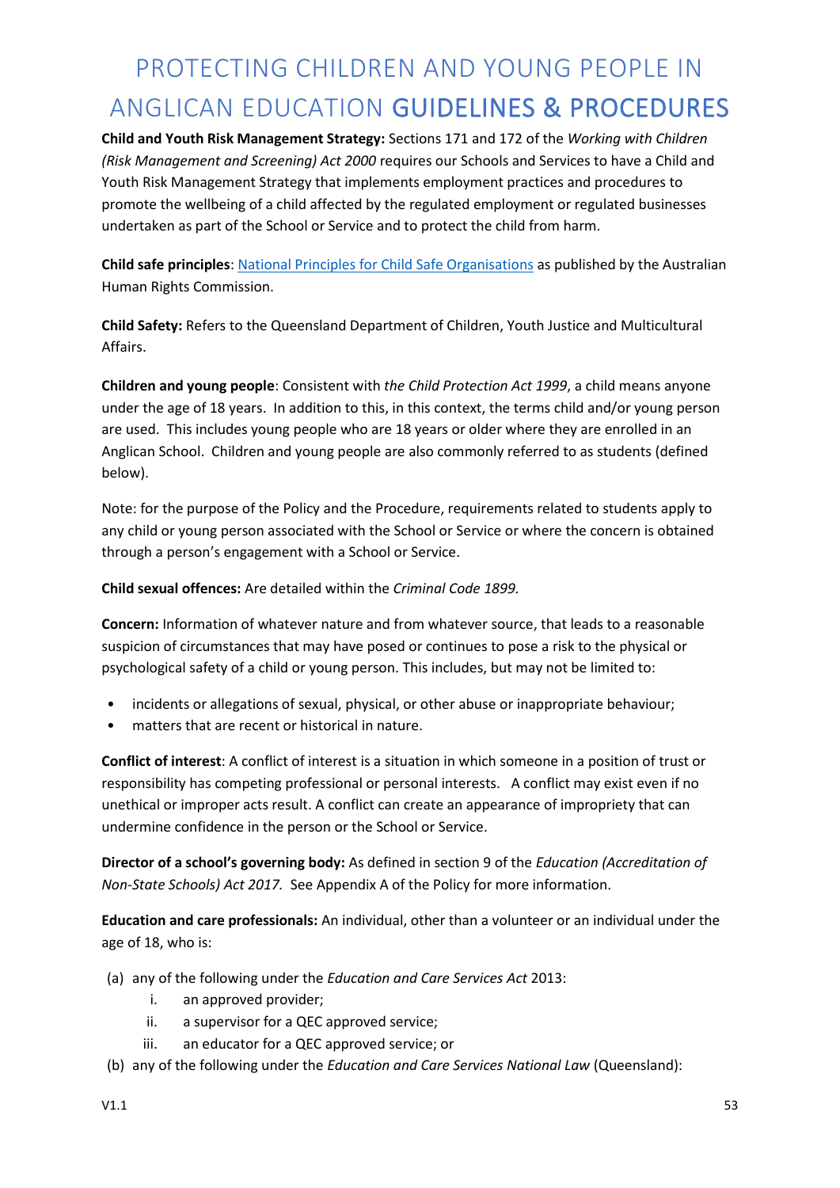Child and Youth Risk Management Strategy: Sections 171 and 172 of the *Working with Children (Risk Management and Screening) Act 2000* requires our Schools and Services to have a Child and Youth Risk Management Strategy that implements employment practices and procedures to promote the wellbeing of a child affected by the regulated employment or regulated businesses undertaken as part of the School or Service and to protect the child from harm.

**Child safe principles**: National Principles for Child Safe Organisations as published by the Australian Human Rights Commission.

**Child Safety:** Refers to the Queensland Department of Children, Youth Justice and Multicultural Affairs.

**Children and young people**: Consistent with *the Child Protection Act 1999*, a child means anyone under the age of 18 years. In addition to this, in this context, the terms child and/or young person are used. This includes young people who are 18 years or older where they are enrolled in an Anglican School. Children and young people are also commonly referred to as students (defined below).

Note: for the purpose of the Policy and the Procedure, requirements related to students apply to any child or young person associated with the School or Service or where the concern is obtained through a person's engagement with a School or Service.

**Child sexual offences:** Are detailed within the *Criminal Code 1899.*

**Concern:** Information of whatever nature and from whatever source, that leads to a reasonable suspicion of circumstances that may have posed or continues to pose a risk to the physical or psychological safety of a child or young person. This includes, but may not be limited to:

- incidents or allegations of sexual, physical, or other abuse or inappropriate behaviour;
- matters that are recent or historical in nature.

**Conflict of interest**: A conflict of interest is a situation in which someone in a position of trust or responsibility has competing professional or personal interests. A conflict may exist even if no unethical or improper acts result. A conflict can create an appearance of impropriety that can undermine confidence in the person or the School or Service.

**Director of a school's governing body:** As defined in section 9 of the *Education (Accreditation of Non-State Schools) Act 2017.* See Appendix A of the Policy for more information.

**Education and care professionals:** An individual, other than a volunteer or an individual under the age of 18, who is:

(a) any of the following under the *Education and Care Services Act* 2013:
   i. an approved provider;
   ii. a supervisor for a QEC approved service;
   iii. an educator for a QEC approved service; or
(b) any of the following under the *Education and Care Services National Law* (Queensland):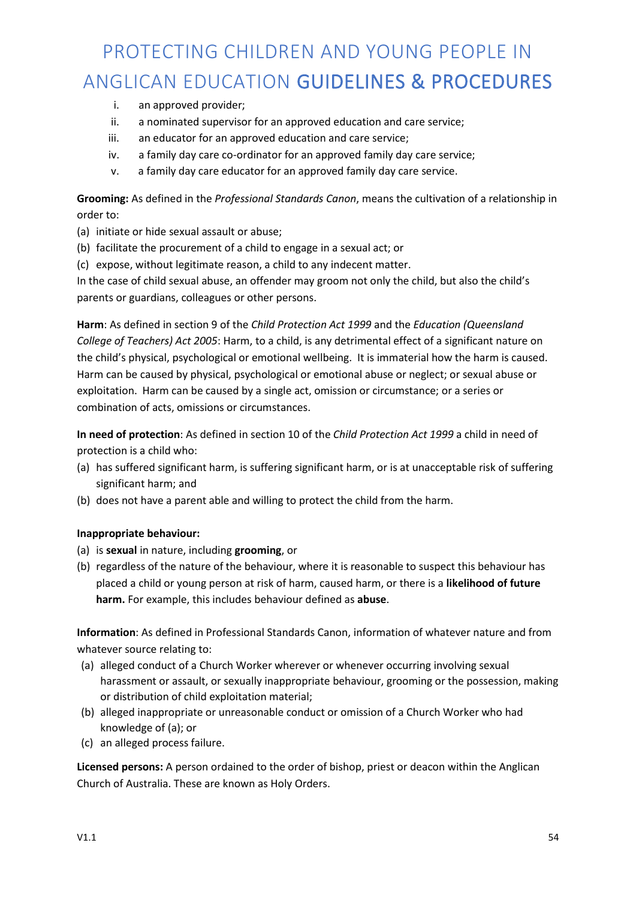i. an approved provider;
ii. a nominated supervisor for an approved education and care service;
iii. an educator for an approved education and care service;
iv. a family day care co-ordinator for an approved family day care service;
v. a family day care educator for an approved family day care service.

**Grooming:** As defined in the *Professional Standards Canon*, means the cultivation of a relationship in order to:

(a) initiate or hide sexual assault or abuse;
(b) facilitate the procurement of a child to engage in a sexual act; or
(c) expose, without legitimate reason, a child to any indecent matter.

In the case of child sexual abuse, an offender may groom not only the child, but also the child's parents or guardians, colleagues or other persons.

**Harm**: As defined in section 9 of the *Child Protection Act 1999* and the *Education (Queensland College of Teachers) Act 2005*: Harm, to a child, is any detrimental effect of a significant nature on the child's physical, psychological or emotional wellbeing. It is immaterial how the harm is caused. Harm can be caused by physical, psychological or emotional abuse or neglect; or sexual abuse or exploitation. Harm can be caused by a single act, omission or circumstance; or a series or combination of acts, omissions or circumstances.

**In need of protection**: As defined in section 10 of the *Child Protection Act 1999* a child in need of protection is a child who:

(a) has suffered significant harm, is suffering significant harm, or is at unacceptable risk of suffering significant harm; and
(b) does not have a parent able and willing to protect the child from the harm.

**Inappropriate behaviour:**

(a) is **sexual** in nature, including **grooming**, or
(b) regardless of the nature of the behaviour, where it is reasonable to suspect this behaviour has placed a child or young person at risk of harm, caused harm, or there is a **likelihood of future harm.** For example, this includes behaviour defined as **abuse**.

**Information**: As defined in Professional Standards Canon, information of whatever nature and from whatever source relating to:

(a) alleged conduct of a Church Worker wherever or whenever occurring involving sexual harassment or assault, or sexually inappropriate behaviour, grooming or the possession, making or distribution of child exploitation material;
(b) alleged inappropriate or unreasonable conduct or omission of a Church Worker who had knowledge of (a); or
(c) an alleged process failure.

**Licensed persons:** A person ordained to the order of bishop, priest or deacon within the Anglican Church of Australia. These are known as Holy Orders.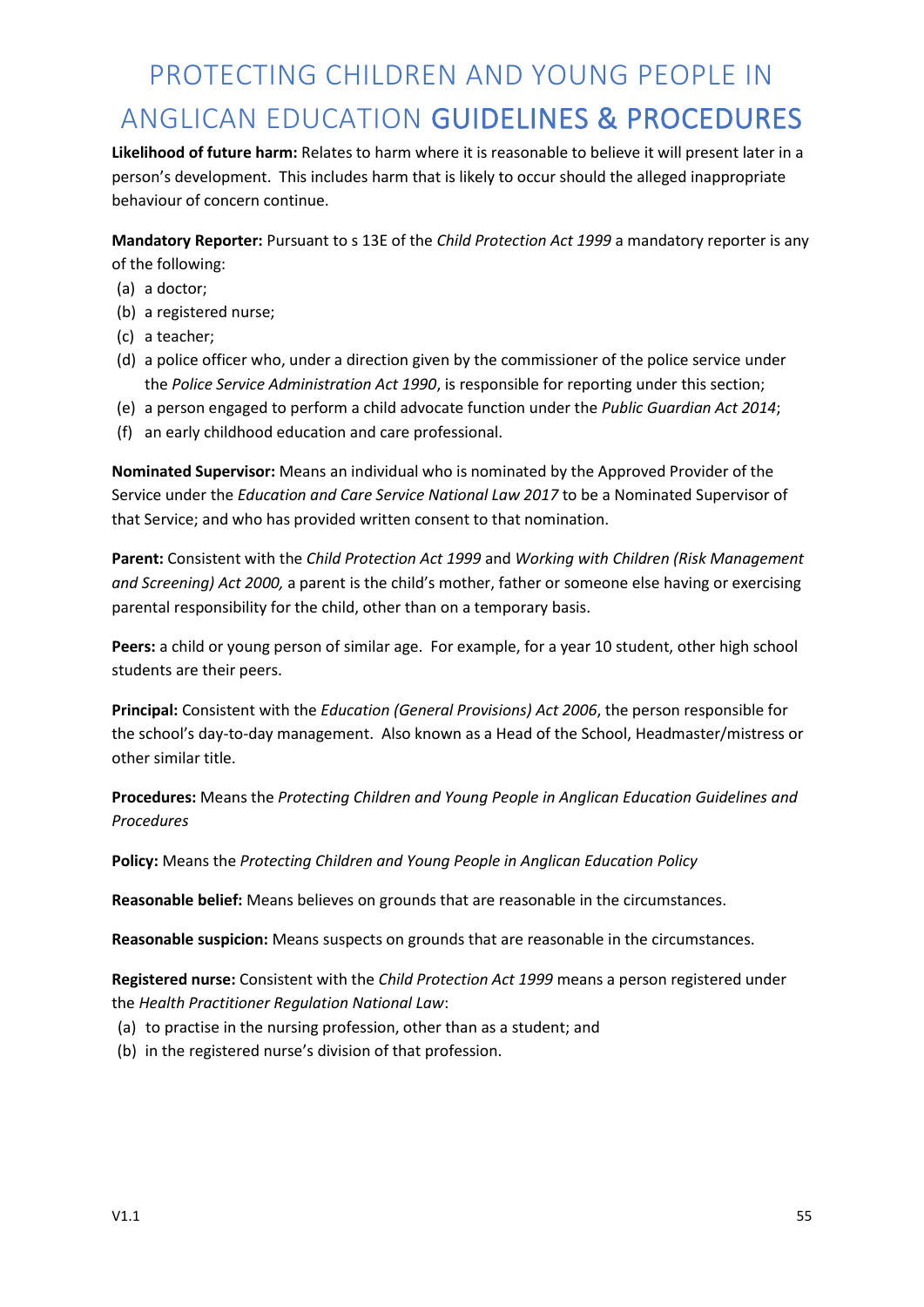**Likelihood of future harm:** Relates to harm where it is reasonable to believe it will present later in a person's development. This includes harm that is likely to occur should the alleged inappropriate behaviour of concern continue.

**Mandatory Reporter:** Pursuant to s 13E of the *Child Protection Act 1999* a mandatory reporter is any of the following:

(a) a doctor;
(b) a registered nurse;
(c) a teacher;
(d) a police officer who, under a direction given by the commissioner of the police service under the *Police Service Administration Act 1990*, is responsible for reporting under this section;
(e) a person engaged to perform a child advocate function under the *Public Guardian Act 2014*;
(f) an early childhood education and care professional.

**Nominated Supervisor:** Means an individual who is nominated by the Approved Provider of the Service under the *Education and Care Service National Law 2017* to be a Nominated Supervisor of that Service; and who has provided written consent to that nomination.

**Parent:** Consistent with the *Child Protection Act 1999* and *Working with Children (Risk Management and Screening) Act 2000,* a parent is the child's mother, father or someone else having or exercising parental responsibility for the child, other than on a temporary basis.

**Peers:** a child or young person of similar age. For example, for a year 10 student, other high school students are their peers.

**Principal:** Consistent with the *Education (General Provisions) Act 2006*, the person responsible for the school's day-to-day management. Also known as a Head of the School, Headmaster/mistress or other similar title.

**Procedures:** Means the *Protecting Children and Young People in Anglican Education Guidelines and Procedures*

**Policy:** Means the *Protecting Children and Young People in Anglican Education Policy*

**Reasonable belief:** Means believes on grounds that are reasonable in the circumstances.

**Reasonable suspicion:** Means suspects on grounds that are reasonable in the circumstances.

**Registered nurse:** Consistent with the *Child Protection Act 1999* means a person registered under the *Health Practitioner Regulation National Law*:

(a) to practise in the nursing profession, other than as a student; and
(b) in the registered nurse's division of that profession.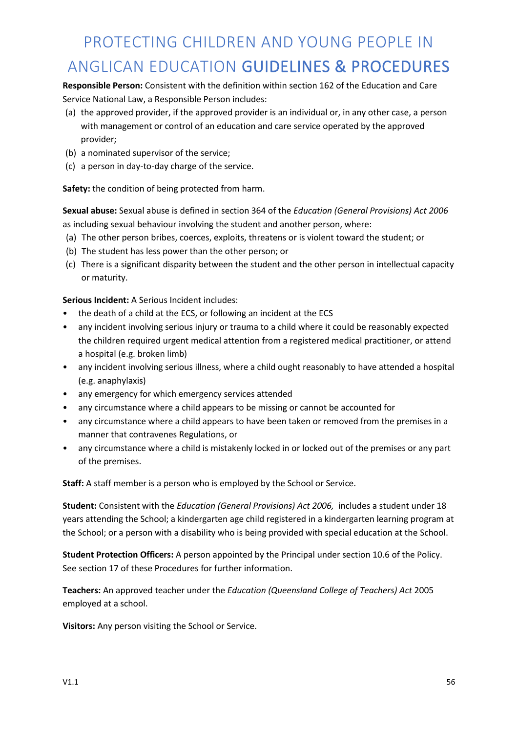**Responsible Person:** Consistent with the definition within section 162 of the Education and Care Service National Law, a Responsible Person includes:

(a) the approved provider, if the approved provider is an individual or, in any other case, a person with management or control of an education and care service operated by the approved provider;
(b) a nominated supervisor of the service;
(c) a person in day-to-day charge of the service.

**Safety:** the condition of being protected from harm.

**Sexual abuse:** Sexual abuse is defined in section 364 of the *Education (General Provisions) Act 2006* as including sexual behaviour involving the student and another person, where:

(a) The other person bribes, coerces, exploits, threatens or is violent toward the student; or
(b) The student has less power than the other person; or
(c) There is a significant disparity between the student and the other person in intellectual capacity or maturity.

**Serious Incident:** A Serious Incident includes:

- the death of a child at the ECS, or following an incident at the ECS
- any incident involving serious injury or trauma to a child where it could be reasonably expected the children required urgent medical attention from a registered medical practitioner, or attend a hospital (e.g. broken limb)
- any incident involving serious illness, where a child ought reasonably to have attended a hospital (e.g. anaphylaxis)
- any emergency for which emergency services attended
- any circumstance where a child appears to be missing or cannot be accounted for
- any circumstance where a child appears to have been taken or removed from the premises in a manner that contravenes Regulations, or
- any circumstance where a child is mistakenly locked in or locked out of the premises or any part of the premises.

**Staff:** A staff member is a person who is employed by the School or Service.

**Student:** Consistent with the *Education (General Provisions) Act 2006,* includes a student under 18 years attending the School; a kindergarten age child registered in a kindergarten learning program at the School; or a person with a disability who is being provided with special education at the School.

**Student Protection Officers:** A person appointed by the Principal under section 10.6 of the Policy. See section 17 of these Procedures for further information.

**Teachers:** An approved teacher under the *Education (Queensland College of Teachers) Act* 2005 employed at a school.

**Visitors:** Any person visiting the School or Service.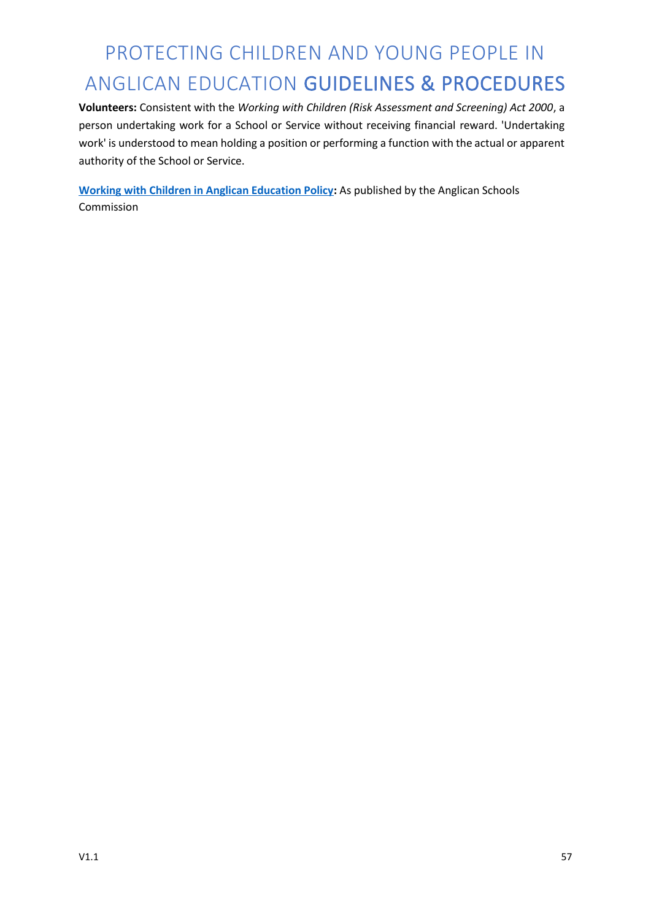**Volunteers:** Consistent with the *Working with Children (Risk Assessment and Screening) Act 2000*, a person undertaking work for a School or Service without receiving financial reward. 'Undertaking work' is understood to mean holding a position or performing a function with the actual or apparent authority of the School or Service.

**Working with Children in Anglican Education Policy:** As published by the Anglican Schools Commission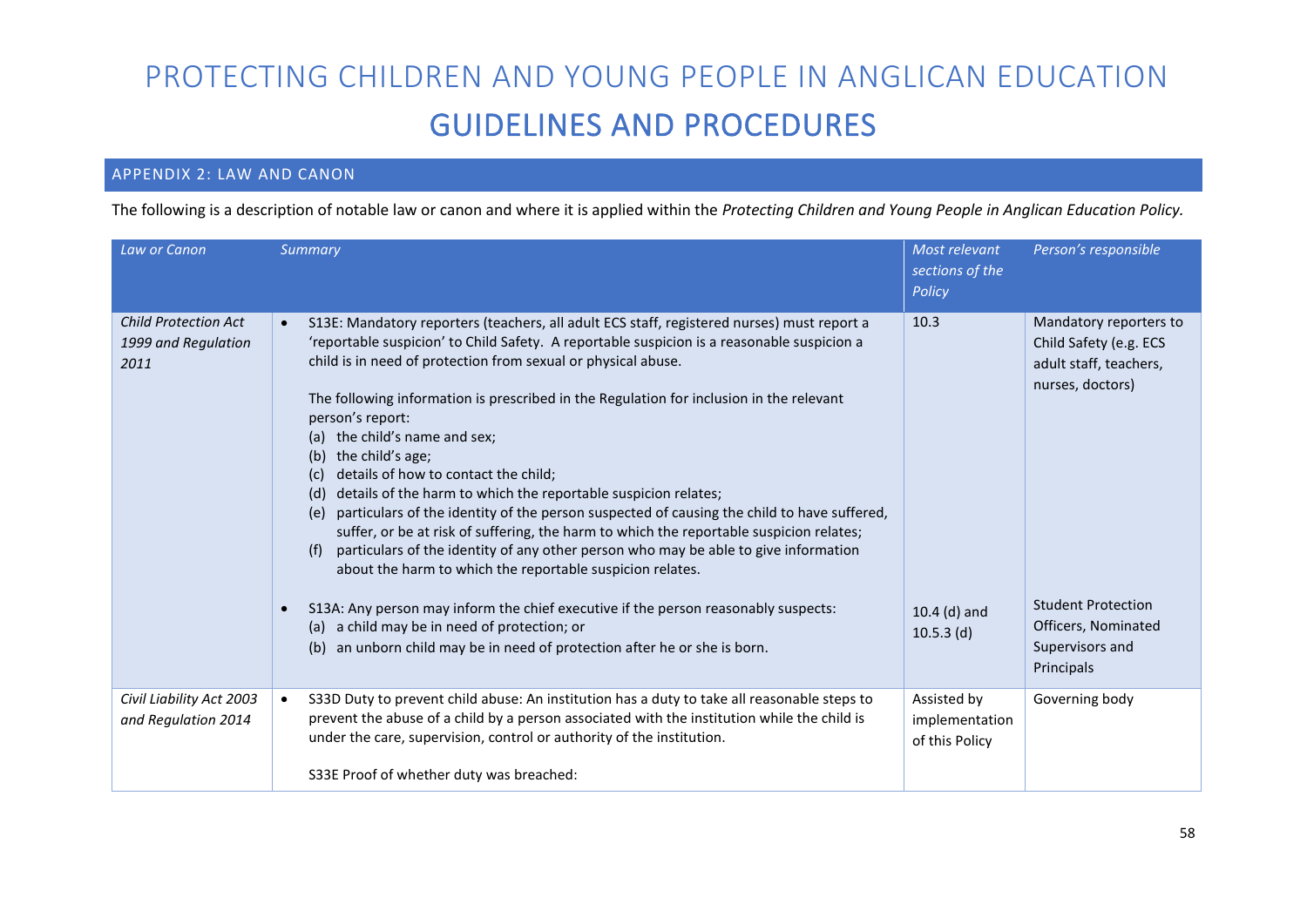# PROTECTING CHILDREN AND YOUNG PEOPLE IN ANGLICAN EDUCATION

# GUIDELINES AND PROCEDURES

## APPENDIX 2: LAW AND CANON

The following is a description of notable law or canon and where it is applied within the *Protecting Children and Young People in Anglican Education Policy.*

| *Law or Canon* | *Summary* | *Most relevant sections of the Policy* | *Person's responsible* |
|---|---|---|---|
| *Child Protection Act 1999 and Regulation 2011* | • S13E: Mandatory reporters (teachers, all adult ECS staff, registered nurses) must report a 'reportable suspicion' to Child Safety. A reportable suspicion is a reasonable suspicion a child is in need of protection from sexual or physical abuse.<br><br>The following information is prescribed in the Regulation for inclusion in the relevant person's report:<br>(a) the child's name and sex;<br>(b) the child's age;<br>(c) details of how to contact the child;<br>(d) details of the harm to which the reportable suspicion relates;<br>(e) particulars of the identity of the person suspected of causing the child to have suffered, suffer, or be at risk of suffering, the harm to which the reportable suspicion relates;<br>(f) particulars of the identity of any other person who may be able to give information about the harm to which the reportable suspicion relates. | 10.3 | Mandatory reporters to Child Safety (e.g. ECS adult staff, teachers, nurses, doctors) |
| | • S13A: Any person may inform the chief executive if the person reasonably suspects:<br>(a) a child may be in need of protection; or<br>(b) an unborn child may be in need of protection after he or she is born. | 10.4 (d) and 10.5.3 (d) | Student Protection Officers, Nominated Supervisors and Principals |
| *Civil Liability Act 2003 and Regulation 2014* | • S33D Duty to prevent child abuse: An institution has a duty to take all reasonable steps to prevent the abuse of a child by a person associated with the institution while the child is under the care, supervision, control or authority of the institution.<br><br>S33E Proof of whether duty was breached: | Assisted by implementation of this Policy | Governing body |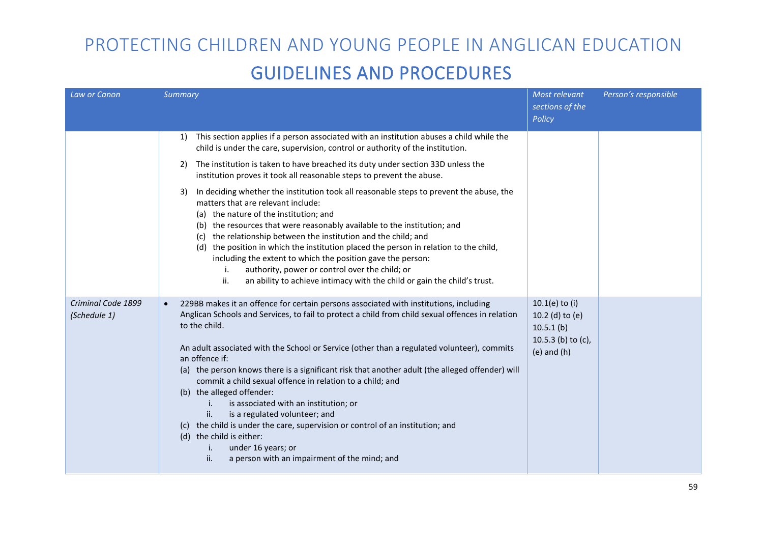# PROTECTING CHILDREN AND YOUNG PEOPLE IN ANGLICAN EDUCATION

## GUIDELINES AND PROCEDURES

| *Law or Canon* | *Summary* | *Most relevant sections of the Policy* | *Person's responsible* |
|---|---|---|---|
| | 1) This section applies if a person associated with an institution abuses a child while the child is under the care, supervision, control or authority of the institution.<br><br>2) The institution is taken to have breached its duty under section 33D unless the institution proves it took all reasonable steps to prevent the abuse.<br><br>3) In deciding whether the institution took all reasonable steps to prevent the abuse, the matters that are relevant include:<br>(a) the nature of the institution; and<br>(b) the resources that were reasonably available to the institution; and<br>(c) the relationship between the institution and the child; and<br>(d) the position in which the institution placed the person in relation to the child, including the extent to which the position gave the person:<br>i. authority, power or control over the child; or<br>ii. an ability to achieve intimacy with the child or gain the child's trust. | | |
| *Criminal Code 1899 (Schedule 1)* | • 229BB makes it an offence for certain persons associated with institutions, including Anglican Schools and Services, to fail to protect a child from child sexual offences in relation to the child.<br><br>An adult associated with the School or Service (other than a regulated volunteer), commits an offence if:<br>(a) the person knows there is a significant risk that another adult (the alleged offender) will commit a child sexual offence in relation to a child; and<br>(b) the alleged offender:<br>i. is associated with an institution; or<br>ii. is a regulated volunteer; and<br>(c) the child is under the care, supervision or control of an institution; and<br>(d) the child is either:<br>i. under 16 years; or<br>ii. a person with an impairment of the mind; and | 10.1(e) to (i)<br>10.2 (d) to (e)<br>10.5.1 (b)<br>10.5.3 (b) to (c), (e) and (h) | |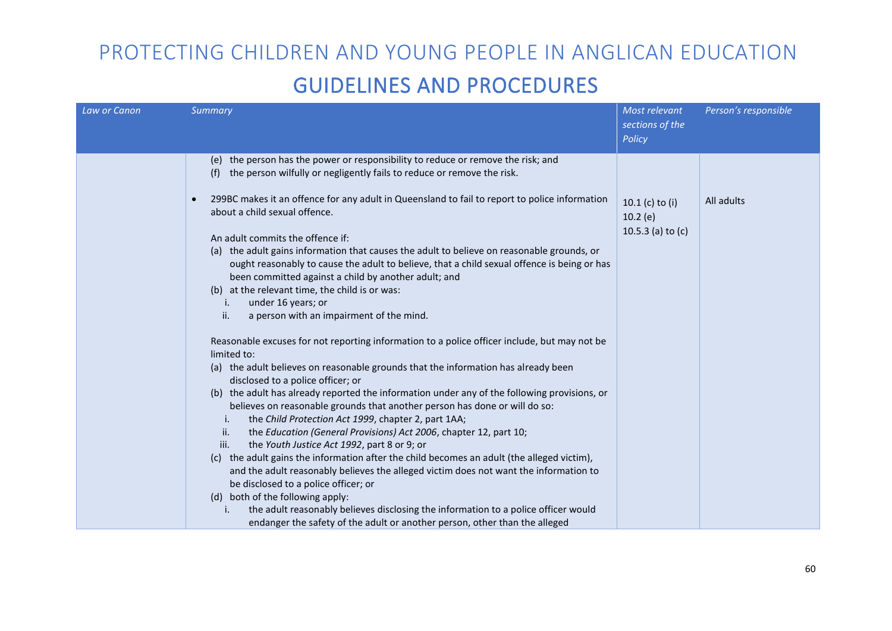# PROTECTING CHILDREN AND YOUNG PEOPLE IN ANGLICAN EDUCATION

## GUIDELINES AND PROCEDURES

| *Law or Canon* | *Summary* | *Most relevant sections of the Policy* | *Person's responsible* |
|---|---|---|---|
| | (e) the person has the power or responsibility to reduce or remove the risk; and<br>(f) the person wilfully or negligently fails to reduce or remove the risk. | | |
| | • 299BC makes it an offence for any adult in Queensland to fail to report to police information about a child sexual offence.<br><br>An adult commits the offence if:<br>(a) the adult gains information that causes the adult to believe on reasonable grounds, or ought reasonably to cause the adult to believe, that a child sexual offence is being or has been committed against a child by another adult; and<br>(b) at the relevant time, the child is or was:<br>i. under 16 years; or<br>ii. a person with an impairment of the mind.<br><br>Reasonable excuses for not reporting information to a police officer include, but may not be limited to:<br>(a) the adult believes on reasonable grounds that the information has already been disclosed to a police officer; or<br>(b) the adult has already reported the information under any of the following provisions, or believes on reasonable grounds that another person has done or will do so:<br>i. the *Child Protection Act 1999*, chapter 2, part 1AA;<br>ii. the *Education (General Provisions) Act 2006*, chapter 12, part 10;<br>iii. the *Youth Justice Act 1992*, part 8 or 9; or<br>(c) the adult gains the information after the child becomes an adult (the alleged victim), and the adult reasonably believes the alleged victim does not want the information to be disclosed to a police officer; or<br>(d) both of the following apply:<br>i. the adult reasonably believes disclosing the information to a police officer would endanger the safety of the adult or another person, other than the alleged | 10.1 (c) to (i)<br>10.2 (e)<br>10.5.3 (a) to (c) | All adults |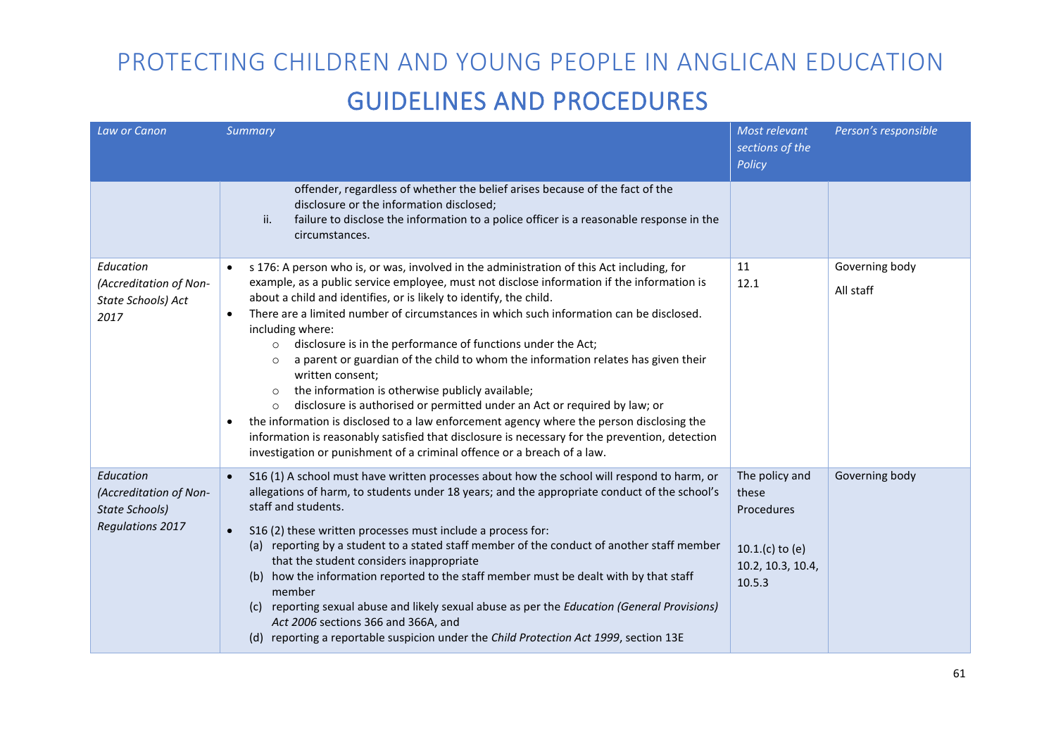# PROTECTING CHILDREN AND YOUNG PEOPLE IN ANGLICAN EDUCATION

## GUIDELINES AND PROCEDURES

| *Law or Canon* | *Summary* | *Most relevant sections of the Policy* | *Person's responsible* |
|---|---|---|---|
| | offender, regardless of whether the belief arises because of the fact of the disclosure or the information disclosed;<br>ii. failure to disclose the information to a police officer is a reasonable response in the circumstances. | | |
| *Education (Accreditation of Non-State Schools) Act 2017* | • s 176: A person who is, or was, involved in the administration of this Act including, for example, as a public service employee, must not disclose information if the information is about a child and identifies, or is likely to identify, the child.<br>• There are a limited number of circumstances in which such information can be disclosed. including where:<br>&nbsp;&nbsp;○ disclosure is in the performance of functions under the Act;<br>&nbsp;&nbsp;○ a parent or guardian of the child to whom the information relates has given their written consent;<br>&nbsp;&nbsp;○ the information is otherwise publicly available;<br>&nbsp;&nbsp;○ disclosure is authorised or permitted under an Act or required by law; or<br>• the information is disclosed to a law enforcement agency where the person disclosing the information is reasonably satisfied that disclosure is necessary for the prevention, detection investigation or punishment of a criminal offence or a breach of a law. | 11<br>12.1 | Governing body<br>All staff |
| *Education (Accreditation of Non-State Schools) Regulations 2017* | • S16 (1) A school must have written processes about how the school will respond to harm, or allegations of harm, to students under 18 years; and the appropriate conduct of the school's staff and students.<br>• S16 (2) these written processes must include a process for:<br>(a) reporting by a student to a stated staff member of the conduct of another staff member that the student considers inappropriate<br>(b) how the information reported to the staff member must be dealt with by that staff member<br>(c) reporting sexual abuse and likely sexual abuse as per the *Education (General Provisions) Act 2006* sections 366 and 366A, and<br>(d) reporting a reportable suspicion under the *Child Protection Act 1999*, section 13E | The policy and these Procedures<br><br>10.1.(c) to (e)<br>10.2, 10.3, 10.4, 10.5.3 | Governing body |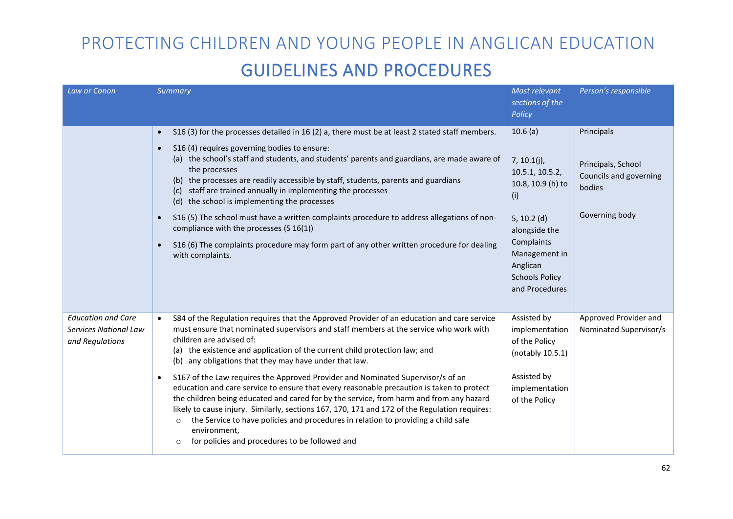# PROTECTING CHILDREN AND YOUNG PEOPLE IN ANGLICAN EDUCATION

## GUIDELINES AND PROCEDURES

| *Law or Canon* | *Summary* | *Most relevant sections of the Policy* | *Person's responsible* |
|---|---|---|---|
| | • S16 (3) for the processes detailed in 16 (2) a, there must be at least 2 stated staff members.<br>• S16 (4) requires governing bodies to ensure:<br>(a) the school's staff and students, and students' parents and guardians, are made aware of the processes<br>(b) the processes are readily accessible by staff, students, parents and guardians<br>(c) staff are trained annually in implementing the processes<br>(d) the school is implementing the processes<br>• S16 (5) The school must have a written complaints procedure to address allegations of non-compliance with the processes (S 16(1))<br>• S16 (6) The complaints procedure may form part of any other written procedure for dealing with complaints. | 10.6 (a)<br><br>7, 10.1(j), 10.5.1, 10.5.2, 10.8, 10.9 (h) to (i)<br><br>5, 10.2 (d) alongside the Complaints Management in Anglican Schools Policy and Procedures | Principals<br><br>Principals, School Councils and governing bodies<br><br>Governing body |
| *Education and Care Services National Law and Regulations* | • S84 of the Regulation requires that the Approved Provider of an education and care service must ensure that nominated supervisors and staff members at the service who work with children are advised of:<br>(a) the existence and application of the current child protection law; and<br>(b) any obligations that they may have under that law.<br>• S167 of the Law requires the Approved Provider and Nominated Supervisor/s of an education and care service to ensure that every reasonable precaution is taken to protect the children being educated and cared for by the service, from harm and from any hazard likely to cause injury. Similarly, sections 167, 170, 171 and 172 of the Regulation requires:<br>○ the Service to have policies and procedures in relation to providing a child safe environment,<br>○ for policies and procedures to be followed and | Assisted by implementation of the Policy (notably 10.5.1)<br><br>Assisted by implementation of the Policy | Approved Provider and Nominated Supervisor/s |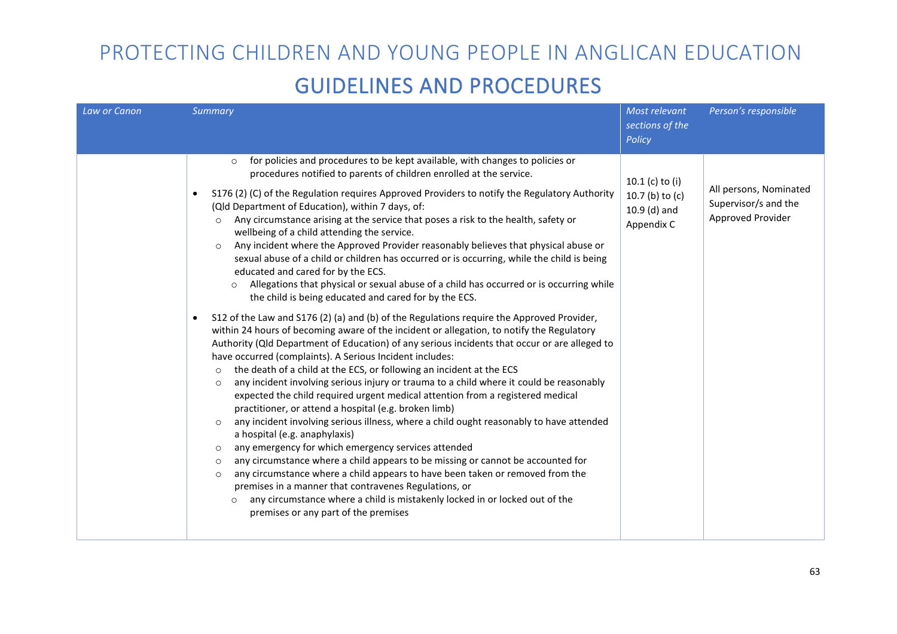# PROTECTING CHILDREN AND YOUNG PEOPLE IN ANGLICAN EDUCATION

## GUIDELINES AND PROCEDURES

| *Law or Canon* | *Summary* | *Most relevant sections of the Policy* | *Person's responsible* |
|---|---|---|---|
| | ◦ for policies and procedures to be kept available, with changes to policies or procedures notified to parents of children enrolled at the service.<br>• S176 (2) (C) of the Regulation requires Approved Providers to notify the Regulatory Authority (Qld Department of Education), within 7 days, of:<br>◦ Any circumstance arising at the service that poses a risk to the health, safety or wellbeing of a child attending the service.<br>◦ Any incident where the Approved Provider reasonably believes that physical abuse or sexual abuse of a child or children has occurred or is occurring, while the child is being educated and cared for by the ECS.<br>◦ Allegations that physical or sexual abuse of a child has occurred or is occurring while the child is being educated and cared for by the ECS.<br>• S12 of the Law and S176 (2) (a) and (b) of the Regulations require the Approved Provider, within 24 hours of becoming aware of the incident or allegation, to notify the Regulatory Authority (Qld Department of Education) of any serious incidents that occur or are alleged to have occurred (complaints). A Serious Incident includes:<br>◦ the death of a child at the ECS, or following an incident at the ECS<br>◦ any incident involving serious injury or trauma to a child where it could be reasonably expected the child required urgent medical attention from a registered medical practitioner, or attend a hospital (e.g. broken limb)<br>◦ any incident involving serious illness, where a child ought reasonably to have attended a hospital (e.g. anaphylaxis)<br>◦ any emergency for which emergency services attended<br>◦ any circumstance where a child appears to be missing or cannot be accounted for<br>◦ any circumstance where a child appears to have been taken or removed from the premises in a manner that contravenes Regulations, or<br>◦ any circumstance where a child is mistakenly locked in or locked out of the premises or any part of the premises | 10.1 (c) to (i)<br>10.7 (b) to (c)<br>10.9 (d) and Appendix C | All persons, Nominated Supervisor/s and the Approved Provider |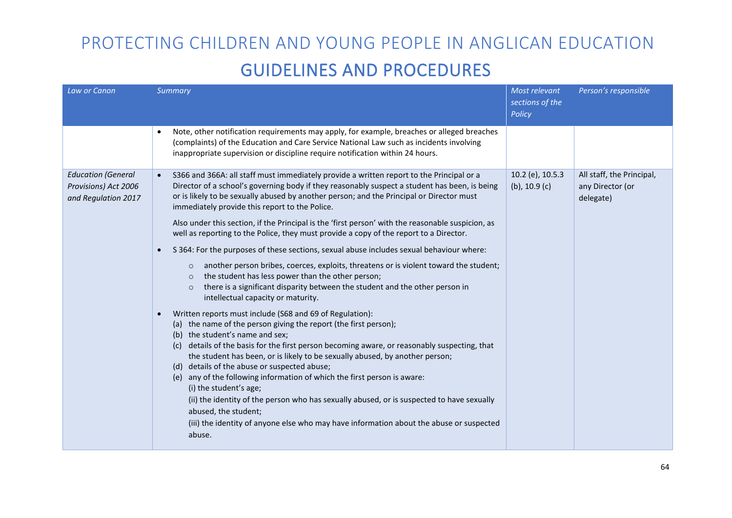# PROTECTING CHILDREN AND YOUNG PEOPLE IN ANGLICAN EDUCATION

## GUIDELINES AND PROCEDURES

| *Law or Canon* | *Summary* | *Most relevant sections of the Policy* | *Person's responsible* |
|---|---|---|---|
| | • Note, other notification requirements may apply, for example, breaches or alleged breaches (complaints) of the Education and Care Service National Law such as incidents involving inappropriate supervision or discipline require notification within 24 hours. | | |
| *Education (General Provisions) Act 2006 and Regulation 2017* | • S366 and 366A: all staff must immediately provide a written report to the Principal or a Director of a school's governing body if they reasonably suspect a student has been, is being or is likely to be sexually abused by another person; and the Principal or Director must immediately provide this report to the Police.<br><br>Also under this section, if the Principal is the 'first person' with the reasonable suspicion, as well as reporting to the Police, they must provide a copy of the report to a Director.<br><br>• S 364: For the purposes of these sections, sexual abuse includes sexual behaviour where:<br>&nbsp;&nbsp;&nbsp;&nbsp;○ another person bribes, coerces, exploits, threatens or is violent toward the student;<br>&nbsp;&nbsp;&nbsp;&nbsp;○ the student has less power than the other person;<br>&nbsp;&nbsp;&nbsp;&nbsp;○ there is a significant disparity between the student and the other person in intellectual capacity or maturity.<br><br>• Written reports must include (S68 and 69 of Regulation):<br>(a) the name of the person giving the report (the first person);<br>(b) the student's name and sex;<br>(c) details of the basis for the first person becoming aware, or reasonably suspecting, that the student has been, or is likely to be sexually abused, by another person;<br>(d) details of the abuse or suspected abuse;<br>(e) any of the following information of which the first person is aware:<br>(i) the student's age;<br>(ii) the identity of the person who has sexually abused, or is suspected to have sexually abused, the student;<br>(iii) the identity of anyone else who may have information about the abuse or suspected abuse. | 10.2 (e), 10.5.3 (b), 10.9 (c) | All staff, the Principal, any Director (or delegate) |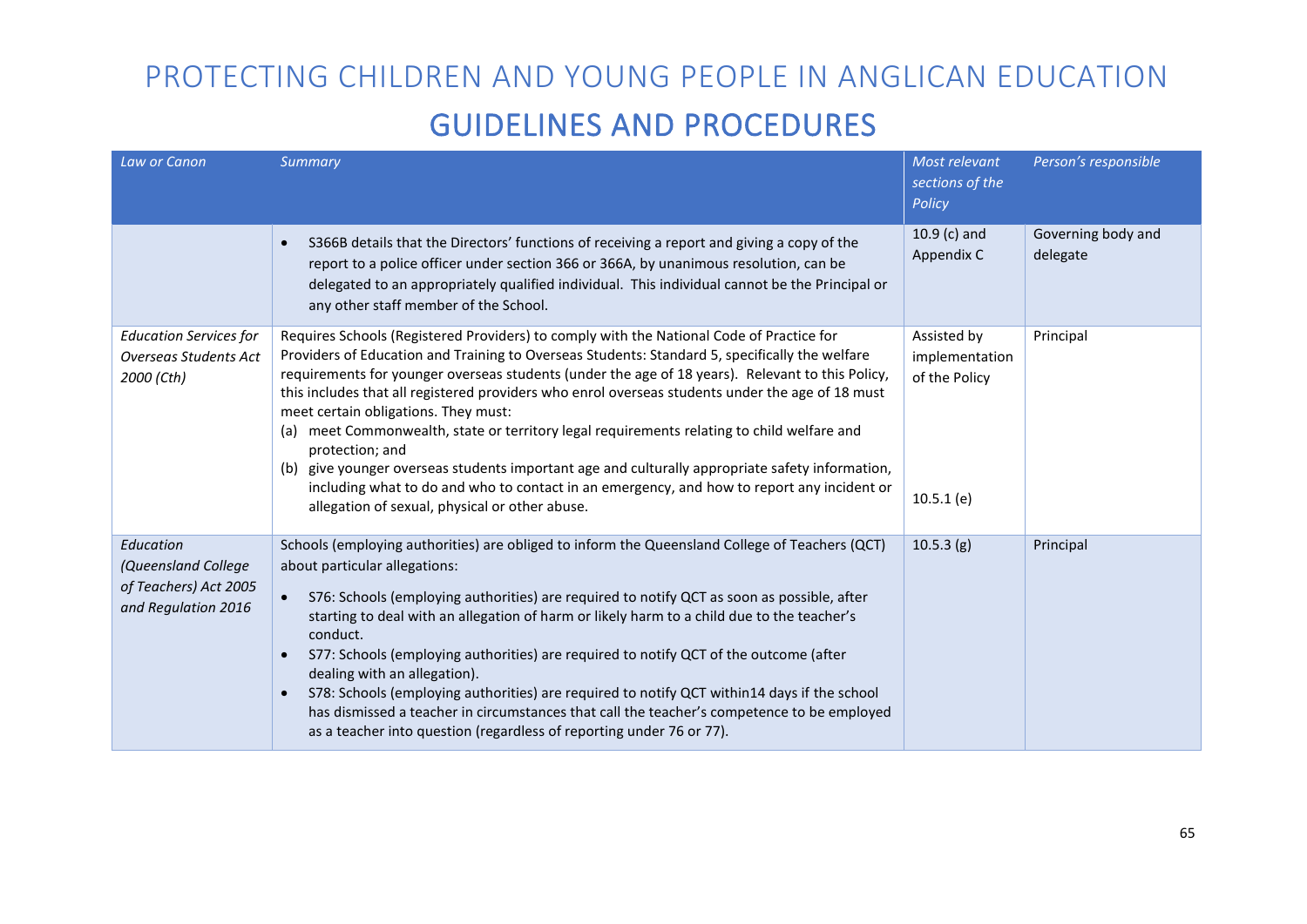# PROTECTING CHILDREN AND YOUNG PEOPLE IN ANGLICAN EDUCATION

## GUIDELINES AND PROCEDURES

| *Law or Canon* | *Summary* | *Most relevant sections of the Policy* | *Person's responsible* |
|---|---|---|---|
| | • S366B details that the Directors' functions of receiving a report and giving a copy of the report to a police officer under section 366 or 366A, by unanimous resolution, can be delegated to an appropriately qualified individual. This individual cannot be the Principal or any other staff member of the School. | 10.9 (c) and Appendix C | Governing body and delegate |
| *Education Services for Overseas Students Act 2000 (Cth)* | Requires Schools (Registered Providers) to comply with the National Code of Practice for Providers of Education and Training to Overseas Students: Standard 5, specifically the welfare requirements for younger overseas students (under the age of 18 years). Relevant to this Policy, this includes that all registered providers who enrol overseas students under the age of 18 must meet certain obligations. They must: (a) meet Commonwealth, state or territory legal requirements relating to child welfare and protection; and (b) give younger overseas students important age and culturally appropriate safety information, including what to do and who to contact in an emergency, and how to report any incident or allegation of sexual, physical or other abuse. | Assisted by implementation of the Policy<br><br>10.5.1 (e) | Principal |
| *Education (Queensland College of Teachers) Act 2005 and Regulation 2016* | Schools (employing authorities) are obliged to inform the Queensland College of Teachers (QCT) about particular allegations:<br>• S76: Schools (employing authorities) are required to notify QCT as soon as possible, after starting to deal with an allegation of harm or likely harm to a child due to the teacher's conduct.<br>• S77: Schools (employing authorities) are required to notify QCT of the outcome (after dealing with an allegation).<br>• S78: Schools (employing authorities) are required to notify QCT within14 days if the school has dismissed a teacher in circumstances that call the teacher's competence to be employed as a teacher into question (regardless of reporting under 76 or 77). | 10.5.3 (g) | Principal |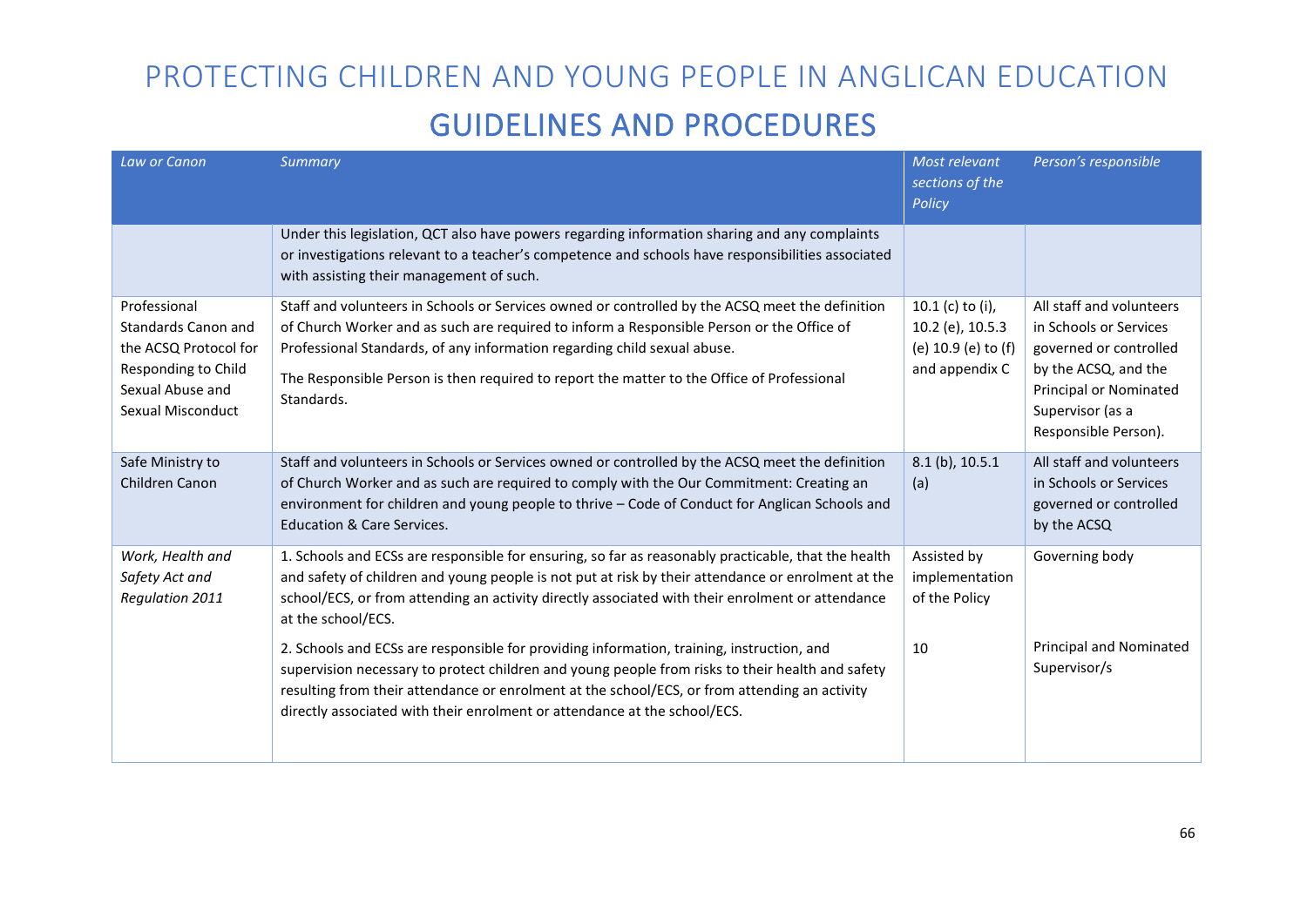# PROTECTING CHILDREN AND YOUNG PEOPLE IN ANGLICAN EDUCATION

## GUIDELINES AND PROCEDURES

| *Law or Canon* | *Summary* | *Most relevant sections of the Policy* | *Person's responsible* |
|---|---|---|---|
| | Under this legislation, QCT also have powers regarding information sharing and any complaints or investigations relevant to a teacher's competence and schools have responsibilities associated with assisting their management of such. | | |
| Professional Standards Canon and the ACSQ Protocol for Responding to Child Sexual Abuse and Sexual Misconduct | Staff and volunteers in Schools or Services owned or controlled by the ACSQ meet the definition of Church Worker and as such are required to inform a Responsible Person or the Office of Professional Standards, of any information regarding child sexual abuse.<br><br>The Responsible Person is then required to report the matter to the Office of Professional Standards. | 10.1 (c) to (i), 10.2 (e), 10.5.3 (e) 10.9 (e) to (f) and appendix C | All staff and volunteers in Schools or Services governed or controlled by the ACSQ, and the Principal or Nominated Supervisor (as a Responsible Person). |
| Safe Ministry to Children Canon | Staff and volunteers in Schools or Services owned or controlled by the ACSQ meet the definition of Church Worker and as such are required to comply with the Our Commitment: Creating an environment for children and young people to thrive – Code of Conduct for Anglican Schools and Education & Care Services. | 8.1 (b), 10.5.1 (a) | All staff and volunteers in Schools or Services governed or controlled by the ACSQ |
| *Work, Health and Safety Act and Regulation 2011* | 1. Schools and ECSs are responsible for ensuring, so far as reasonably practicable, that the health and safety of children and young people is not put at risk by their attendance or enrolment at the school/ECS, or from attending an activity directly associated with their enrolment or attendance at the school/ECS. | Assisted by implementation of the Policy | Governing body |
| | 2. Schools and ECSs are responsible for providing information, training, instruction, and supervision necessary to protect children and young people from risks to their health and safety resulting from their attendance or enrolment at the school/ECS, or from attending an activity directly associated with their enrolment or attendance at the school/ECS. | 10 | Principal and Nominated Supervisor/s |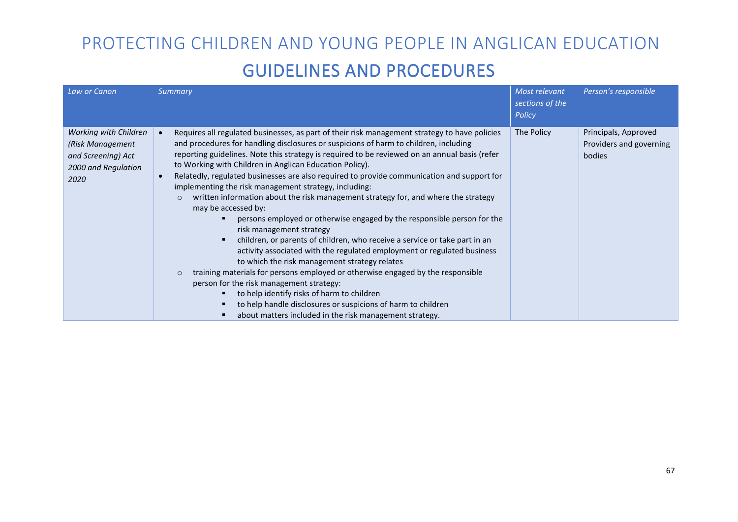# PROTECTING CHILDREN AND YOUNG PEOPLE IN ANGLICAN EDUCATION

## GUIDELINES AND PROCEDURES

| *Law or Canon* | *Summary* | *Most relevant sections of the Policy* | *Person's responsible* |
|---|---|---|---|
| *Working with Children (Risk Management and Screening) Act 2000 and Regulation 2020* | • Requires all regulated businesses, as part of their risk management strategy to have policies and procedures for handling disclosures or suspicions of harm to children, including reporting guidelines. Note this strategy is required to be reviewed on an annual basis (refer to Working with Children in Anglican Education Policy).<br>• Relatedly, regulated businesses are also required to provide communication and support for implementing the risk management strategy, including:<br>  ○ written information about the risk management strategy for, and where the strategy may be accessed by:<br>    ▪ persons employed or otherwise engaged by the responsible person for the risk management strategy<br>    ▪ children, or parents of children, who receive a service or take part in an activity associated with the regulated employment or regulated business to which the risk management strategy relates<br>  ○ training materials for persons employed or otherwise engaged by the responsible person for the risk management strategy:<br>    ▪ to help identify risks of harm to children<br>    ▪ to help handle disclosures or suspicions of harm to children<br>    ▪ about matters included in the risk management strategy. | The Policy | Principals, Approved Providers and governing bodies |